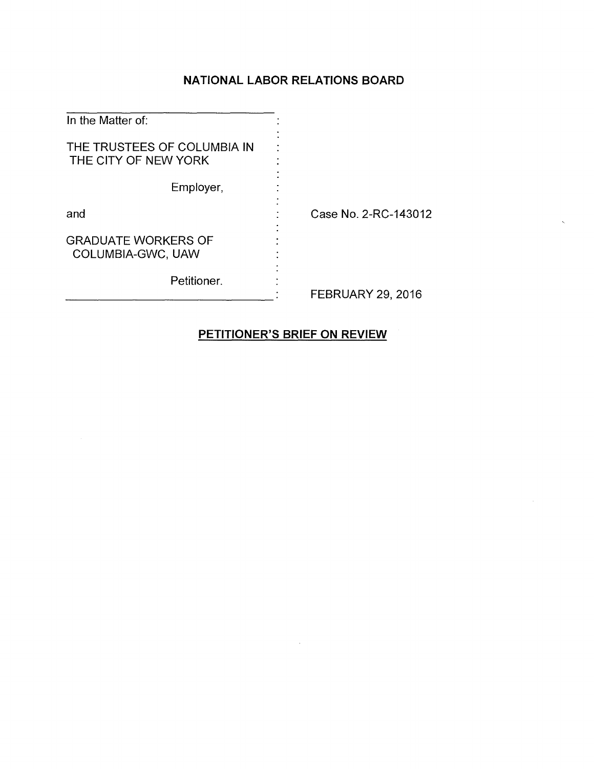**NATIONAL LABOR RELATIONS BOARD**

| | | |
|---|---|---|
| In the Matter of: | : | |
| THE TRUSTEES OF COLUMBIA IN THE CITY OF NEW YORK | : | |
| Employer, | : | |
| and | : | Case No. 2-RC-143012 |
| GRADUATE WORKERS OF COLUMBIA-GWC, UAW | : | |
| Petitioner. | : | FEBRUARY 29, 2016 |

**PETITIONER'S BRIEF ON REVIEW**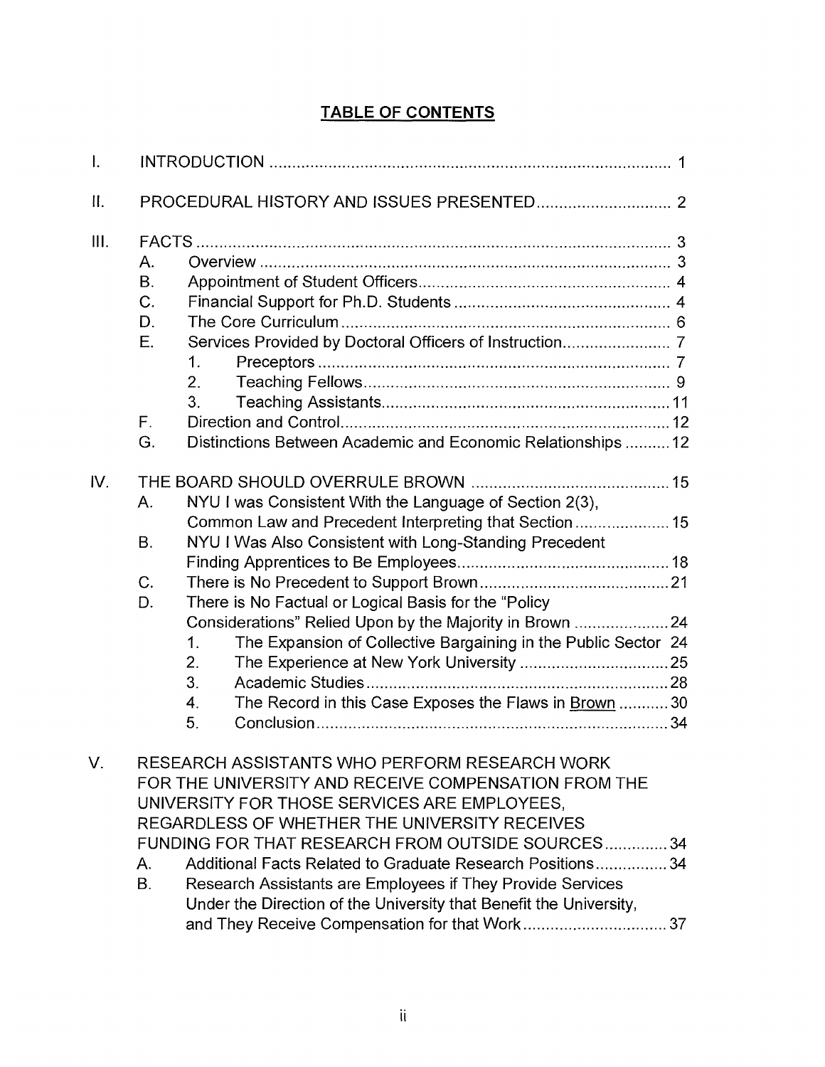# TABLE OF CONTENTS

I. INTRODUCTION ........................................................................................ 1

II. PROCEDURAL HISTORY AND ISSUES PRESENTED ............................. 2

III. FACTS ........................................................................................................ 3
- A. Overview ......................................................................................... 3
- B. Appointment of Student Officers ........................................................ 4
- C. Financial Support for Ph.D. Students ................................................ 4
- D. The Core Curriculum ......................................................................... 6
- E. Services Provided by Doctoral Officers of Instruction ........................ 7
  1. Preceptors ............................................................................. 7
  2. Teaching Fellows .................................................................... 9
  3. Teaching Assistants ............................................................... 11
- F. Direction and Control ......................................................................... 12
- G. Distinctions Between Academic and Economic Relationships .......... 12

IV. THE BOARD SHOULD OVERRULE BROWN ............................................ 15
- A. NYU I was Consistent With the Language of Section 2(3), Common Law and Precedent Interpreting that Section ..................... 15
- B. NYU I Was Also Consistent with Long-Standing Precedent Finding Apprentices to Be Employees ............................................... 18
- C. There is No Precedent to Support Brown .......................................... 21
- D. There is No Factual or Logical Basis for the "Policy Considerations" Relied Upon by the Majority in Brown ..................... 24
  1. The Expansion of Collective Bargaining in the Public Sector 24
  2. The Experience at New York University ................................. 25
  3. Academic Studies ................................................................... 28
  4. The Record in this Case Exposes the Flaws in Brown ........... 30
  5. Conclusion .............................................................................. 34

V. RESEARCH ASSISTANTS WHO PERFORM RESEARCH WORK FOR THE UNIVERSITY AND RECEIVE COMPENSATION FROM THE UNIVERSITY FOR THOSE SERVICES ARE EMPLOYEES, REGARDLESS OF WHETHER THE UNIVERSITY RECEIVES FUNDING FOR THAT RESEARCH FROM OUTSIDE SOURCES .............. 34
- A. Additional Facts Related to Graduate Research Positions ................ 34
- B. Research Assistants are Employees if They Provide Services Under the Direction of the University that Benefit the University, and They Receive Compensation for that Work ................................ 37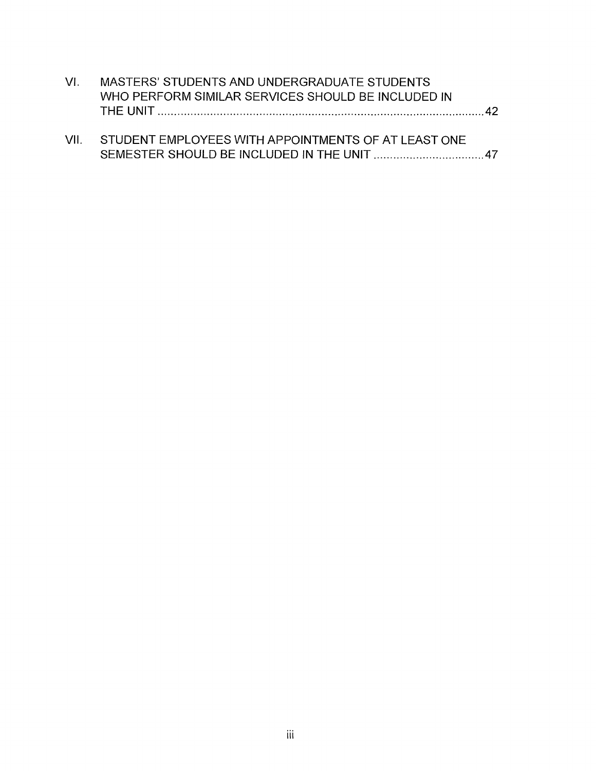VI. MASTERS' STUDENTS AND UNDERGRADUATE STUDENTS WHO PERFORM SIMILAR SERVICES SHOULD BE INCLUDED IN THE UNIT ........................................................................................ 42

VII. STUDENT EMPLOYEES WITH APPOINTMENTS OF AT LEAST ONE SEMESTER SHOULD BE INCLUDED IN THE UNIT .................................. 47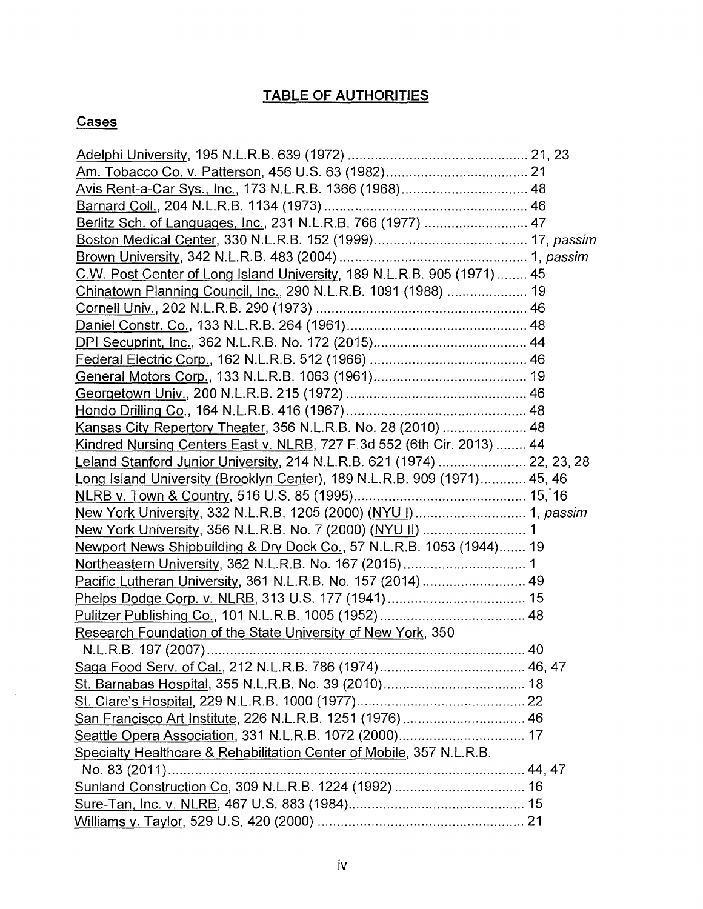## TABLE OF AUTHORITIES

### Cases

Adelphi University, 195 N.L.R.B. 639 (1972) .............................................. 21, 23
Am. Tobacco Co. v. Patterson, 456 U.S. 63 (1982) .................................... 21
Avis Rent-a-Car Sys., Inc., 173 N.L.R.B. 1366 (1968) ................................ 48
Barnard Coll., 204 N.L.R.B. 1134 (1973) .................................................... 46
Berlitz Sch. of Languages, Inc., 231 N.L.R.B. 766 (1977) .......................... 47
Boston Medical Center, 330 N.L.R.B. 152 (1999) ....................................... 17, *passim*
Brown University, 342 N.L.R.B. 483 (2004) ................................................ 1, *passim*
C.W. Post Center of Long Island University, 189 N.L.R.B. 905 (1971) ........ 45
Chinatown Planning Council, Inc., 290 N.L.R.B. 1091 (1988) .................... 19
Cornell Univ., 202 N.L.R.B. 290 (1973) ...................................................... 46
Daniel Constr. Co., 133 N.L.R.B. 264 (1961) .............................................. 48
DPI Secuprint, Inc., 362 N.L.R.B. No. 172 (2015) ....................................... 44
Federal Electric Corp., 162 N.L.R.B. 512 (1966) ........................................ 46
General Motors Corp., 133 N.L.R.B. 1063 (1961) ....................................... 19
Georgetown Univ., 200 N.L.R.B. 215 (1972) .............................................. 46
Hondo Drilling Co., 164 N.L.R.B. 416 (1967) .............................................. 48
Kansas City Repertory Theater, 356 N.L.R.B. No. 28 (2010) ...................... 48
Kindred Nursing Centers East v. NLRB, 727 F.3d 552 (6th Cir. 2013) ........ 44
Leland Stanford Junior University, 214 N.L.R.B. 621 (1974) ....................... 22, 23, 28
Long Island University (Brooklyn Center), 189 N.L.R.B. 909 (1971) ............ 45, 46
NLRB v. Town & Country, 516 U.S. 85 (1995) ............................................ 15, 16
New York University, 332 N.L.R.B. 1205 (2000) (NYU I) ............................ 1, *passim*
New York University, 356 N.L.R.B. No. 7 (2000) (NYU II) .......................... 1
Newport News Shipbuilding & Dry Dock Co., 57 N.L.R.B. 1053 (1944) ....... 19
Northeastern University, 362 N.L.R.B. No. 167 (2015) ............................... 1
Pacific Lutheran University, 361 N.L.R.B. No. 157 (2014) .......................... 49
Phelps Dodge Corp. v. NLRB, 313 U.S. 177 (1941) ................................... 15
Pulitzer Publishing Co., 101 N.L.R.B. 1005 (1952) ..................................... 48
Research Foundation of the State University of New York, 350 N.L.R.B. 197 (2007) ........................................................................................ 40
Saga Food Serv. of Cal., 212 N.L.R.B. 786 (1974) ..................................... 46, 47
St. Barnabas Hospital, 355 N.L.R.B. No. 39 (2010) .................................... 18
St. Clare's Hospital, 229 N.L.R.B. 1000 (1977) ........................................... 22
San Francisco Art Institute, 226 N.L.R.B. 1251 (1976) ............................... 46
Seattle Opera Association, 331 N.L.R.B. 1072 (2000) ................................ 17
Specialty Healthcare & Rehabilitation Center of Mobile, 357 N.L.R.B. No. 83 (2011) ............................................................................................ 44, 47
Sunland Construction Co, 309 N.L.R.B. 1224 (1992) ................................. 16
Sure-Tan, Inc. v. NLRB, 467 U.S. 883 (1984) ............................................. 15
Williams v. Taylor, 529 U.S. 420 (2000) ..................................................... 21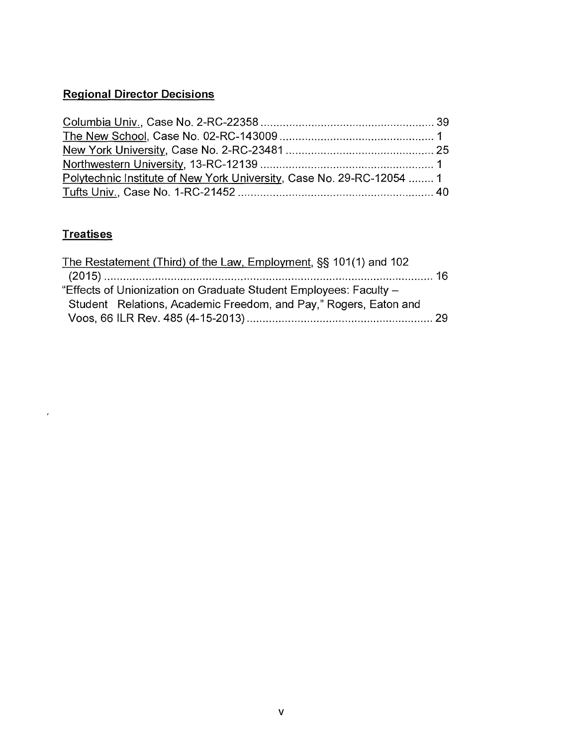## Regional Director Decisions

Columbia Univ., Case No. 2-RC-22358 ........................................................ 39
The New School, Case No. 02-RC-143009 ................................................. 1
New York University, Case No. 2-RC-23481 ............................................... 25
Northwestern University, 13-RC-12139 ........................................................ 1
Polytechnic Institute of New York University, Case No. 29-RC-12054 ........ 1
Tufts Univ., Case No. 1-RC-21452 .............................................................. 40

## Treatises

The Restatement (Third) of the Law, Employment, §§ 101(1) and 102 (2015) ........................................................................................................ 16
"Effects of Unionization on Graduate Student Employees: Faculty – Student Relations, Academic Freedom, and Pay," Rogers, Eaton and Voos, 66 ILR Rev. 485 (4-15-2013) ........................................................... 29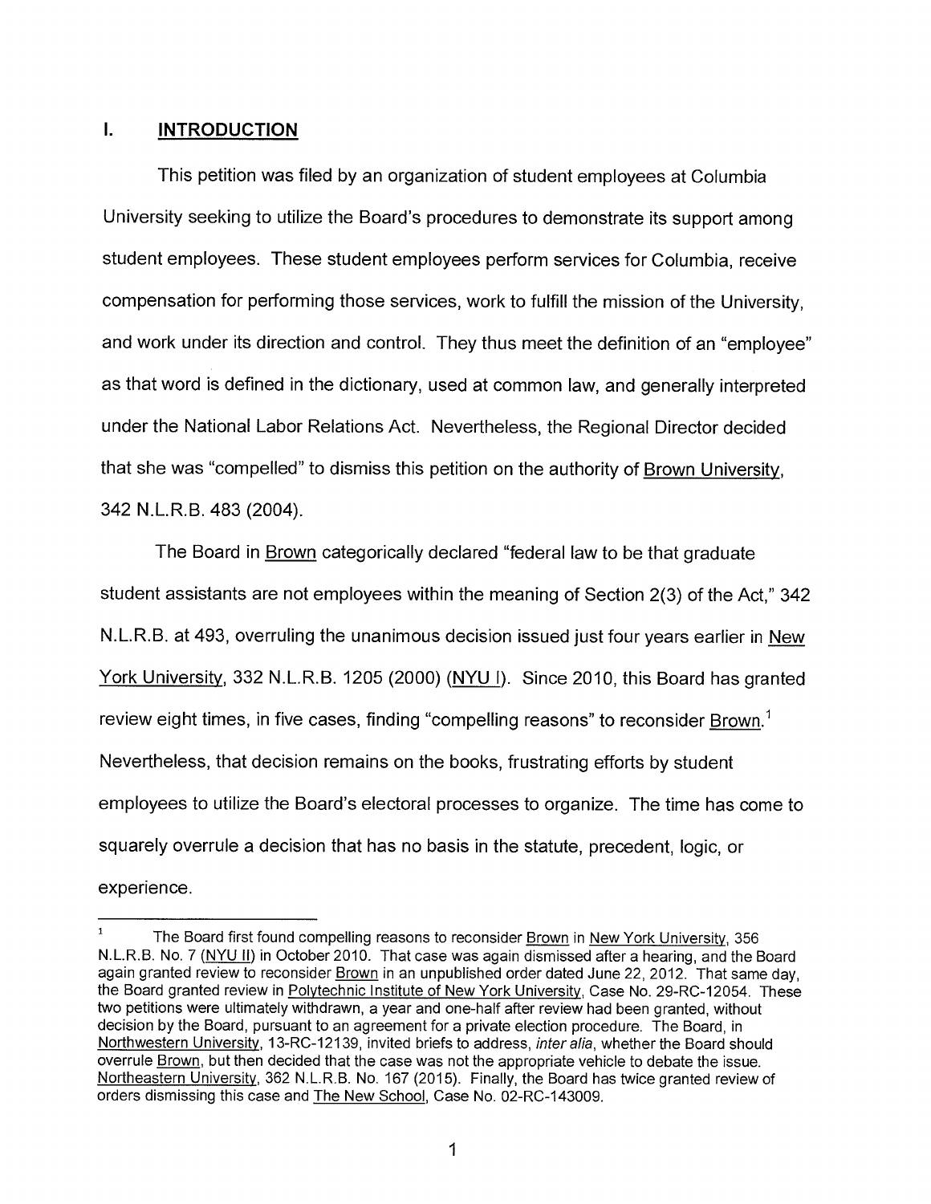## I. INTRODUCTION

This petition was filed by an organization of student employees at Columbia University seeking to utilize the Board's procedures to demonstrate its support among student employees. These student employees perform services for Columbia, receive compensation for performing those services, work to fulfill the mission of the University, and work under its direction and control. They thus meet the definition of an "employee" as that word is defined in the dictionary, used at common law, and generally interpreted under the National Labor Relations Act. Nevertheless, the Regional Director decided that she was "compelled" to dismiss this petition on the authority of Brown University, 342 N.L.R.B. 483 (2004).

The Board in Brown categorically declared "federal law to be that graduate student assistants are not employees within the meaning of Section 2(3) of the Act," 342 N.L.R.B. at 493, overruling the unanimous decision issued just four years earlier in New York University, 332 N.L.R.B. 1205 (2000) (NYU I). Since 2010, this Board has granted review eight times, in five cases, finding "compelling reasons" to reconsider Brown.[1] Nevertheless, that decision remains on the books, frustrating efforts by student employees to utilize the Board's electoral processes to organize. The time has come to squarely overrule a decision that has no basis in the statute, precedent, logic, or experience.

---

[1] The Board first found compelling reasons to reconsider Brown in New York University, 356 N.L.R.B. No. 7 (NYU II) in October 2010. That case was again dismissed after a hearing, and the Board again granted review to reconsider Brown in an unpublished order dated June 22, 2012. That same day, the Board granted review in Polytechnic Institute of New York University, Case No. 29-RC-12054. These two petitions were ultimately withdrawn, a year and one-half after review had been granted, without decision by the Board, pursuant to an agreement for a private election procedure. The Board, in Northwestern University, 13-RC-12139, invited briefs to address, *inter alia*, whether the Board should overrule Brown, but then decided that the case was not the appropriate vehicle to debate the issue. Northeastern University, 362 N.L.R.B. No. 167 (2015). Finally, the Board has twice granted review of orders dismissing this case and The New School, Case No. 02-RC-143009.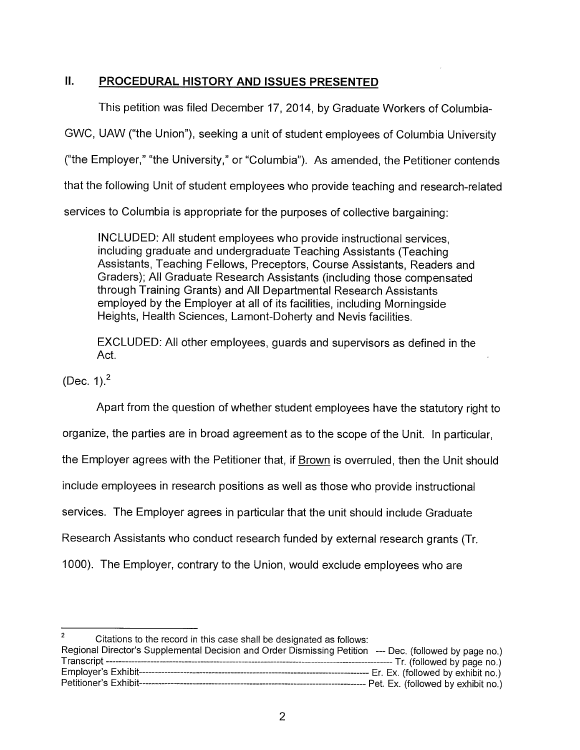## II. PROCEDURAL HISTORY AND ISSUES PRESENTED

This petition was filed December 17, 2014, by Graduate Workers of Columbia-GWC, UAW ("the Union"), seeking a unit of student employees of Columbia University ("the Employer," "the University," or "Columbia"). As amended, the Petitioner contends that the following Unit of student employees who provide teaching and research-related services to Columbia is appropriate for the purposes of collective bargaining:

> INCLUDED: All student employees who provide instructional services, including graduate and undergraduate Teaching Assistants (Teaching Assistants, Teaching Fellows, Preceptors, Course Assistants, Readers and Graders); All Graduate Research Assistants (including those compensated through Training Grants) and All Departmental Research Assistants employed by the Employer at all of its facilities, including Morningside Heights, Health Sciences, Lamont-Doherty and Nevis facilities.
>
> EXCLUDED: All other employees, guards and supervisors as defined in the Act.

(Dec. 1).[2]

Apart from the question of whether student employees have the statutory right to organize, the parties are in broad agreement as to the scope of the Unit. In particular, the Employer agrees with the Petitioner that, if Brown is overruled, then the Unit should include employees in research positions as well as those who provide instructional services. The Employer agrees in particular that the unit should include Graduate Research Assistants who conduct research funded by external research grants (Tr. 1000). The Employer, contrary to the Union, would exclude employees who are

---

[2] Citations to the record in this case shall be designated as follows:

| | |
|---|---|
| Regional Director's Supplemental Decision and Order Dismissing Petition | Dec. (followed by page no.) |
| Transcript | Tr. (followed by page no.) |
| Employer's Exhibit | Er. Ex. (followed by exhibit no.) |
| Petitioner's Exhibit | Pet. Ex. (followed by exhibit no.) |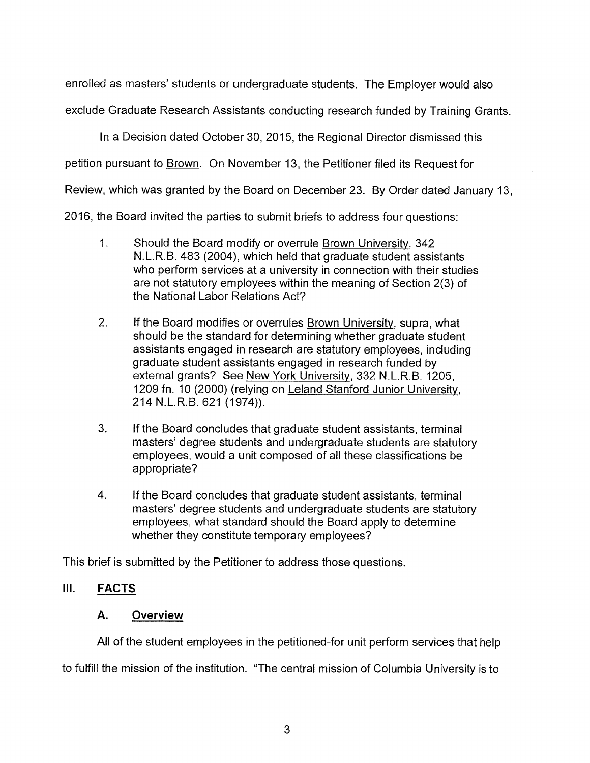enrolled as masters' students or undergraduate students. The Employer would also exclude Graduate Research Assistants conducting research funded by Training Grants.

In a Decision dated October 30, 2015, the Regional Director dismissed this petition pursuant to Brown. On November 13, the Petitioner filed its Request for Review, which was granted by the Board on December 23. By Order dated January 13, 2016, the Board invited the parties to submit briefs to address four questions:

1. Should the Board modify or overrule Brown University, 342 N.L.R.B. 483 (2004), which held that graduate student assistants who perform services at a university in connection with their studies are not statutory employees within the meaning of Section 2(3) of the National Labor Relations Act?

2. If the Board modifies or overrules Brown University, supra, what should be the standard for determining whether graduate student assistants engaged in research are statutory employees, including graduate student assistants engaged in research funded by external grants? See New York University, 332 N.L.R.B. 1205, 1209 fn. 10 (2000) (relying on Leland Stanford Junior University, 214 N.L.R.B. 621 (1974)).

3. If the Board concludes that graduate student assistants, terminal masters' degree students and undergraduate students are statutory employees, would a unit composed of all these classifications be appropriate?

4. If the Board concludes that graduate student assistants, terminal masters' degree students and undergraduate students are statutory employees, what standard should the Board apply to determine whether they constitute temporary employees?

This brief is submitted by the Petitioner to address those questions.

## III. FACTS

### A. Overview

All of the student employees in the petitioned-for unit perform services that help to fulfill the mission of the institution. "The central mission of Columbia University is to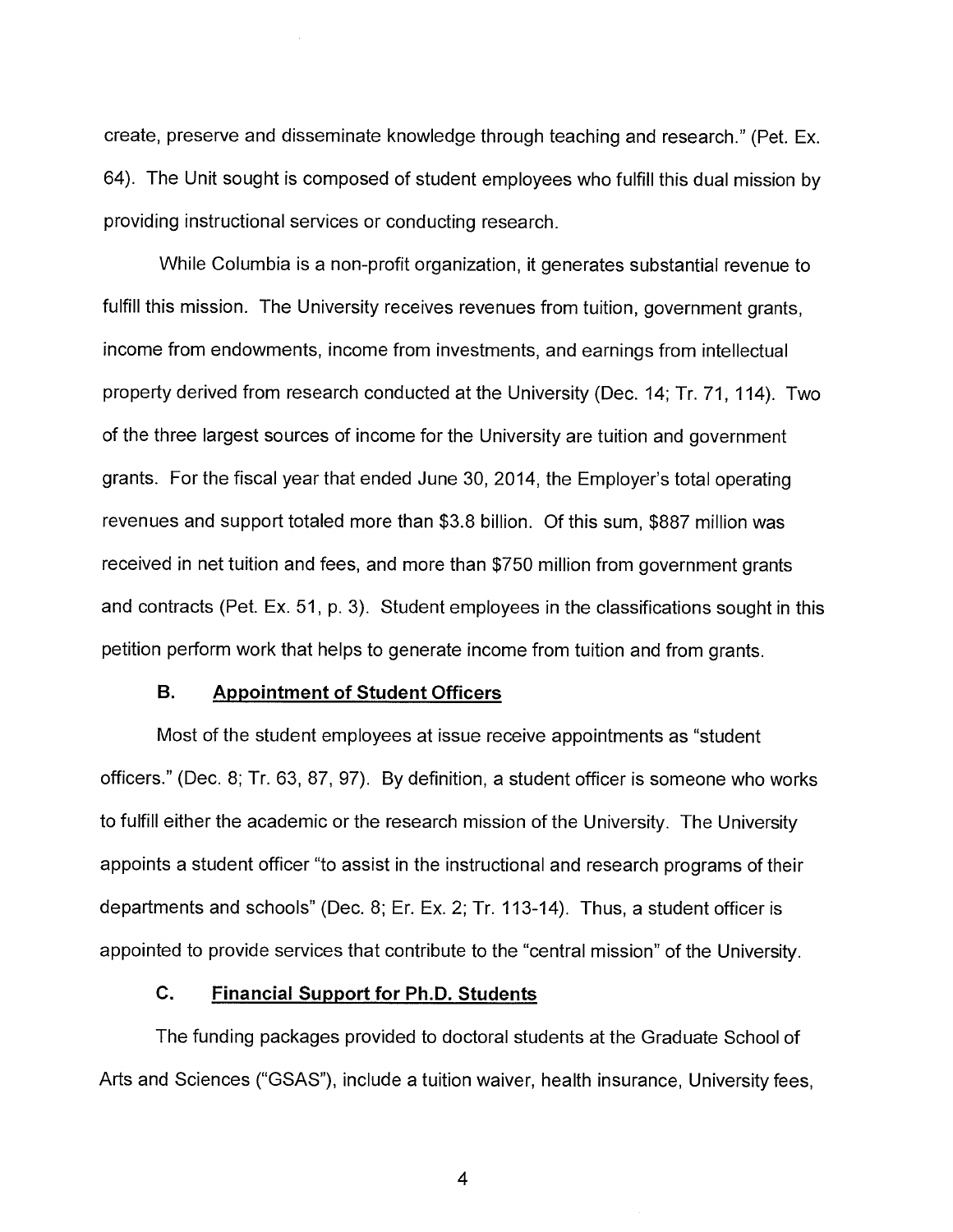create, preserve and disseminate knowledge through teaching and research." (Pet. Ex. 64). The Unit sought is composed of student employees who fulfill this dual mission by providing instructional services or conducting research.

While Columbia is a non-profit organization, it generates substantial revenue to fulfill this mission. The University receives revenues from tuition, government grants, income from endowments, income from investments, and earnings from intellectual property derived from research conducted at the University (Dec. 14; Tr. 71, 114). Two of the three largest sources of income for the University are tuition and government grants. For the fiscal year that ended June 30, 2014, the Employer's total operating revenues and support totaled more than $3.8 billion. Of this sum, $887 million was received in net tuition and fees, and more than $750 million from government grants and contracts (Pet. Ex. 51, p. 3). Student employees in the classifications sought in this petition perform work that helps to generate income from tuition and from grants.

### B. Appointment of Student Officers

Most of the student employees at issue receive appointments as "student officers." (Dec. 8; Tr. 63, 87, 97). By definition, a student officer is someone who works to fulfill either the academic or the research mission of the University. The University appoints a student officer "to assist in the instructional and research programs of their departments and schools" (Dec. 8; Er. Ex. 2; Tr. 113-14). Thus, a student officer is appointed to provide services that contribute to the "central mission" of the University.

### C. Financial Support for Ph.D. Students

The funding packages provided to doctoral students at the Graduate School of Arts and Sciences ("GSAS"), include a tuition waiver, health insurance, University fees,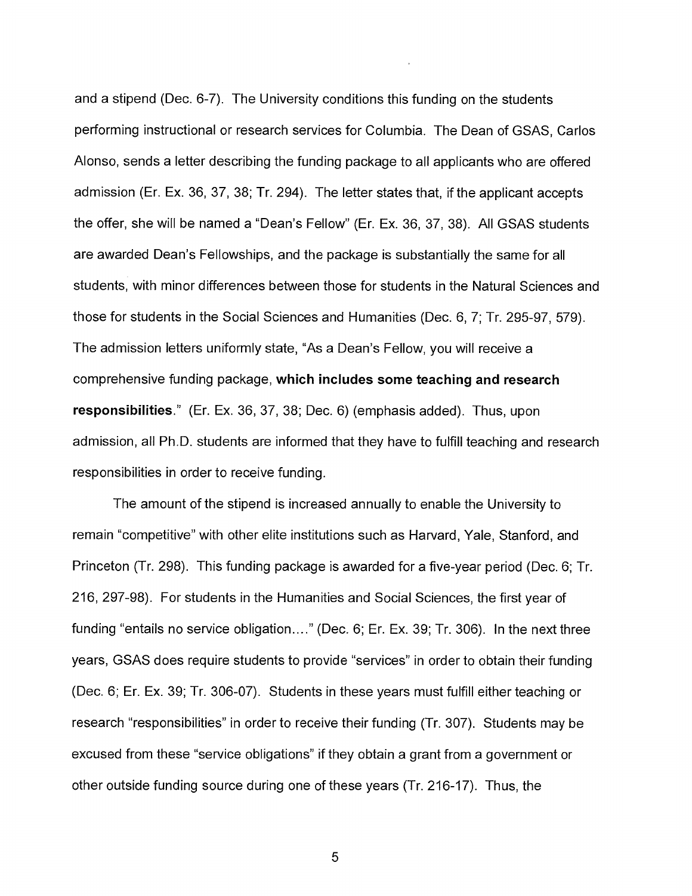and a stipend (Dec. 6-7). The University conditions this funding on the students performing instructional or research services for Columbia. The Dean of GSAS, Carlos Alonso, sends a letter describing the funding package to all applicants who are offered admission (Er. Ex. 36, 37, 38; Tr. 294). The letter states that, if the applicant accepts the offer, she will be named a "Dean's Fellow" (Er. Ex. 36, 37, 38). All GSAS students are awarded Dean's Fellowships, and the package is substantially the same for all students, with minor differences between those for students in the Natural Sciences and those for students in the Social Sciences and Humanities (Dec. 6, 7; Tr. 295-97, 579). The admission letters uniformly state, "As a Dean's Fellow, you will receive a comprehensive funding package, **which includes some teaching and research responsibilities**." (Er. Ex. 36, 37, 38; Dec. 6) (emphasis added). Thus, upon admission, all Ph.D. students are informed that they have to fulfill teaching and research responsibilities in order to receive funding.

The amount of the stipend is increased annually to enable the University to remain "competitive" with other elite institutions such as Harvard, Yale, Stanford, and Princeton (Tr. 298). This funding package is awarded for a five-year period (Dec. 6; Tr. 216, 297-98). For students in the Humanities and Social Sciences, the first year of funding "entails no service obligation…." (Dec. 6; Er. Ex. 39; Tr. 306). In the next three years, GSAS does require students to provide "services" in order to obtain their funding (Dec. 6; Er. Ex. 39; Tr. 306-07). Students in these years must fulfill either teaching or research "responsibilities" in order to receive their funding (Tr. 307). Students may be excused from these "service obligations" if they obtain a grant from a government or other outside funding source during one of these years (Tr. 216-17). Thus, the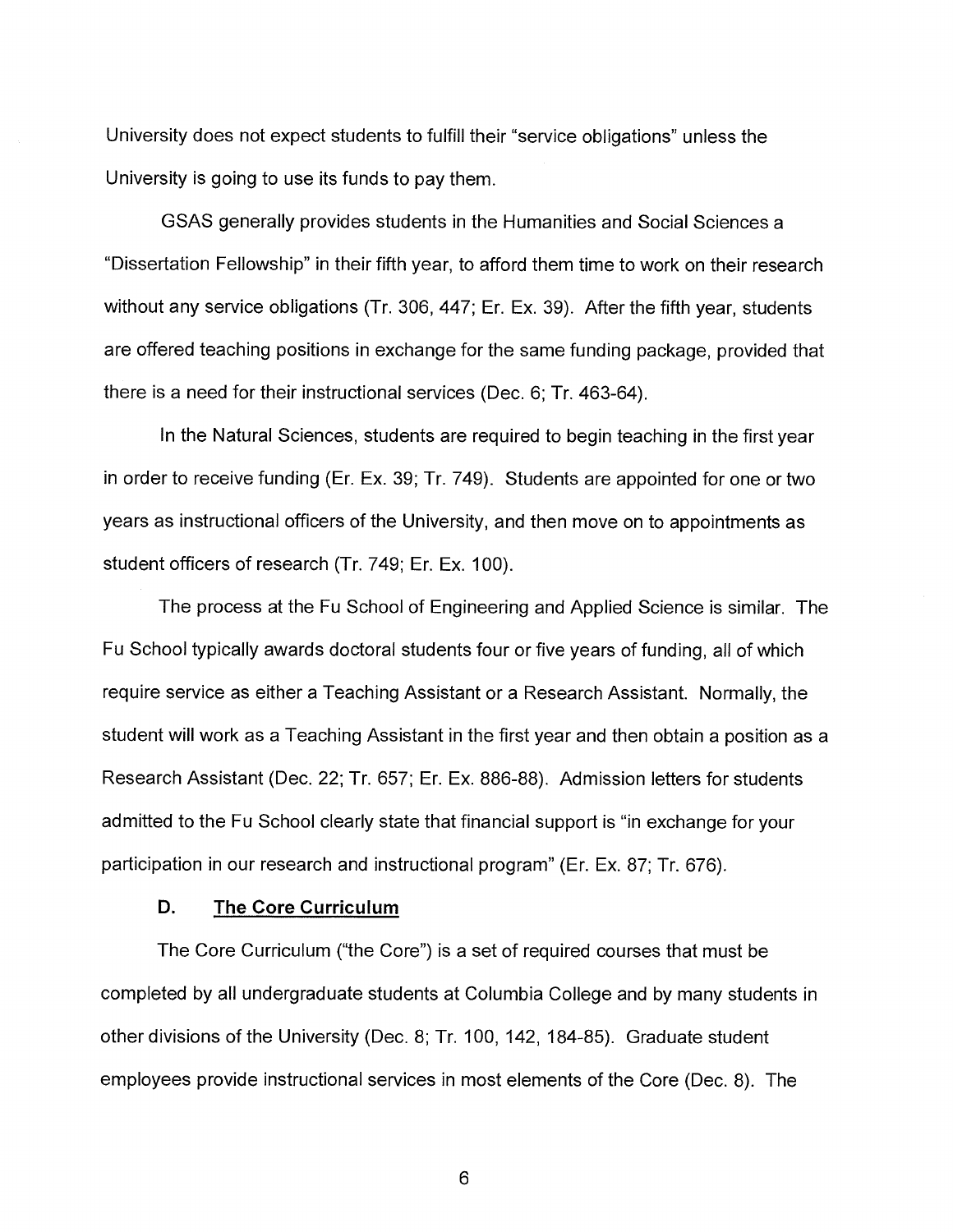University does not expect students to fulfill their "service obligations" unless the University is going to use its funds to pay them.

GSAS generally provides students in the Humanities and Social Sciences a "Dissertation Fellowship" in their fifth year, to afford them time to work on their research without any service obligations (Tr. 306, 447; Er. Ex. 39). After the fifth year, students are offered teaching positions in exchange for the same funding package, provided that there is a need for their instructional services (Dec. 6; Tr. 463-64).

In the Natural Sciences, students are required to begin teaching in the first year in order to receive funding (Er. Ex. 39; Tr. 749). Students are appointed for one or two years as instructional officers of the University, and then move on to appointments as student officers of research (Tr. 749; Er. Ex. 100).

The process at the Fu School of Engineering and Applied Science is similar. The Fu School typically awards doctoral students four or five years of funding, all of which require service as either a Teaching Assistant or a Research Assistant. Normally, the student will work as a Teaching Assistant in the first year and then obtain a position as a Research Assistant (Dec. 22; Tr. 657; Er. Ex. 886-88). Admission letters for students admitted to the Fu School clearly state that financial support is "in exchange for your participation in our research and instructional program" (Er. Ex. 87; Tr. 676).

### D. The Core Curriculum

The Core Curriculum ("the Core") is a set of required courses that must be completed by all undergraduate students at Columbia College and by many students in other divisions of the University (Dec. 8; Tr. 100, 142, 184-85). Graduate student employees provide instructional services in most elements of the Core (Dec. 8). The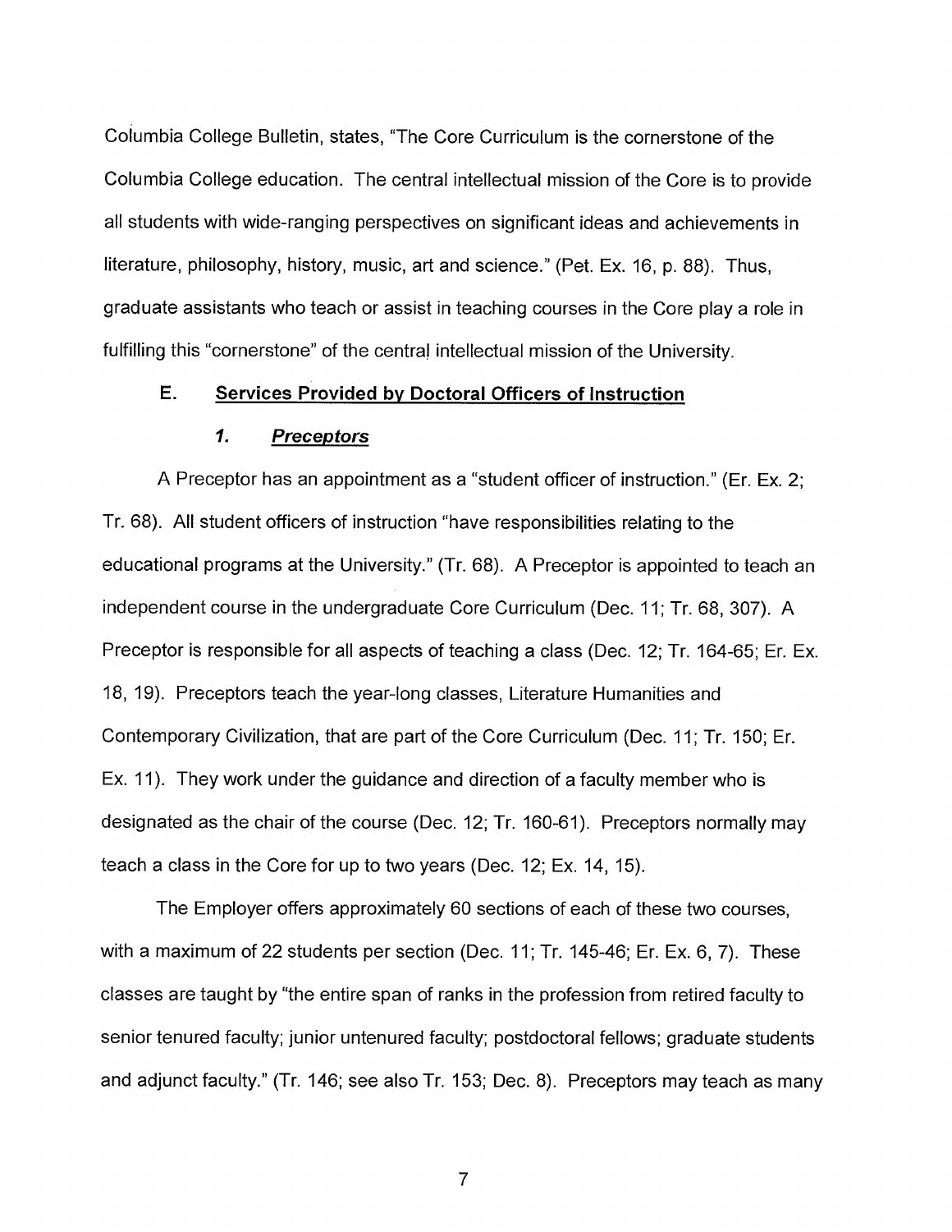Columbia College Bulletin, states, "The Core Curriculum is the cornerstone of the Columbia College education. The central intellectual mission of the Core is to provide all students with wide-ranging perspectives on significant ideas and achievements in literature, philosophy, history, music, art and science." (Pet. Ex. 16, p. 88). Thus, graduate assistants who teach or assist in teaching courses in the Core play a role in fulfilling this "cornerstone" of the central intellectual mission of the University.

### E. Services Provided by Doctoral Officers of Instruction

#### *1. Preceptors*

A Preceptor has an appointment as a "student officer of instruction." (Er. Ex. 2; Tr. 68). All student officers of instruction "have responsibilities relating to the educational programs at the University." (Tr. 68). A Preceptor is appointed to teach an independent course in the undergraduate Core Curriculum (Dec. 11; Tr. 68, 307). A Preceptor is responsible for all aspects of teaching a class (Dec. 12; Tr. 164-65; Er. Ex. 18, 19). Preceptors teach the year-long classes, Literature Humanities and Contemporary Civilization, that are part of the Core Curriculum (Dec. 11; Tr. 150; Er. Ex. 11). They work under the guidance and direction of a faculty member who is designated as the chair of the course (Dec. 12; Tr. 160-61). Preceptors normally may teach a class in the Core for up to two years (Dec. 12; Ex. 14, 15).

The Employer offers approximately 60 sections of each of these two courses, with a maximum of 22 students per section (Dec. 11; Tr. 145-46; Er. Ex. 6, 7). These classes are taught by "the entire span of ranks in the profession from retired faculty to senior tenured faculty; junior untenured faculty; postdoctoral fellows; graduate students and adjunct faculty." (Tr. 146; see also Tr. 153; Dec. 8). Preceptors may teach as many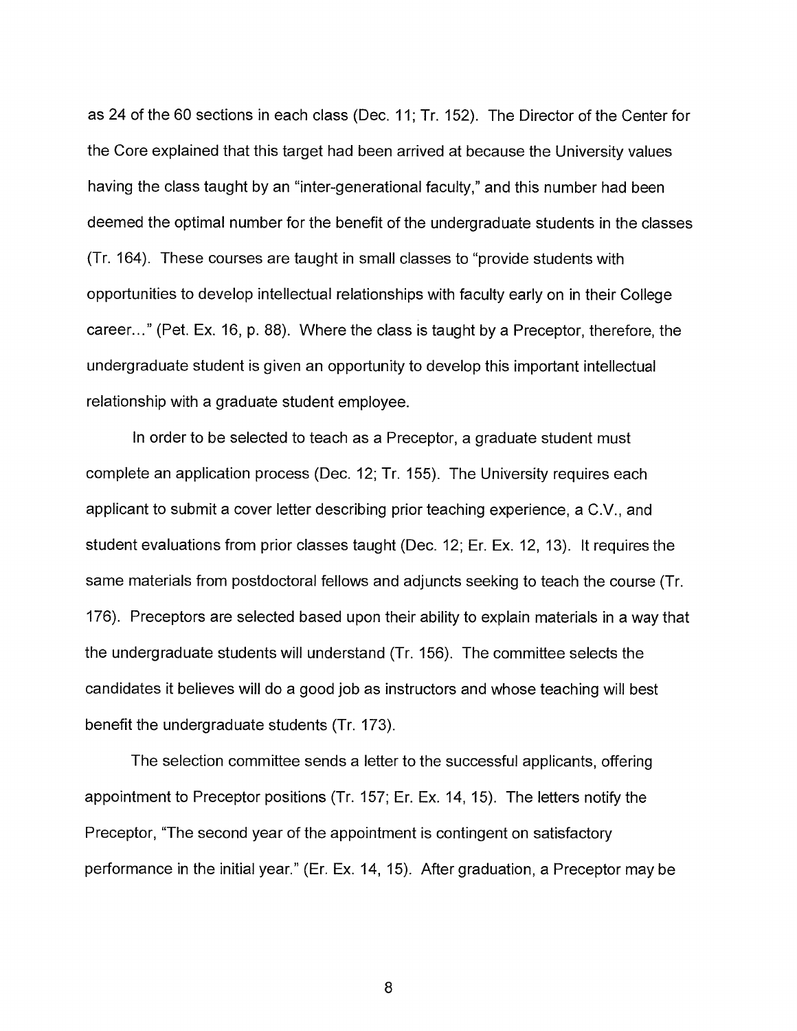as 24 of the 60 sections in each class (Dec. 11; Tr. 152). The Director of the Center for the Core explained that this target had been arrived at because the University values having the class taught by an "inter-generational faculty," and this number had been deemed the optimal number for the benefit of the undergraduate students in the classes (Tr. 164). These courses are taught in small classes to "provide students with opportunities to develop intellectual relationships with faculty early on in their College career…" (Pet. Ex. 16, p. 88). Where the class is taught by a Preceptor, therefore, the undergraduate student is given an opportunity to develop this important intellectual relationship with a graduate student employee.

In order to be selected to teach as a Preceptor, a graduate student must complete an application process (Dec. 12; Tr. 155). The University requires each applicant to submit a cover letter describing prior teaching experience, a C.V., and student evaluations from prior classes taught (Dec. 12; Er. Ex. 12, 13). It requires the same materials from postdoctoral fellows and adjuncts seeking to teach the course (Tr. 176). Preceptors are selected based upon their ability to explain materials in a way that the undergraduate students will understand (Tr. 156). The committee selects the candidates it believes will do a good job as instructors and whose teaching will best benefit the undergraduate students (Tr. 173).

The selection committee sends a letter to the successful applicants, offering appointment to Preceptor positions (Tr. 157; Er. Ex. 14, 15). The letters notify the Preceptor, "The second year of the appointment is contingent on satisfactory performance in the initial year." (Er. Ex. 14, 15). After graduation, a Preceptor may be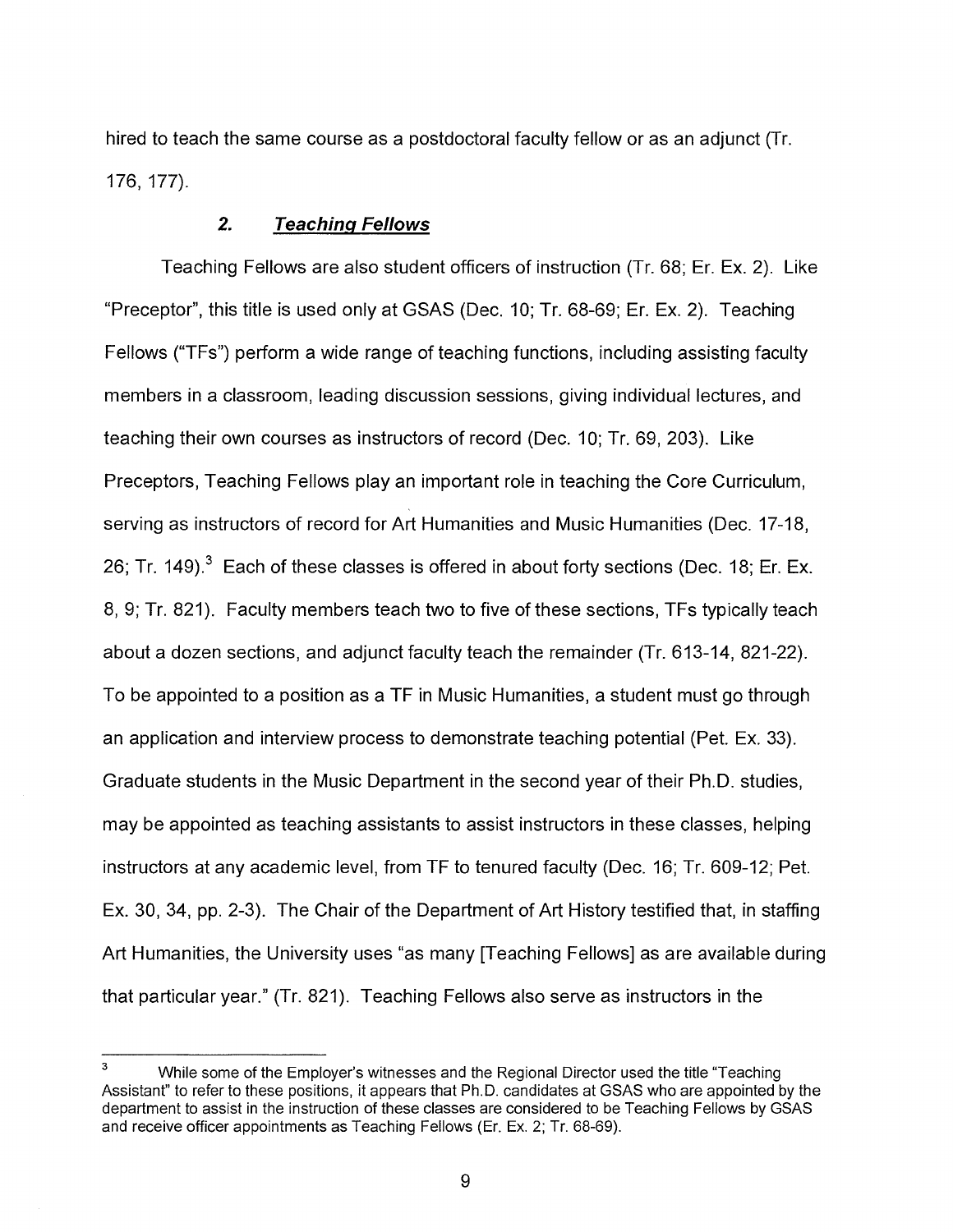hired to teach the same course as a postdoctoral faculty fellow or as an adjunct (Tr. 176, 177).

### 2. ***Teaching Fellows***

Teaching Fellows are also student officers of instruction (Tr. 68; Er. Ex. 2). Like "Preceptor", this title is used only at GSAS (Dec. 10; Tr. 68-69; Er. Ex. 2). Teaching Fellows ("TFs") perform a wide range of teaching functions, including assisting faculty members in a classroom, leading discussion sessions, giving individual lectures, and teaching their own courses as instructors of record (Dec. 10; Tr. 69, 203). Like Preceptors, Teaching Fellows play an important role in teaching the Core Curriculum, serving as instructors of record for Art Humanities and Music Humanities (Dec. 17-18, 26; Tr. 149).[3] Each of these classes is offered in about forty sections (Dec. 18; Er. Ex. 8, 9; Tr. 821). Faculty members teach two to five of these sections, TFs typically teach about a dozen sections, and adjunct faculty teach the remainder (Tr. 613-14, 821-22). To be appointed to a position as a TF in Music Humanities, a student must go through an application and interview process to demonstrate teaching potential (Pet. Ex. 33). Graduate students in the Music Department in the second year of their Ph.D. studies, may be appointed as teaching assistants to assist instructors in these classes, helping instructors at any academic level, from TF to tenured faculty (Dec. 16; Tr. 609-12; Pet. Ex. 30, 34, pp. 2-3). The Chair of the Department of Art History testified that, in staffing Art Humanities, the University uses "as many [Teaching Fellows] as are available during that particular year." (Tr. 821). Teaching Fellows also serve as instructors in the

---

[3] While some of the Employer's witnesses and the Regional Director used the title "Teaching Assistant" to refer to these positions, it appears that Ph.D. candidates at GSAS who are appointed by the department to assist in the instruction of these classes are considered to be Teaching Fellows by GSAS and receive officer appointments as Teaching Fellows (Er. Ex. 2; Tr. 68-69).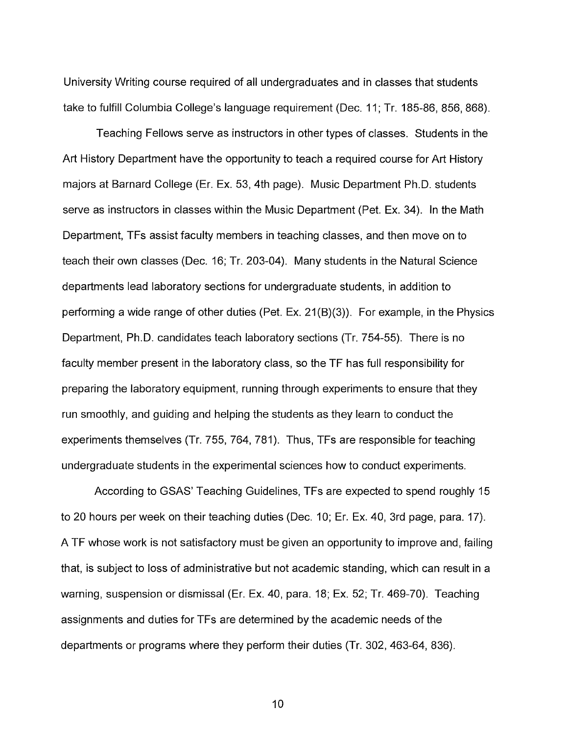University Writing course required of all undergraduates and in classes that students take to fulfill Columbia College's language requirement (Dec. 11; Tr. 185-86, 856, 868).

Teaching Fellows serve as instructors in other types of classes. Students in the Art History Department have the opportunity to teach a required course for Art History majors at Barnard College (Er. Ex. 53, 4th page). Music Department Ph.D. students serve as instructors in classes within the Music Department (Pet. Ex. 34). In the Math Department, TFs assist faculty members in teaching classes, and then move on to teach their own classes (Dec. 16; Tr. 203-04). Many students in the Natural Science departments lead laboratory sections for undergraduate students, in addition to performing a wide range of other duties (Pet. Ex. 21(B)(3)). For example, in the Physics Department, Ph.D. candidates teach laboratory sections (Tr. 754-55). There is no faculty member present in the laboratory class, so the TF has full responsibility for preparing the laboratory equipment, running through experiments to ensure that they run smoothly, and guiding and helping the students as they learn to conduct the experiments themselves (Tr. 755, 764, 781). Thus, TFs are responsible for teaching undergraduate students in the experimental sciences how to conduct experiments.

According to GSAS' Teaching Guidelines, TFs are expected to spend roughly 15 to 20 hours per week on their teaching duties (Dec. 10; Er. Ex. 40, 3rd page, para. 17). A TF whose work is not satisfactory must be given an opportunity to improve and, failing that, is subject to loss of administrative but not academic standing, which can result in a warning, suspension or dismissal (Er. Ex. 40, para. 18; Ex. 52; Tr. 469-70). Teaching assignments and duties for TFs are determined by the academic needs of the departments or programs where they perform their duties (Tr. 302, 463-64, 836).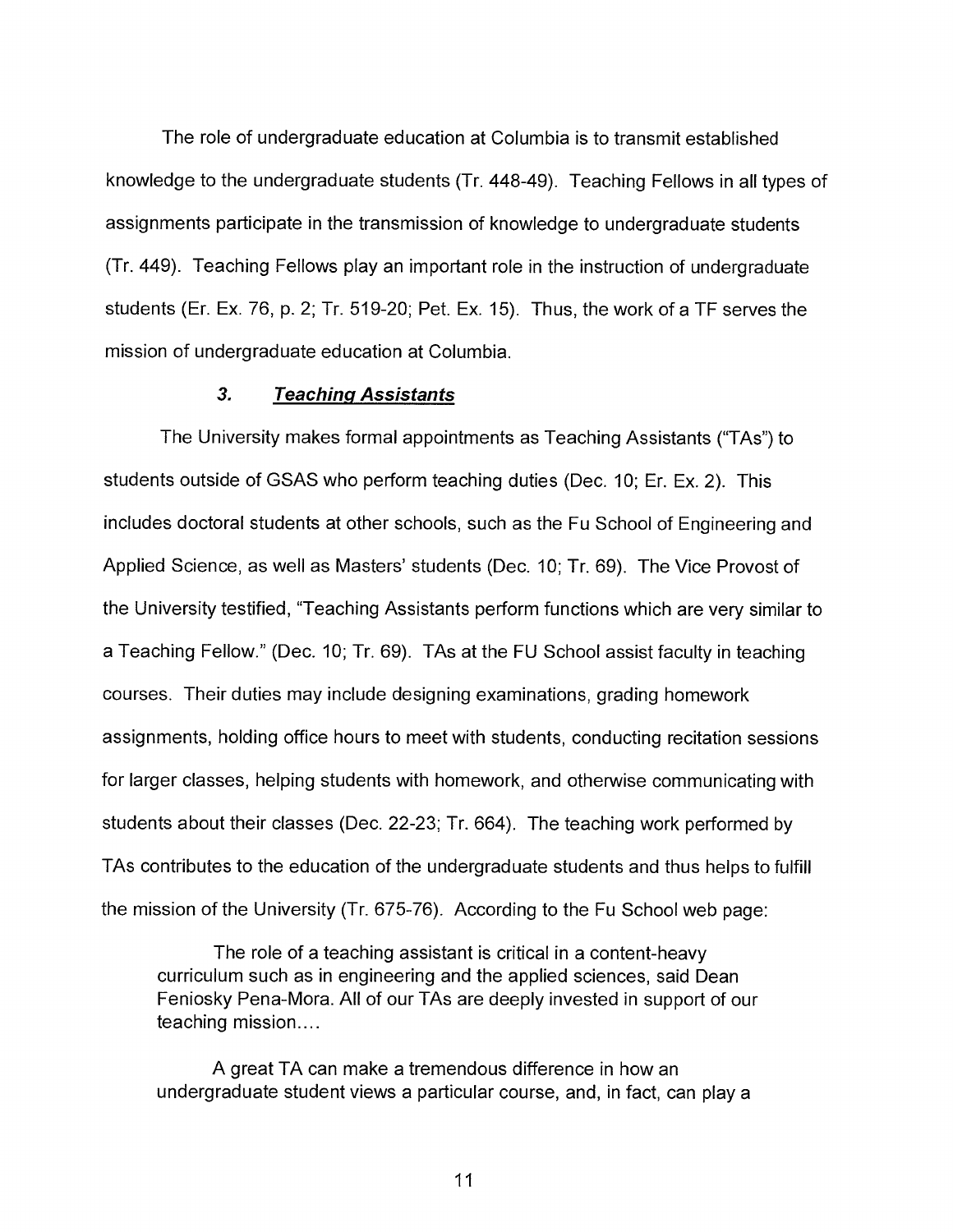The role of undergraduate education at Columbia is to transmit established knowledge to the undergraduate students (Tr. 448-49). Teaching Fellows in all types of assignments participate in the transmission of knowledge to undergraduate students (Tr. 449). Teaching Fellows play an important role in the instruction of undergraduate students (Er. Ex. 76, p. 2; Tr. 519-20; Pet. Ex. 15). Thus, the work of a TF serves the mission of undergraduate education at Columbia.

### *3. <u>Teaching Assistants</u>*

The University makes formal appointments as Teaching Assistants ("TAs") to students outside of GSAS who perform teaching duties (Dec. 10; Er. Ex. 2). This includes doctoral students at other schools, such as the Fu School of Engineering and Applied Science, as well as Masters' students (Dec. 10; Tr. 69). The Vice Provost of the University testified, "Teaching Assistants perform functions which are very similar to a Teaching Fellow." (Dec. 10; Tr. 69). TAs at the FU School assist faculty in teaching courses. Their duties may include designing examinations, grading homework assignments, holding office hours to meet with students, conducting recitation sessions for larger classes, helping students with homework, and otherwise communicating with students about their classes (Dec. 22-23; Tr. 664). The teaching work performed by TAs contributes to the education of the undergraduate students and thus helps to fulfill the mission of the University (Tr. 675-76). According to the Fu School web page:

> The role of a teaching assistant is critical in a content-heavy curriculum such as in engineering and the applied sciences, said Dean Feniosky Pena-Mora. All of our TAs are deeply invested in support of our teaching mission....
>
> A great TA can make a tremendous difference in how an undergraduate student views a particular course, and, in fact, can play a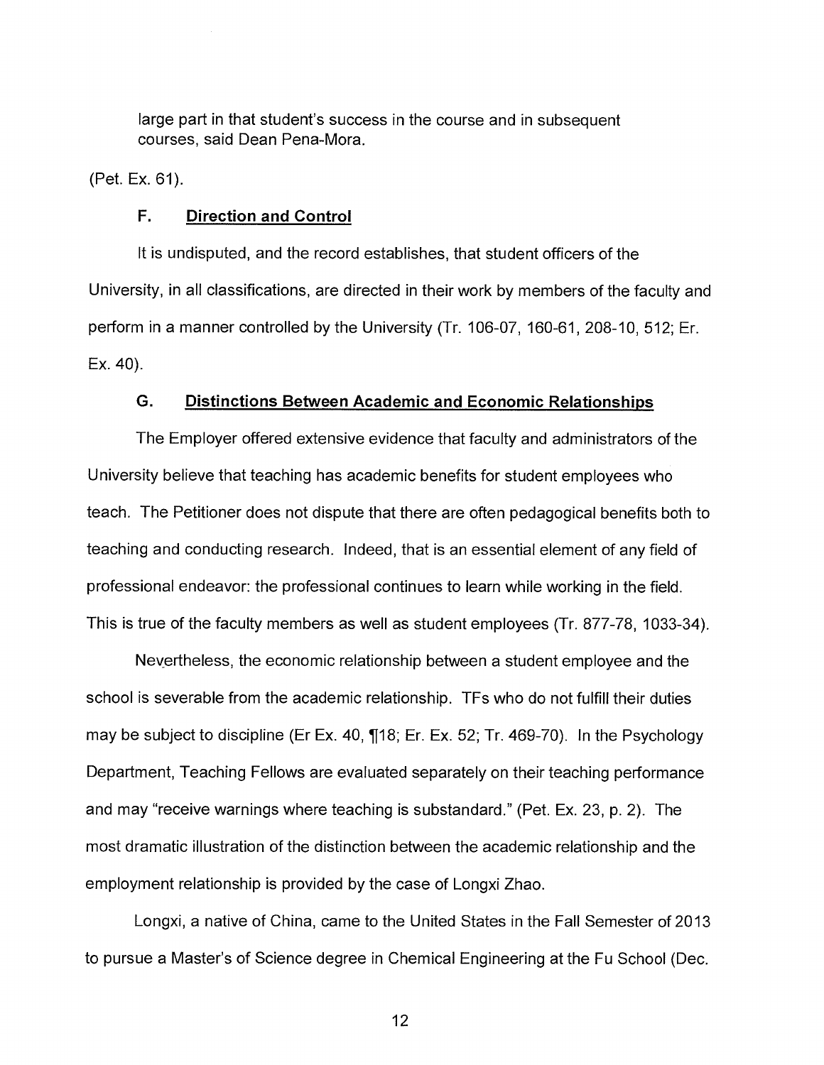large part in that student's success in the course and in subsequent courses, said Dean Pena-Mora.

(Pet. Ex. 61).

### F. Direction and Control

It is undisputed, and the record establishes, that student officers of the University, in all classifications, are directed in their work by members of the faculty and perform in a manner controlled by the University (Tr. 106-07, 160-61, 208-10, 512; Er. Ex. 40).

### G. Distinctions Between Academic and Economic Relationships

The Employer offered extensive evidence that faculty and administrators of the University believe that teaching has academic benefits for student employees who teach. The Petitioner does not dispute that there are often pedagogical benefits both to teaching and conducting research. Indeed, that is an essential element of any field of professional endeavor: the professional continues to learn while working in the field. This is true of the faculty members as well as student employees (Tr. 877-78, 1033-34).

Nevertheless, the economic relationship between a student employee and the school is severable from the academic relationship. TFs who do not fulfill their duties may be subject to discipline (Er Ex. 40, ¶18; Er. Ex. 52; Tr. 469-70). In the Psychology Department, Teaching Fellows are evaluated separately on their teaching performance and may "receive warnings where teaching is substandard." (Pet. Ex. 23, p. 2). The most dramatic illustration of the distinction between the academic relationship and the employment relationship is provided by the case of Longxi Zhao.

Longxi, a native of China, came to the United States in the Fall Semester of 2013 to pursue a Master's of Science degree in Chemical Engineering at the Fu School (Dec.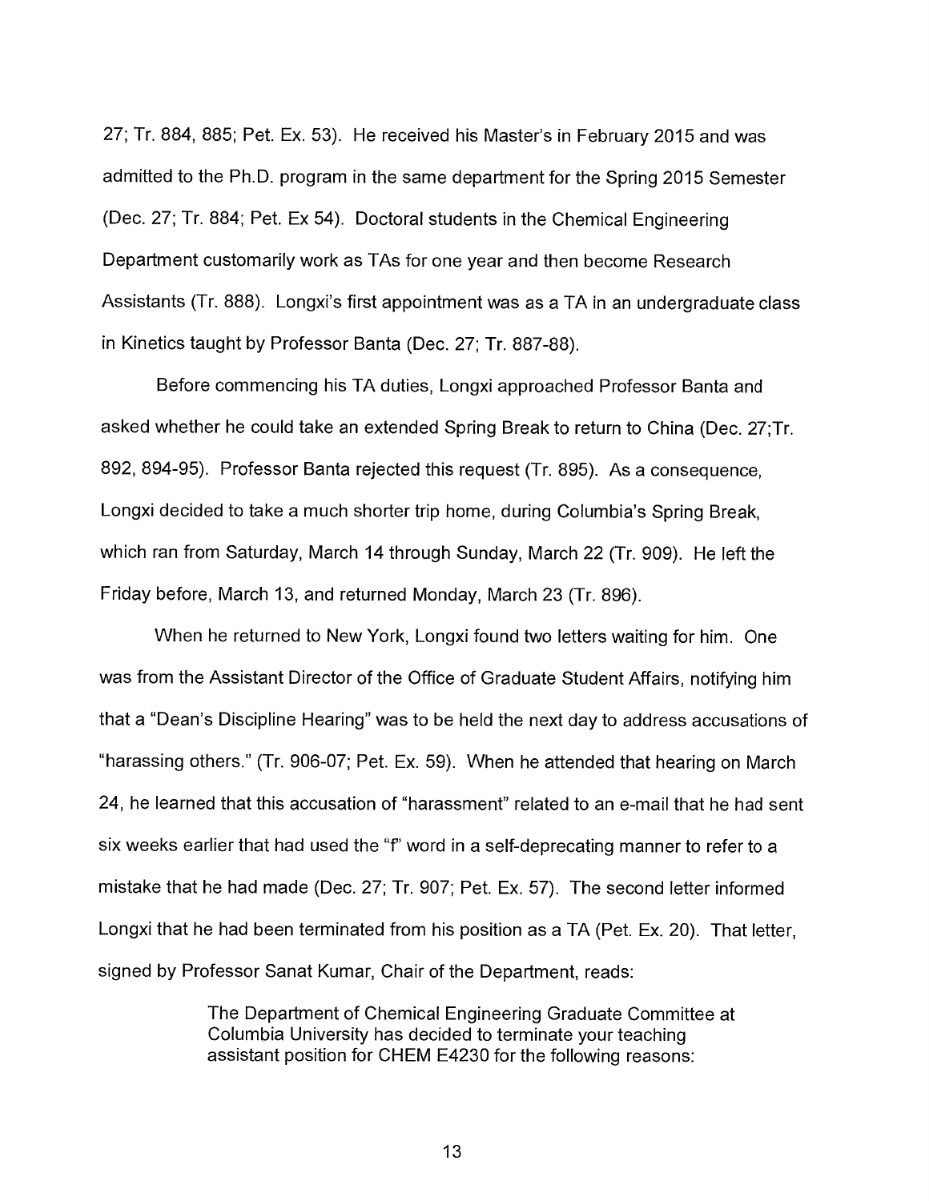27; Tr. 884, 885; Pet. Ex. 53). He received his Master's in February 2015 and was admitted to the Ph.D. program in the same department for the Spring 2015 Semester (Dec. 27; Tr. 884; Pet. Ex 54). Doctoral students in the Chemical Engineering Department customarily work as TAs for one year and then become Research Assistants (Tr. 888). Longxi's first appointment was as a TA in an undergraduate class in Kinetics taught by Professor Banta (Dec. 27; Tr. 887-88).

Before commencing his TA duties, Longxi approached Professor Banta and asked whether he could take an extended Spring Break to return to China (Dec. 27;Tr. 892, 894-95). Professor Banta rejected this request (Tr. 895). As a consequence, Longxi decided to take a much shorter trip home, during Columbia's Spring Break, which ran from Saturday, March 14 through Sunday, March 22 (Tr. 909). He left the Friday before, March 13, and returned Monday, March 23 (Tr. 896).

When he returned to New York, Longxi found two letters waiting for him. One was from the Assistant Director of the Office of Graduate Student Affairs, notifying him that a "Dean's Discipline Hearing" was to be held the next day to address accusations of "harassing others." (Tr. 906-07; Pet. Ex. 59). When he attended that hearing on March 24, he learned that this accusation of "harassment" related to an e-mail that he had sent six weeks earlier that had used the "f" word in a self-deprecating manner to refer to a mistake that he had made (Dec. 27; Tr. 907; Pet. Ex. 57). The second letter informed Longxi that he had been terminated from his position as a TA (Pet. Ex. 20). That letter, signed by Professor Sanat Kumar, Chair of the Department, reads:

> The Department of Chemical Engineering Graduate Committee at Columbia University has decided to terminate your teaching assistant position for CHEM E4230 for the following reasons: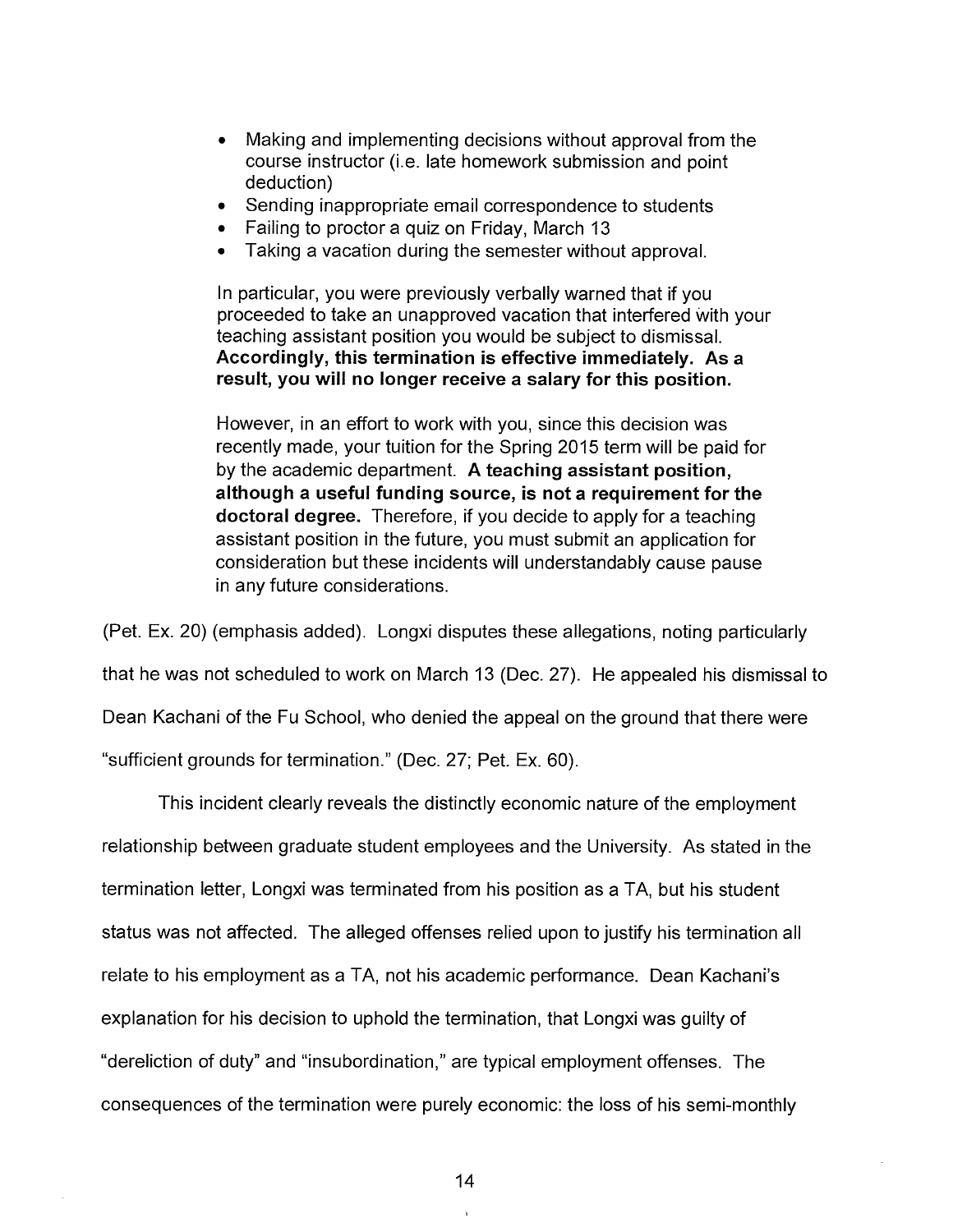- Making and implementing decisions without approval from the course instructor (i.e. late homework submission and point deduction)
- Sending inappropriate email correspondence to students
- Failing to proctor a quiz on Friday, March 13
- Taking a vacation during the semester without approval.

> In particular, you were previously verbally warned that if you proceeded to take an unapproved vacation that interfered with your teaching assistant position you would be subject to dismissal. **Accordingly, this termination is effective immediately. As a result, you will no longer receive a salary for this position.**
>
> However, in an effort to work with you, since this decision was recently made, your tuition for the Spring 2015 term will be paid for by the academic department. **A teaching assistant position, although a useful funding source, is not a requirement for the doctoral degree.** Therefore, if you decide to apply for a teaching assistant position in the future, you must submit an application for consideration but these incidents will understandably cause pause in any future considerations.

(Pet. Ex. 20) (emphasis added). Longxi disputes these allegations, noting particularly that he was not scheduled to work on March 13 (Dec. 27). He appealed his dismissal to Dean Kachani of the Fu School, who denied the appeal on the ground that there were "sufficient grounds for termination." (Dec. 27; Pet. Ex. 60).

This incident clearly reveals the distinctly economic nature of the employment relationship between graduate student employees and the University. As stated in the termination letter, Longxi was terminated from his position as a TA, but his student status was not affected. The alleged offenses relied upon to justify his termination all relate to his employment as a TA, not his academic performance. Dean Kachani's explanation for his decision to uphold the termination, that Longxi was guilty of "dereliction of duty" and "insubordination," are typical employment offenses. The consequences of the termination were purely economic: the loss of his semi-monthly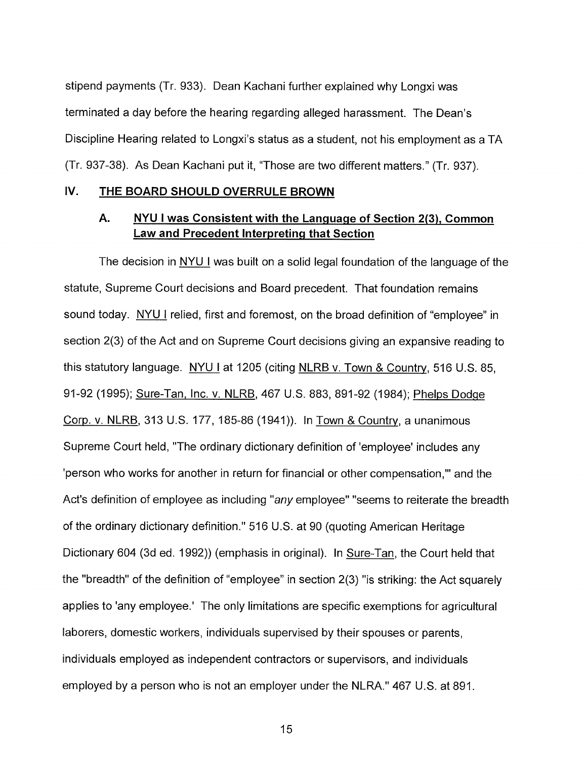stipend payments (Tr. 933). Dean Kachani further explained why Longxi was terminated a day before the hearing regarding alleged harassment. The Dean's Discipline Hearing related to Longxi's status as a student, not his employment as a TA (Tr. 937-38). As Dean Kachani put it, "Those are two different matters." (Tr. 937).

## IV. THE BOARD SHOULD OVERRULE BROWN

### A. NYU I was Consistent with the Language of Section 2(3), Common Law and Precedent Interpreting that Section

The decision in NYU I was built on a solid legal foundation of the language of the statute, Supreme Court decisions and Board precedent. That foundation remains sound today. NYU I relied, first and foremost, on the broad definition of "employee" in section 2(3) of the Act and on Supreme Court decisions giving an expansive reading to this statutory language. NYU I at 1205 (citing NLRB v. Town & Country, 516 U.S. 85, 91-92 (1995); Sure-Tan, Inc. v. NLRB, 467 U.S. 883, 891-92 (1984); Phelps Dodge Corp. v. NLRB, 313 U.S. 177, 185-86 (1941)). In Town & Country, a unanimous Supreme Court held, "The ordinary dictionary definition of 'employee' includes any 'person who works for another in return for financial or other compensation,'" and the Act's definition of employee as including "*any* employee" "seems to reiterate the breadth of the ordinary dictionary definition." 516 U.S. at 90 (quoting American Heritage Dictionary 604 (3d ed. 1992)) (emphasis in original). In Sure-Tan, the Court held that the "breadth" of the definition of "employee" in section 2(3) "is striking: the Act squarely applies to 'any employee.' The only limitations are specific exemptions for agricultural laborers, domestic workers, individuals supervised by their spouses or parents, individuals employed as independent contractors or supervisors, and individuals employed by a person who is not an employer under the NLRA." 467 U.S. at 891.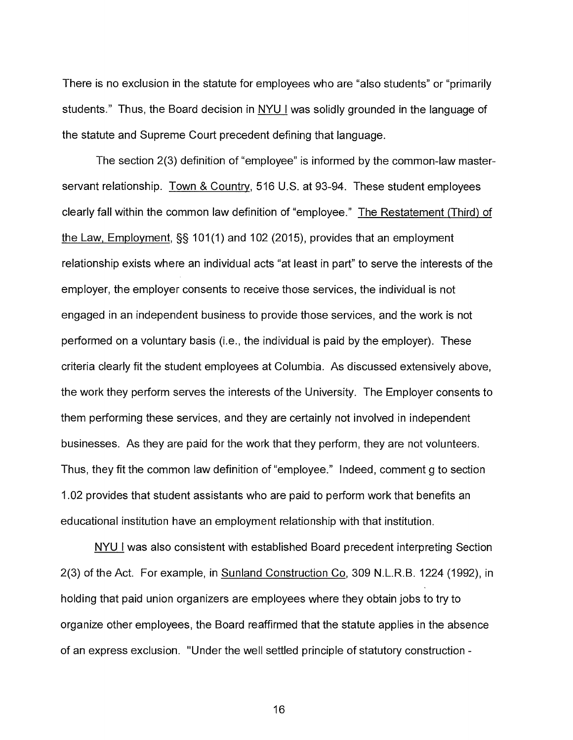There is no exclusion in the statute for employees who are "also students" or "primarily students." Thus, the Board decision in NYU I was solidly grounded in the language of the statute and Supreme Court precedent defining that language.

The section 2(3) definition of "employee" is informed by the common-law master-servant relationship. Town & Country, 516 U.S. at 93-94. These student employees clearly fall within the common law definition of "employee." The Restatement (Third) of the Law, Employment, §§ 101(1) and 102 (2015), provides that an employment relationship exists where an individual acts "at least in part" to serve the interests of the employer, the employer consents to receive those services, the individual is not engaged in an independent business to provide those services, and the work is not performed on a voluntary basis (i.e., the individual is paid by the employer). These criteria clearly fit the student employees at Columbia. As discussed extensively above, the work they perform serves the interests of the University. The Employer consents to them performing these services, and they are certainly not involved in independent businesses. As they are paid for the work that they perform, they are not volunteers. Thus, they fit the common law definition of "employee." Indeed, comment g to section 1.02 provides that student assistants who are paid to perform work that benefits an educational institution have an employment relationship with that institution.

NYU I was also consistent with established Board precedent interpreting Section 2(3) of the Act. For example, in Sunland Construction Co, 309 N.L.R.B. 1224 (1992), in holding that paid union organizers are employees where they obtain jobs to try to organize other employees, the Board reaffirmed that the statute applies in the absence of an express exclusion. "Under the well settled principle of statutory construction -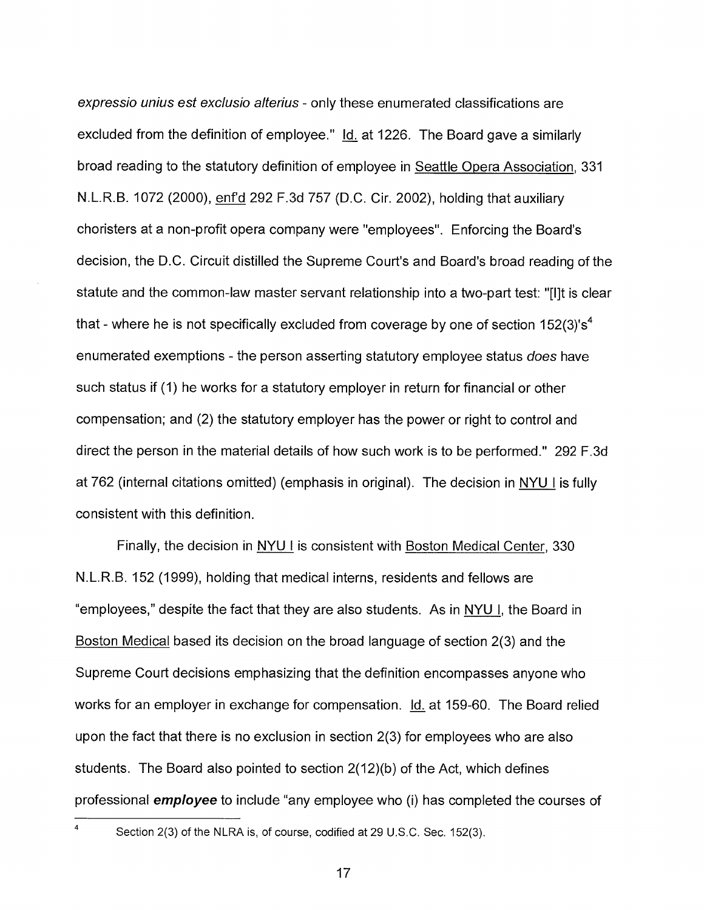*expressio unius est exclusio alterius* - only these enumerated classifications are excluded from the definition of employee." Id. at 1226. The Board gave a similarly broad reading to the statutory definition of employee in Seattle Opera Association, 331 N.L.R.B. 1072 (2000), enf'd 292 F.3d 757 (D.C. Cir. 2002), holding that auxiliary choristers at a non-profit opera company were "employees". Enforcing the Board's decision, the D.C. Circuit distilled the Supreme Court's and Board's broad reading of the statute and the common-law master servant relationship into a two-part test: "[I]t is clear that - where he is not specifically excluded from coverage by one of section 152(3)'s[4] enumerated exemptions - the person asserting statutory employee status *does* have such status if (1) he works for a statutory employer in return for financial or other compensation; and (2) the statutory employer has the power or right to control and direct the person in the material details of how such work is to be performed." 292 F.3d at 762 (internal citations omitted) (emphasis in original). The decision in NYU I is fully consistent with this definition.

Finally, the decision in NYU I is consistent with Boston Medical Center, 330 N.L.R.B. 152 (1999), holding that medical interns, residents and fellows are "employees," despite the fact that they are also students. As in NYU I, the Board in Boston Medical based its decision on the broad language of section 2(3) and the Supreme Court decisions emphasizing that the definition encompasses anyone who works for an employer in exchange for compensation. Id. at 159-60. The Board relied upon the fact that there is no exclusion in section 2(3) for employees who are also students. The Board also pointed to section 2(12)(b) of the Act, which defines professional ***employee*** to include "any employee who (i) has completed the courses of

---

[4] Section 2(3) of the NLRA is, of course, codified at 29 U.S.C. Sec. 152(3).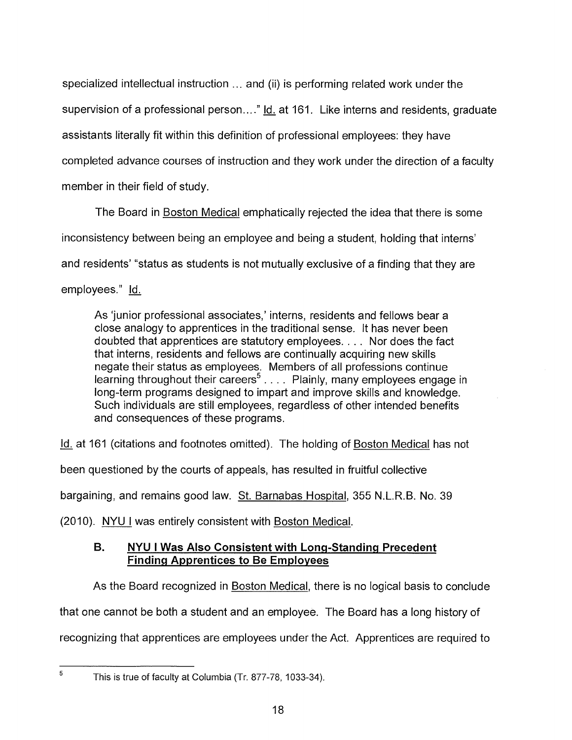specialized intellectual instruction ... and (ii) is performing related work under the supervision of a professional person...." Id. at 161. Like interns and residents, graduate assistants literally fit within this definition of professional employees: they have completed advance courses of instruction and they work under the direction of a faculty member in their field of study.

The Board in Boston Medical emphatically rejected the idea that there is some inconsistency between being an employee and being a student, holding that interns' and residents' "status as students is not mutually exclusive of a finding that they are employees." Id.

> As 'junior professional associates,' interns, residents and fellows bear a close analogy to apprentices in the traditional sense. It has never been doubted that apprentices are statutory employees. . . . Nor does the fact that interns, residents and fellows are continually acquiring new skills negate their status as employees. Members of all professions continue learning throughout their careers[5] . . . . Plainly, many employees engage in long-term programs designed to impart and improve skills and knowledge. Such individuals are still employees, regardless of other intended benefits and consequences of these programs.

Id. at 161 (citations and footnotes omitted). The holding of Boston Medical has not been questioned by the courts of appeals, has resulted in fruitful collective bargaining, and remains good law. St. Barnabas Hospital, 355 N.L.R.B. No. 39 (2010). NYU I was entirely consistent with Boston Medical.

### B. NYU I Was Also Consistent with Long-Standing Precedent Finding Apprentices to Be Employees

As the Board recognized in Boston Medical, there is no logical basis to conclude that one cannot be both a student and an employee. The Board has a long history of recognizing that apprentices are employees under the Act. Apprentices are required to

---

[5] This is true of faculty at Columbia (Tr. 877-78, 1033-34).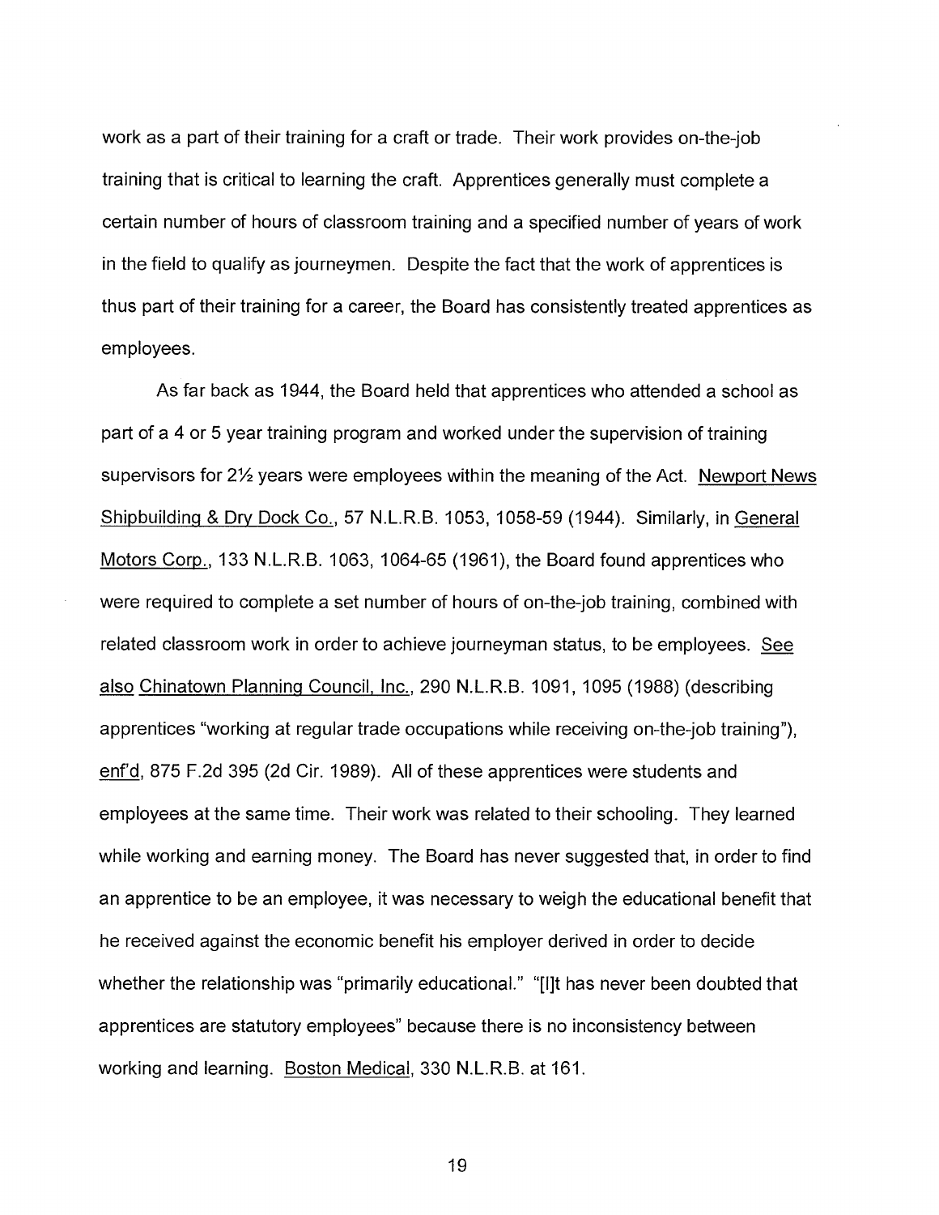work as a part of their training for a craft or trade. Their work provides on-the-job training that is critical to learning the craft. Apprentices generally must complete a certain number of hours of classroom training and a specified number of years of work in the field to qualify as journeymen. Despite the fact that the work of apprentices is thus part of their training for a career, the Board has consistently treated apprentices as employees.

As far back as 1944, the Board held that apprentices who attended a school as part of a 4 or 5 year training program and worked under the supervision of training supervisors for 2½ years were employees within the meaning of the Act. Newport News Shipbuilding & Dry Dock Co., 57 N.L.R.B. 1053, 1058-59 (1944). Similarly, in General Motors Corp., 133 N.L.R.B. 1063, 1064-65 (1961), the Board found apprentices who were required to complete a set number of hours of on-the-job training, combined with related classroom work in order to achieve journeyman status, to be employees. See also Chinatown Planning Council, Inc., 290 N.L.R.B. 1091, 1095 (1988) (describing apprentices "working at regular trade occupations while receiving on-the-job training"), enf'd, 875 F.2d 395 (2d Cir. 1989). All of these apprentices were students and employees at the same time. Their work was related to their schooling. They learned while working and earning money. The Board has never suggested that, in order to find an apprentice to be an employee, it was necessary to weigh the educational benefit that he received against the economic benefit his employer derived in order to decide whether the relationship was "primarily educational." "[I]t has never been doubted that apprentices are statutory employees" because there is no inconsistency between working and learning. Boston Medical, 330 N.L.R.B. at 161.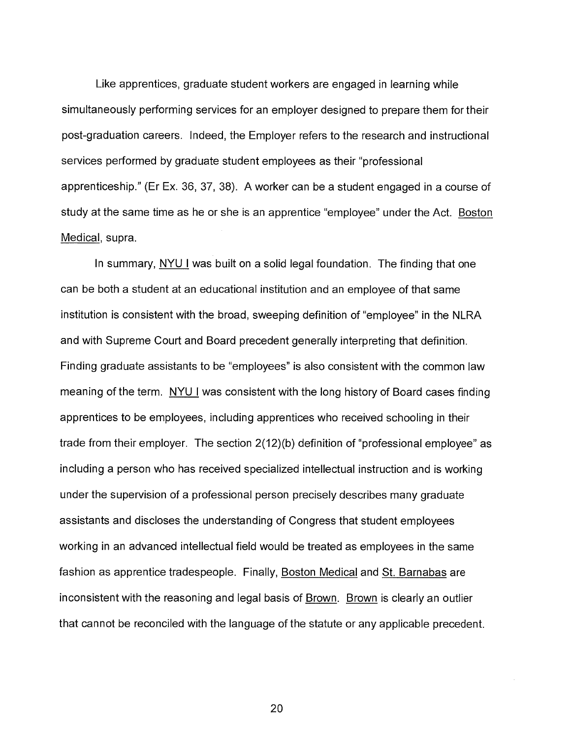Like apprentices, graduate student workers are engaged in learning while simultaneously performing services for an employer designed to prepare them for their post-graduation careers. Indeed, the Employer refers to the research and instructional services performed by graduate student employees as their "professional apprenticeship." (Er Ex. 36, 37, 38). A worker can be a student engaged in a course of study at the same time as he or she is an apprentice "employee" under the Act. Boston Medical, supra.

In summary, NYU I was built on a solid legal foundation. The finding that one can be both a student at an educational institution and an employee of that same institution is consistent with the broad, sweeping definition of "employee" in the NLRA and with Supreme Court and Board precedent generally interpreting that definition. Finding graduate assistants to be "employees" is also consistent with the common law meaning of the term. NYU I was consistent with the long history of Board cases finding apprentices to be employees, including apprentices who received schooling in their trade from their employer. The section 2(12)(b) definition of "professional employee" as including a person who has received specialized intellectual instruction and is working under the supervision of a professional person precisely describes many graduate assistants and discloses the understanding of Congress that student employees working in an advanced intellectual field would be treated as employees in the same fashion as apprentice tradespeople. Finally, Boston Medical and St. Barnabas are inconsistent with the reasoning and legal basis of Brown. Brown is clearly an outlier that cannot be reconciled with the language of the statute or any applicable precedent.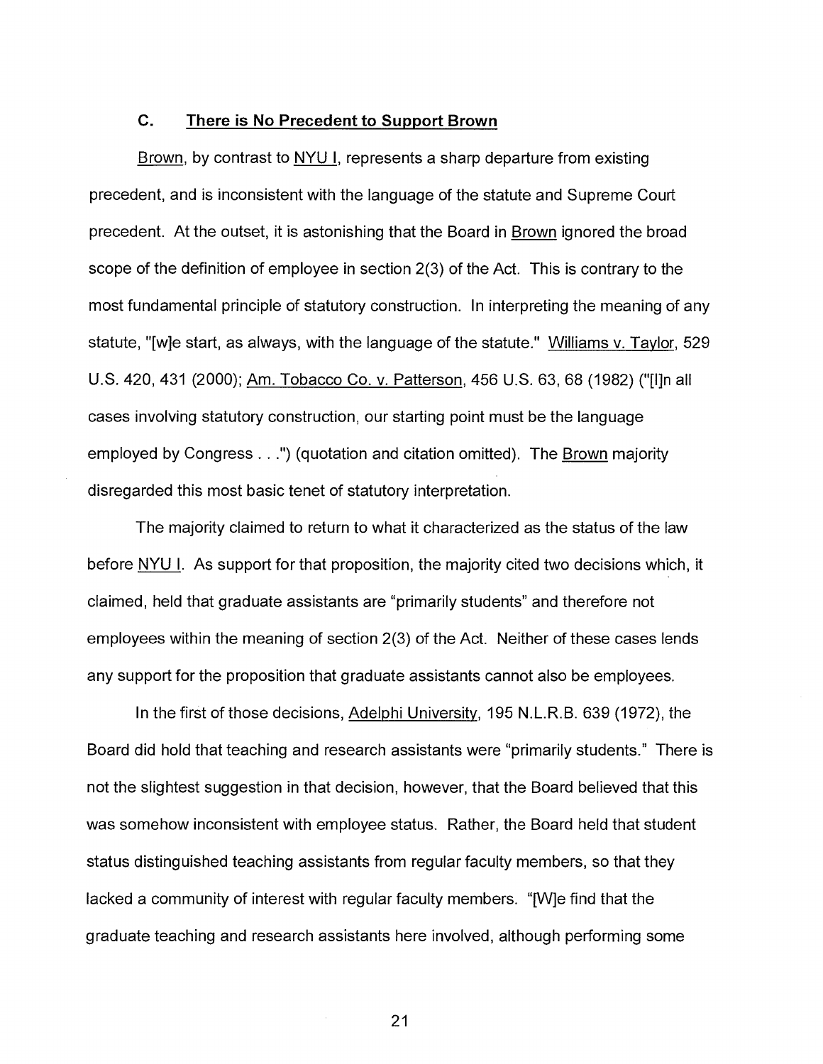### C. There is No Precedent to Support Brown

Brown, by contrast to NYU I, represents a sharp departure from existing precedent, and is inconsistent with the language of the statute and Supreme Court precedent. At the outset, it is astonishing that the Board in Brown ignored the broad scope of the definition of employee in section 2(3) of the Act. This is contrary to the most fundamental principle of statutory construction. In interpreting the meaning of any statute, "[w]e start, as always, with the language of the statute." Williams v. Taylor, 529 U.S. 420, 431 (2000); Am. Tobacco Co. v. Patterson, 456 U.S. 63, 68 (1982) ("[I]n all cases involving statutory construction, our starting point must be the language employed by Congress . . .") (quotation and citation omitted). The Brown majority disregarded this most basic tenet of statutory interpretation.

The majority claimed to return to what it characterized as the status of the law before NYU I. As support for that proposition, the majority cited two decisions which, it claimed, held that graduate assistants are "primarily students" and therefore not employees within the meaning of section 2(3) of the Act. Neither of these cases lends any support for the proposition that graduate assistants cannot also be employees.

In the first of those decisions, Adelphi University, 195 N.L.R.B. 639 (1972), the Board did hold that teaching and research assistants were "primarily students." There is not the slightest suggestion in that decision, however, that the Board believed that this was somehow inconsistent with employee status. Rather, the Board held that student status distinguished teaching assistants from regular faculty members, so that they lacked a community of interest with regular faculty members. "[W]e find that the graduate teaching and research assistants here involved, although performing some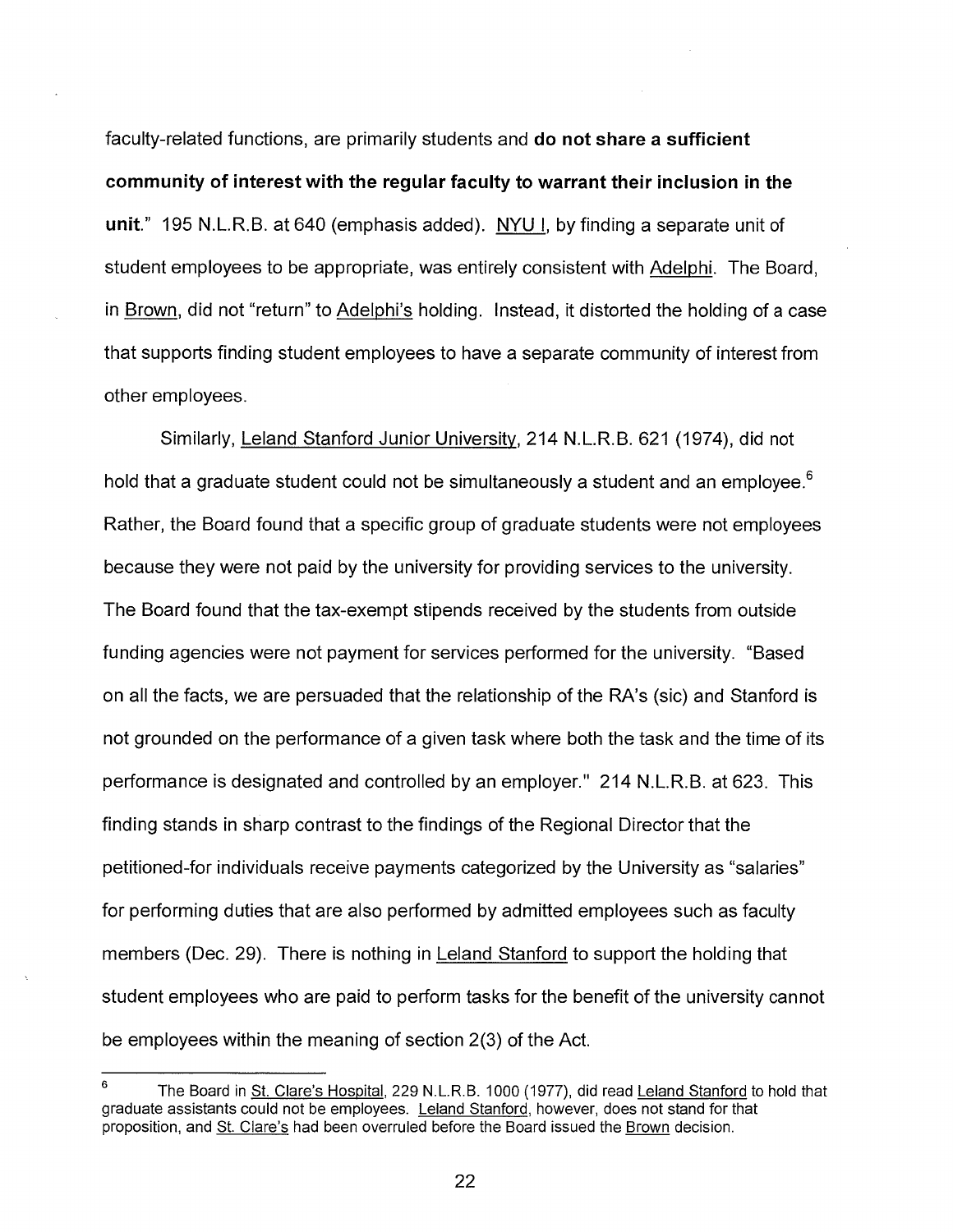faculty-related functions, are primarily students and **do not share a sufficient community of interest with the regular faculty to warrant their inclusion in the unit.**" 195 N.L.R.B. at 640 (emphasis added). NYU I, by finding a separate unit of student employees to be appropriate, was entirely consistent with Adelphi. The Board, in Brown, did not "return" to Adelphi's holding. Instead, it distorted the holding of a case that supports finding student employees to have a separate community of interest from other employees.

Similarly, Leland Stanford Junior University, 214 N.L.R.B. 621 (1974), did not hold that a graduate student could not be simultaneously a student and an employee.[6] Rather, the Board found that a specific group of graduate students were not employees because they were not paid by the university for providing services to the university. The Board found that the tax-exempt stipends received by the students from outside funding agencies were not payment for services performed for the university. "Based on all the facts, we are persuaded that the relationship of the RA's (sic) and Stanford is not grounded on the performance of a given task where both the task and the time of its performance is designated and controlled by an employer." 214 N.L.R.B. at 623. This finding stands in sharp contrast to the findings of the Regional Director that the petitioned-for individuals receive payments categorized by the University as "salaries" for performing duties that are also performed by admitted employees such as faculty members (Dec. 29). There is nothing in Leland Stanford to support the holding that student employees who are paid to perform tasks for the benefit of the university cannot be employees within the meaning of section 2(3) of the Act.

[6] The Board in St. Clare's Hospital, 229 N.L.R.B. 1000 (1977), did read Leland Stanford to hold that graduate assistants could not be employees. Leland Stanford, however, does not stand for that proposition, and St. Clare's had been overruled before the Board issued the Brown decision.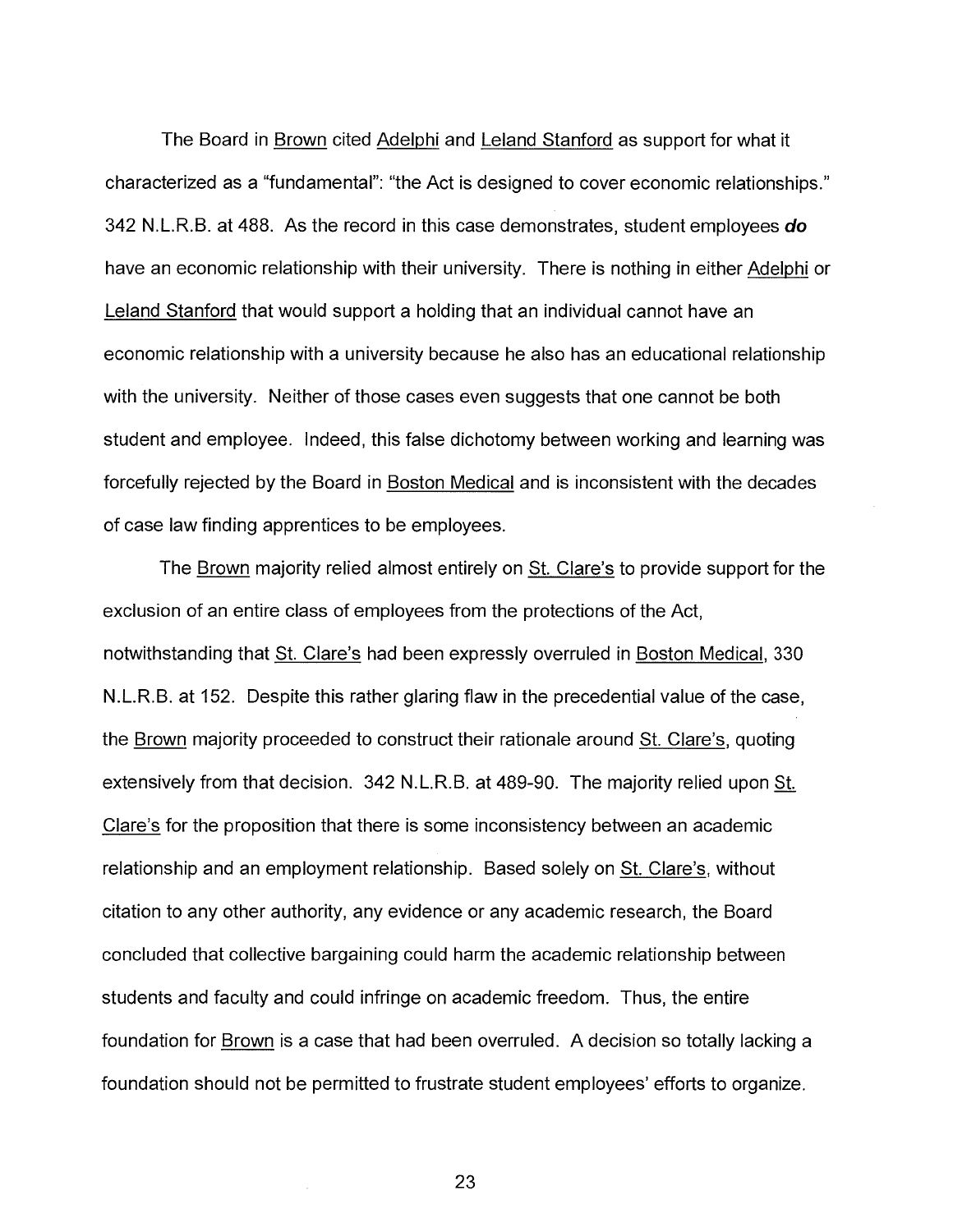The Board in Brown cited Adelphi and Leland Stanford as support for what it characterized as a "fundamental": "the Act is designed to cover economic relationships." 342 N.L.R.B. at 488. As the record in this case demonstrates, student employees ***do*** have an economic relationship with their university. There is nothing in either Adelphi or Leland Stanford that would support a holding that an individual cannot have an economic relationship with a university because he also has an educational relationship with the university. Neither of those cases even suggests that one cannot be both student and employee. Indeed, this false dichotomy between working and learning was forcefully rejected by the Board in Boston Medical and is inconsistent with the decades of case law finding apprentices to be employees.

The Brown majority relied almost entirely on St. Clare's to provide support for the exclusion of an entire class of employees from the protections of the Act, notwithstanding that St. Clare's had been expressly overruled in Boston Medical, 330 N.L.R.B. at 152. Despite this rather glaring flaw in the precedential value of the case, the Brown majority proceeded to construct their rationale around St. Clare's, quoting extensively from that decision. 342 N.L.R.B. at 489-90. The majority relied upon St. Clare's for the proposition that there is some inconsistency between an academic relationship and an employment relationship. Based solely on St. Clare's, without citation to any other authority, any evidence or any academic research, the Board concluded that collective bargaining could harm the academic relationship between students and faculty and could infringe on academic freedom. Thus, the entire foundation for Brown is a case that had been overruled. A decision so totally lacking a foundation should not be permitted to frustrate student employees' efforts to organize.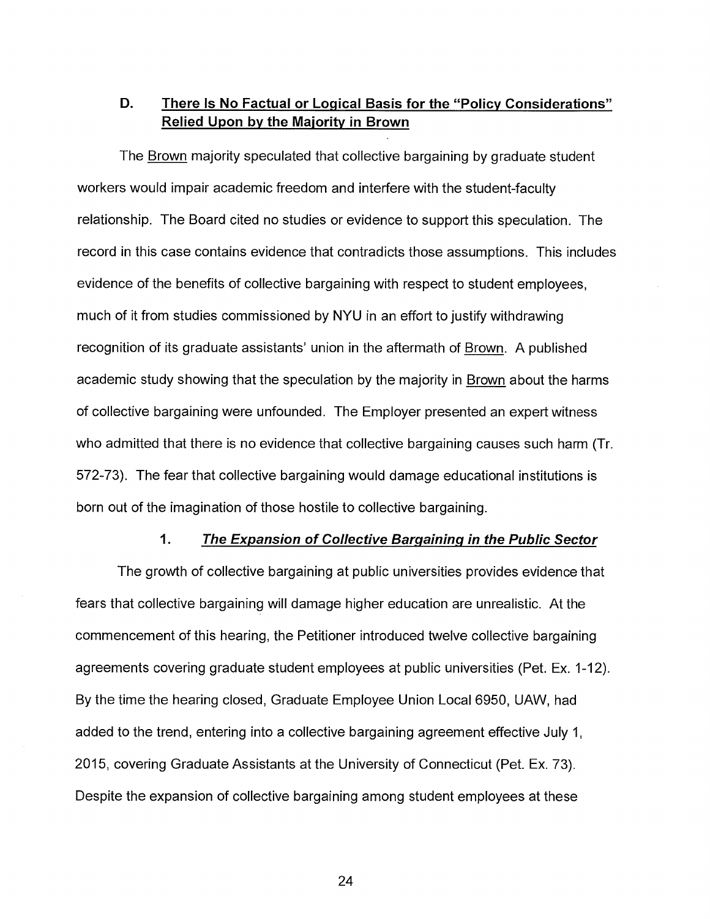## D. There Is No Factual or Logical Basis for the "Policy Considerations" Relied Upon by the Majority in Brown

The Brown majority speculated that collective bargaining by graduate student workers would impair academic freedom and interfere with the student-faculty relationship. The Board cited no studies or evidence to support this speculation. The record in this case contains evidence that contradicts those assumptions. This includes evidence of the benefits of collective bargaining with respect to student employees, much of it from studies commissioned by NYU in an effort to justify withdrawing recognition of its graduate assistants' union in the aftermath of Brown. A published academic study showing that the speculation by the majority in Brown about the harms of collective bargaining were unfounded. The Employer presented an expert witness who admitted that there is no evidence that collective bargaining causes such harm (Tr. 572-73). The fear that collective bargaining would damage educational institutions is born out of the imagination of those hostile to collective bargaining.

### 1. *The Expansion of Collective Bargaining in the Public Sector*

The growth of collective bargaining at public universities provides evidence that fears that collective bargaining will damage higher education are unrealistic. At the commencement of this hearing, the Petitioner introduced twelve collective bargaining agreements covering graduate student employees at public universities (Pet. Ex. 1-12). By the time the hearing closed, Graduate Employee Union Local 6950, UAW, had added to the trend, entering into a collective bargaining agreement effective July 1, 2015, covering Graduate Assistants at the University of Connecticut (Pet. Ex. 73). Despite the expansion of collective bargaining among student employees at these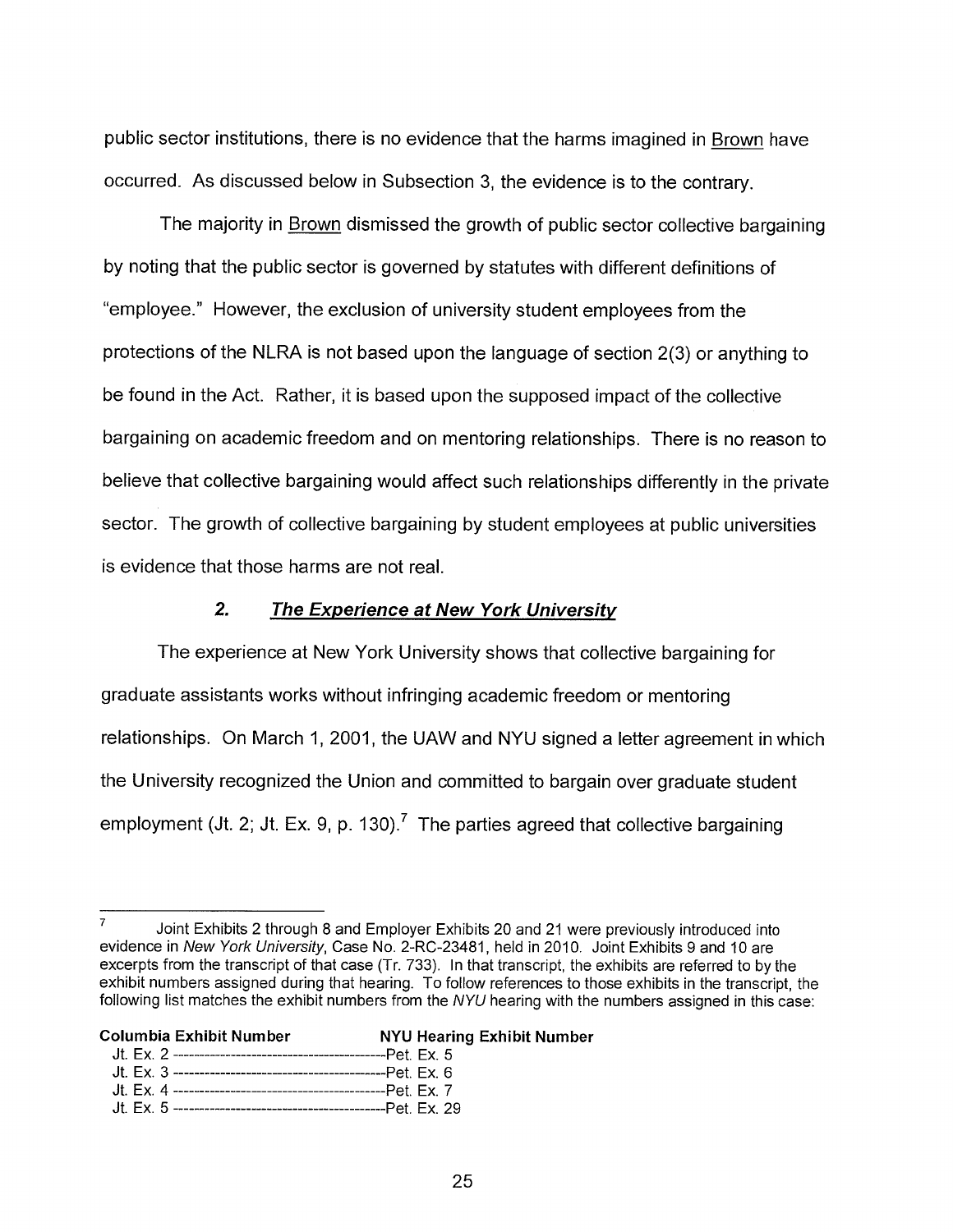public sector institutions, there is no evidence that the harms imagined in Brown have occurred. As discussed below in Subsection 3, the evidence is to the contrary.

The majority in Brown dismissed the growth of public sector collective bargaining by noting that the public sector is governed by statutes with different definitions of "employee." However, the exclusion of university student employees from the protections of the NLRA is not based upon the language of section 2(3) or anything to be found in the Act. Rather, it is based upon the supposed impact of the collective bargaining on academic freedom and on mentoring relationships. There is no reason to believe that collective bargaining would affect such relationships differently in the private sector. The growth of collective bargaining by student employees at public universities is evidence that those harms are not real.

### 2. ***The Experience at New York University***

The experience at New York University shows that collective bargaining for graduate assistants works without infringing academic freedom or mentoring relationships. On March 1, 2001, the UAW and NYU signed a letter agreement in which the University recognized the Union and committed to bargain over graduate student employment (Jt. 2; Jt. Ex. 9, p. 130).[7] The parties agreed that collective bargaining

---

[7] Joint Exhibits 2 through 8 and Employer Exhibits 20 and 21 were previously introduced into evidence in *New York University*, Case No. 2-RC-23481, held in 2010. Joint Exhibits 9 and 10 are excerpts from the transcript of that case (Tr. 733). In that transcript, the exhibits are referred to by the exhibit numbers assigned during that hearing. To follow references to those exhibits in the transcript, the following list matches the exhibit numbers from the *NYU* hearing with the numbers assigned in this case:

| Columbia Exhibit Number | NYU Hearing Exhibit Number |
|---|---|
| Jt. Ex. 2 | Pet. Ex. 5 |
| Jt. Ex. 3 | Pet. Ex. 6 |
| Jt. Ex. 4 | Pet. Ex. 7 |
| Jt. Ex. 5 | Pet. Ex. 29 |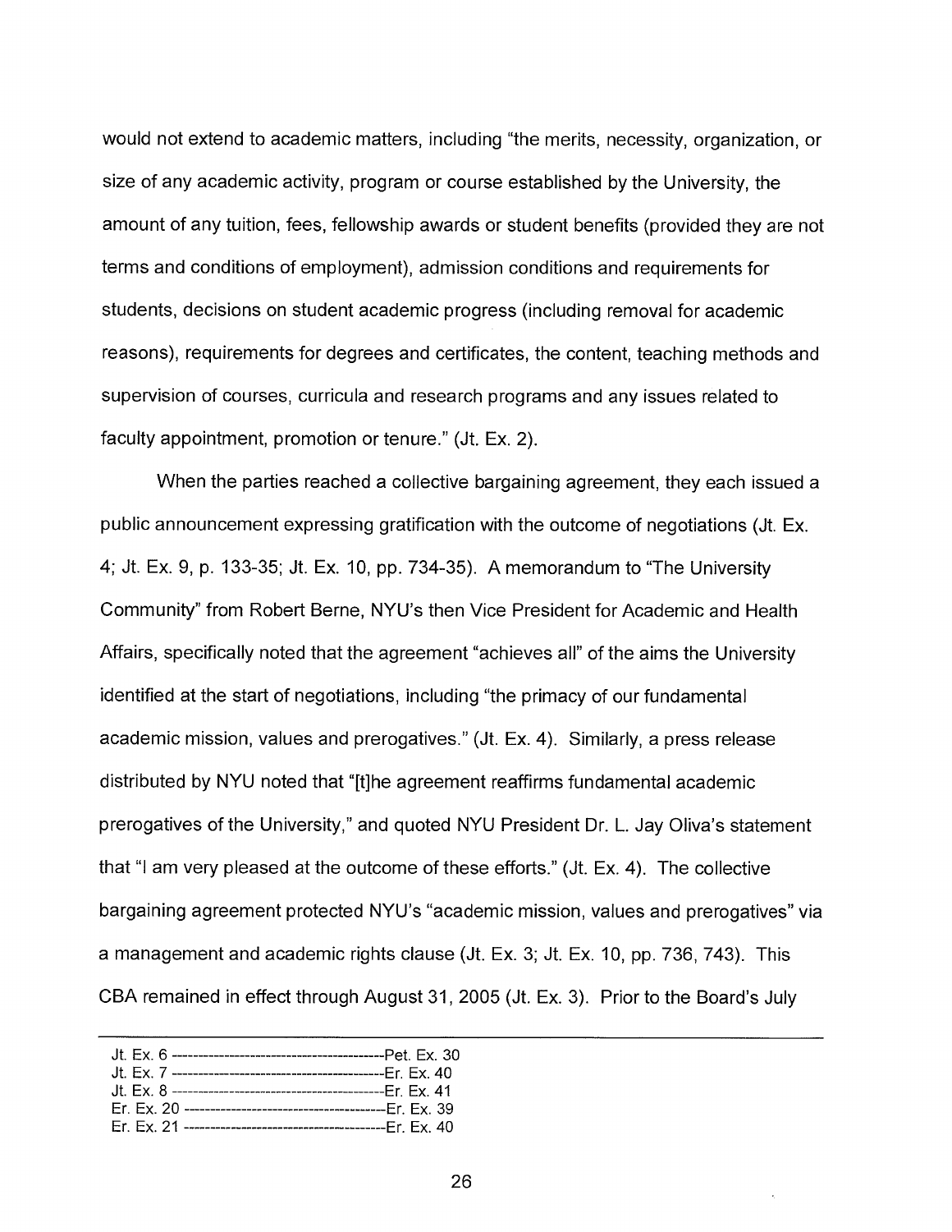would not extend to academic matters, including "the merits, necessity, organization, or size of any academic activity, program or course established by the University, the amount of any tuition, fees, fellowship awards or student benefits (provided they are not terms and conditions of employment), admission conditions and requirements for students, decisions on student academic progress (including removal for academic reasons), requirements for degrees and certificates, the content, teaching methods and supervision of courses, curricula and research programs and any issues related to faculty appointment, promotion or tenure." (Jt. Ex. 2).

When the parties reached a collective bargaining agreement, they each issued a public announcement expressing gratification with the outcome of negotiations (Jt. Ex. 4; Jt. Ex. 9, p. 133-35; Jt. Ex. 10, pp. 734-35). A memorandum to "The University Community" from Robert Berne, NYU's then Vice President for Academic and Health Affairs, specifically noted that the agreement "achieves all" of the aims the University identified at the start of negotiations, including "the primacy of our fundamental academic mission, values and prerogatives." (Jt. Ex. 4). Similarly, a press release distributed by NYU noted that "[t]he agreement reaffirms fundamental academic prerogatives of the University," and quoted NYU President Dr. L. Jay Oliva's statement that "I am very pleased at the outcome of these efforts." (Jt. Ex. 4). The collective bargaining agreement protected NYU's "academic mission, values and prerogatives" via a management and academic rights clause (Jt. Ex. 3; Jt. Ex. 10, pp. 736, 743). This CBA remained in effect through August 31, 2005 (Jt. Ex. 3). Prior to the Board's July

---

Jt. Ex. 6 ------------------------------------------Pet. Ex. 30
Jt. Ex. 7 ------------------------------------------Er. Ex. 40
Jt. Ex. 8 ------------------------------------------Er. Ex. 41
Er. Ex. 20 ----------------------------------------Er. Ex. 39
Er. Ex. 21 ----------------------------------------Er. Ex. 40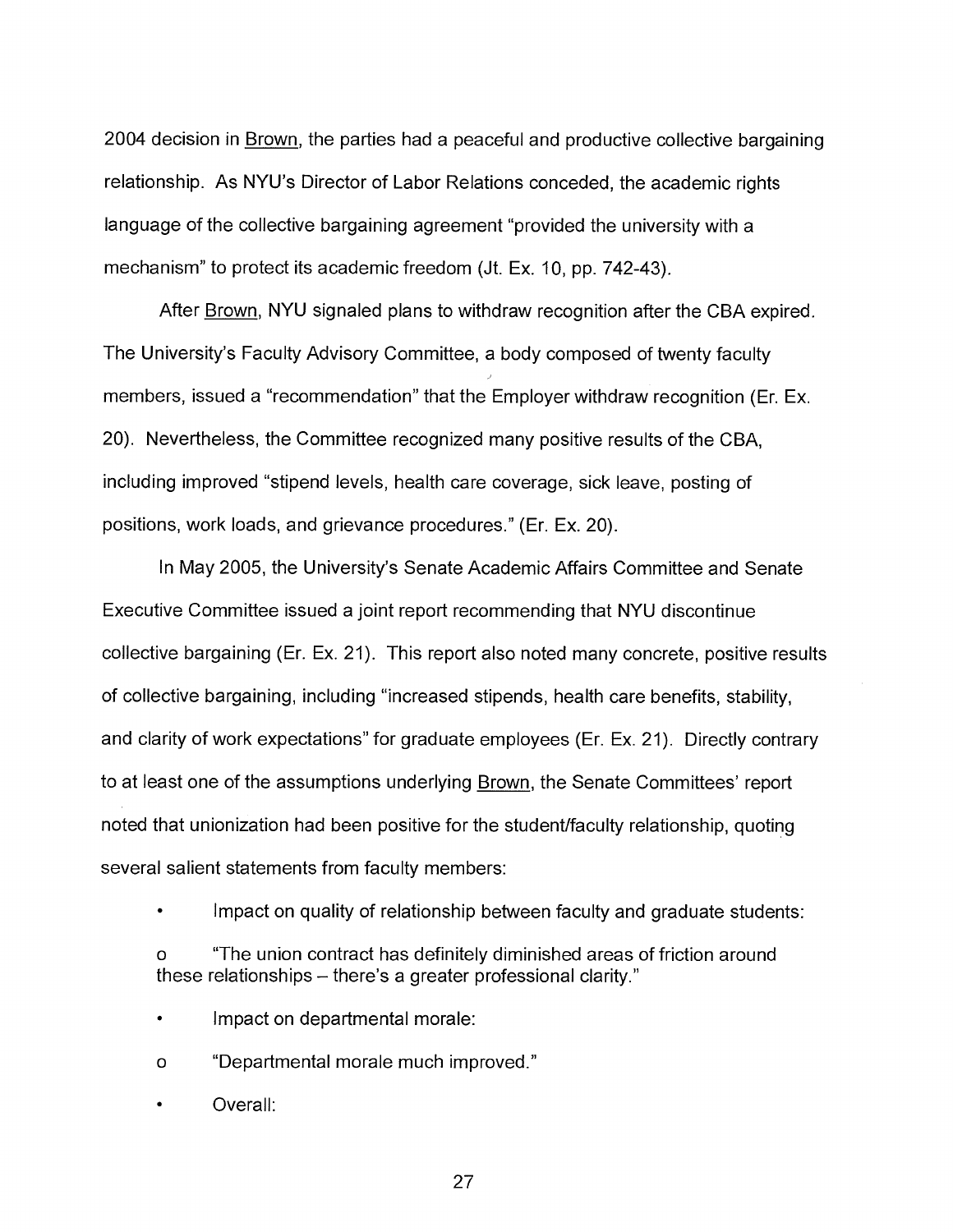2004 decision in Brown, the parties had a peaceful and productive collective bargaining relationship. As NYU's Director of Labor Relations conceded, the academic rights language of the collective bargaining agreement "provided the university with a mechanism" to protect its academic freedom (Jt. Ex. 10, pp. 742-43).

After Brown, NYU signaled plans to withdraw recognition after the CBA expired. The University's Faculty Advisory Committee, a body composed of twenty faculty members, issued a "recommendation" that the Employer withdraw recognition (Er. Ex. 20). Nevertheless, the Committee recognized many positive results of the CBA, including improved "stipend levels, health care coverage, sick leave, posting of positions, work loads, and grievance procedures." (Er. Ex. 20).

In May 2005, the University's Senate Academic Affairs Committee and Senate Executive Committee issued a joint report recommending that NYU discontinue collective bargaining (Er. Ex. 21). This report also noted many concrete, positive results of collective bargaining, including "increased stipends, health care benefits, stability, and clarity of work expectations" for graduate employees (Er. Ex. 21). Directly contrary to at least one of the assumptions underlying Brown, the Senate Committees' report noted that unionization had been positive for the student/faculty relationship, quoting several salient statements from faculty members:

- Impact on quality of relationship between faculty and graduate students:
  - "The union contract has definitely diminished areas of friction around these relationships – there's a greater professional clarity."
- Impact on departmental morale:
  - "Departmental morale much improved."
- Overall: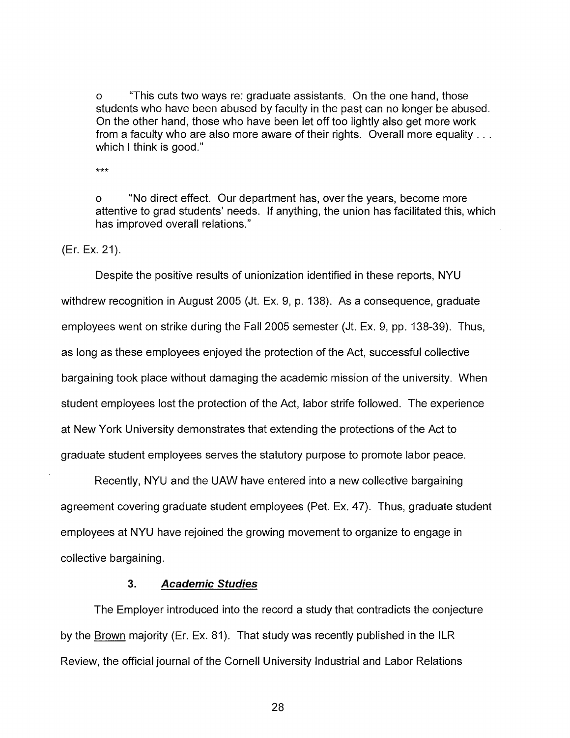- "This cuts two ways re: graduate assistants. On the one hand, those students who have been abused by faculty in the past can no longer be abused. On the other hand, those who have been let off too lightly also get more work from a faculty who are also more aware of their rights. Overall more equality . . . which I think is good."

\*\*\*

- "No direct effect. Our department has, over the years, become more attentive to grad students' needs. If anything, the union has facilitated this, which has improved overall relations."

(Er. Ex. 21).

Despite the positive results of unionization identified in these reports, NYU withdrew recognition in August 2005 (Jt. Ex. 9, p. 138). As a consequence, graduate employees went on strike during the Fall 2005 semester (Jt. Ex. 9, pp. 138-39). Thus, as long as these employees enjoyed the protection of the Act, successful collective bargaining took place without damaging the academic mission of the university. When student employees lost the protection of the Act, labor strife followed. The experience at New York University demonstrates that extending the protections of the Act to graduate student employees serves the statutory purpose to promote labor peace.

Recently, NYU and the UAW have entered into a new collective bargaining agreement covering graduate student employees (Pet. Ex. 47). Thus, graduate student employees at NYU have rejoined the growing movement to organize to engage in collective bargaining.

### 3. ***Academic Studies***

The Employer introduced into the record a study that contradicts the conjecture by the Brown majority (Er. Ex. 81). That study was recently published in the ILR Review, the official journal of the Cornell University Industrial and Labor Relations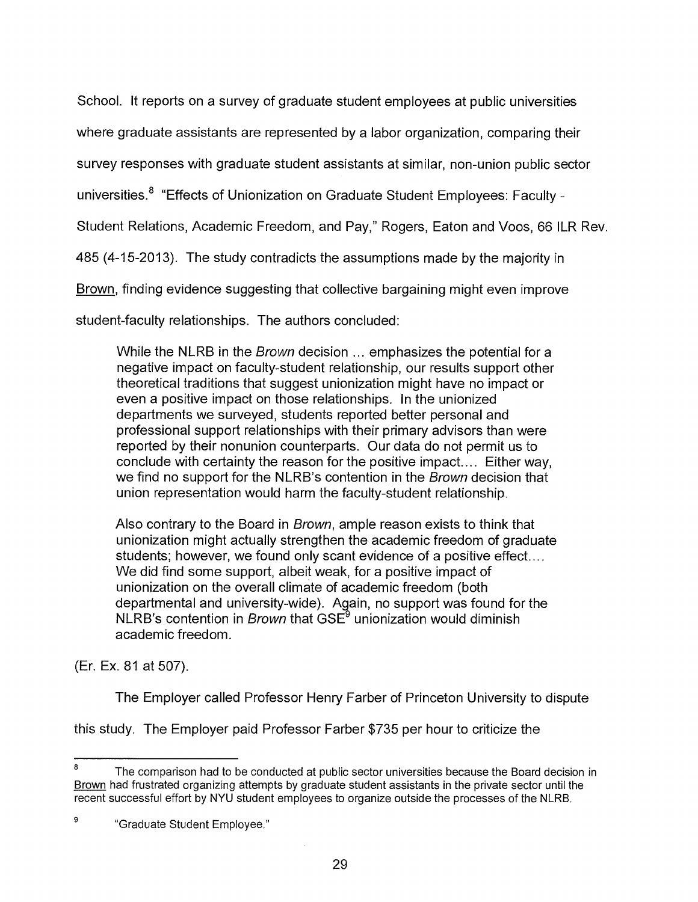School. It reports on a survey of graduate student employees at public universities where graduate assistants are represented by a labor organization, comparing their survey responses with graduate student assistants at similar, non-union public sector universities.[8] "Effects of Unionization on Graduate Student Employees: Faculty - Student Relations, Academic Freedom, and Pay," Rogers, Eaton and Voos, 66 ILR Rev. 485 (4-15-2013). The study contradicts the assumptions made by the majority in Brown, finding evidence suggesting that collective bargaining might even improve student-faculty relationships. The authors concluded:

> While the NLRB in the *Brown* decision ... emphasizes the potential for a negative impact on faculty-student relationship, our results support other theoretical traditions that suggest unionization might have no impact or even a positive impact on those relationships. In the unionized departments we surveyed, students reported better personal and professional support relationships with their primary advisors than were reported by their nonunion counterparts. Our data do not permit us to conclude with certainty the reason for the positive impact.... Either way, we find no support for the NLRB's contention in the *Brown* decision that union representation would harm the faculty-student relationship.
>
> Also contrary to the Board in *Brown*, ample reason exists to think that unionization might actually strengthen the academic freedom of graduate students; however, we found only scant evidence of a positive effect.... We did find some support, albeit weak, for a positive impact of unionization on the overall climate of academic freedom (both departmental and university-wide). Again, no support was found for the NLRB's contention in *Brown* that GSE[9] unionization would diminish academic freedom.

(Er. Ex. 81 at 507).

The Employer called Professor Henry Farber of Princeton University to dispute this study. The Employer paid Professor Farber $735 per hour to criticize the

---

[8] The comparison had to be conducted at public sector universities because the Board decision in Brown had frustrated organizing attempts by graduate student assistants in the private sector until the recent successful effort by NYU student employees to organize outside the processes of the NLRB.

[9] "Graduate Student Employee."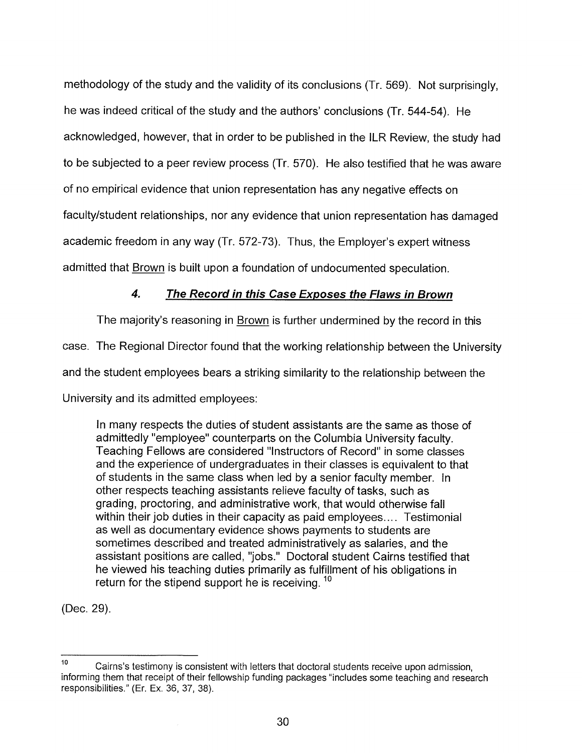methodology of the study and the validity of its conclusions (Tr. 569). Not surprisingly, he was indeed critical of the study and the authors' conclusions (Tr. 544-54). He acknowledged, however, that in order to be published in the ILR Review, the study had to be subjected to a peer review process (Tr. 570). He also testified that he was aware of no empirical evidence that union representation has any negative effects on faculty/student relationships, nor any evidence that union representation has damaged academic freedom in any way (Tr. 572-73). Thus, the Employer's expert witness admitted that Brown is built upon a foundation of undocumented speculation.

#### *4. The Record in this Case Exposes the Flaws in Brown*

The majority's reasoning in Brown is further undermined by the record in this case. The Regional Director found that the working relationship between the University and the student employees bears a striking similarity to the relationship between the University and its admitted employees:

> In many respects the duties of student assistants are the same as those of admittedly "employee" counterparts on the Columbia University faculty. Teaching Fellows are considered "Instructors of Record" in some classes and the experience of undergraduates in their classes is equivalent to that of students in the same class when led by a senior faculty member. In other respects teaching assistants relieve faculty of tasks, such as grading, proctoring, and administrative work, that would otherwise fall within their job duties in their capacity as paid employees.... Testimonial as well as documentary evidence shows payments to students are sometimes described and treated administratively as salaries, and the assistant positions are called, "jobs." Doctoral student Cairns testified that he viewed his teaching duties primarily as fulfillment of his obligations in return for the stipend support he is receiving.[10]

(Dec. 29).

---

[10] Cairns's testimony is consistent with letters that doctoral students receive upon admission, informing them that receipt of their fellowship funding packages "includes some teaching and research responsibilities." (Er. Ex. 36, 37, 38).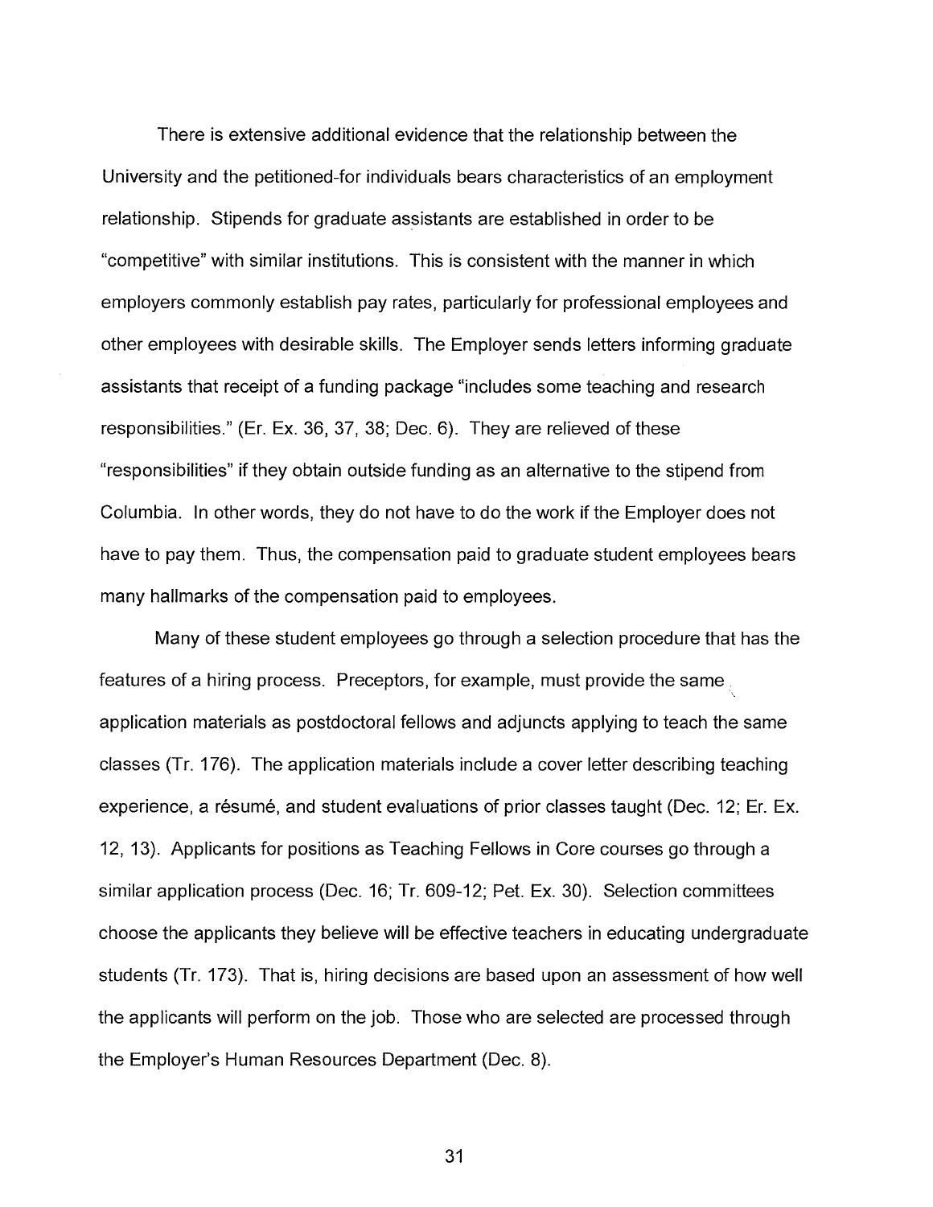There is extensive additional evidence that the relationship between the University and the petitioned-for individuals bears characteristics of an employment relationship. Stipends for graduate assistants are established in order to be "competitive" with similar institutions. This is consistent with the manner in which employers commonly establish pay rates, particularly for professional employees and other employees with desirable skills. The Employer sends letters informing graduate assistants that receipt of a funding package "includes some teaching and research responsibilities." (Er. Ex. 36, 37, 38; Dec. 6). They are relieved of these "responsibilities" if they obtain outside funding as an alternative to the stipend from Columbia. In other words, they do not have to do the work if the Employer does not have to pay them. Thus, the compensation paid to graduate student employees bears many hallmarks of the compensation paid to employees.

Many of these student employees go through a selection procedure that has the features of a hiring process. Preceptors, for example, must provide the same application materials as postdoctoral fellows and adjuncts applying to teach the same classes (Tr. 176). The application materials include a cover letter describing teaching experience, a résumé, and student evaluations of prior classes taught (Dec. 12; Er. Ex. 12, 13). Applicants for positions as Teaching Fellows in Core courses go through a similar application process (Dec. 16; Tr. 609-12; Pet. Ex. 30). Selection committees choose the applicants they believe will be effective teachers in educating undergraduate students (Tr. 173). That is, hiring decisions are based upon an assessment of how well the applicants will perform on the job. Those who are selected are processed through the Employer's Human Resources Department (Dec. 8).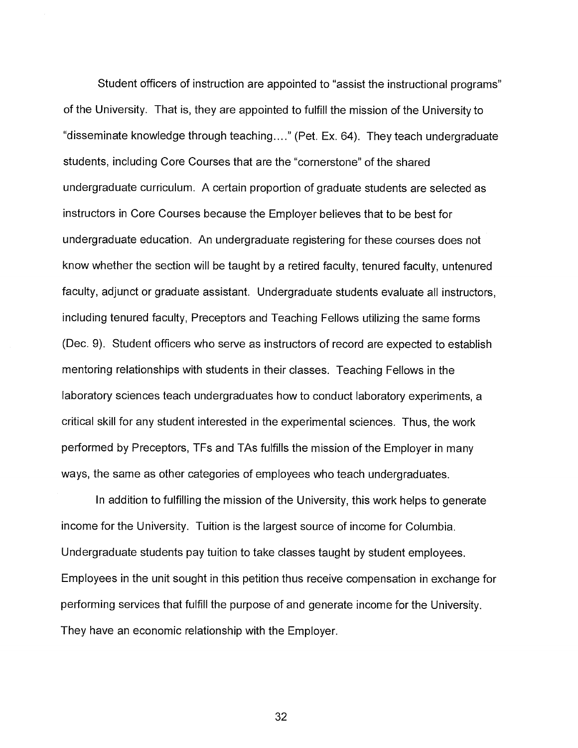Student officers of instruction are appointed to "assist the instructional programs" of the University. That is, they are appointed to fulfill the mission of the University to "disseminate knowledge through teaching…." (Pet. Ex. 64). They teach undergraduate students, including Core Courses that are the "cornerstone" of the shared undergraduate curriculum. A certain proportion of graduate students are selected as instructors in Core Courses because the Employer believes that to be best for undergraduate education. An undergraduate registering for these courses does not know whether the section will be taught by a retired faculty, tenured faculty, untenured faculty, adjunct or graduate assistant. Undergraduate students evaluate all instructors, including tenured faculty, Preceptors and Teaching Fellows utilizing the same forms (Dec. 9). Student officers who serve as instructors of record are expected to establish mentoring relationships with students in their classes. Teaching Fellows in the laboratory sciences teach undergraduates how to conduct laboratory experiments, a critical skill for any student interested in the experimental sciences. Thus, the work performed by Preceptors, TFs and TAs fulfills the mission of the Employer in many ways, the same as other categories of employees who teach undergraduates.

In addition to fulfilling the mission of the University, this work helps to generate income for the University. Tuition is the largest source of income for Columbia. Undergraduate students pay tuition to take classes taught by student employees. Employees in the unit sought in this petition thus receive compensation in exchange for performing services that fulfill the purpose of and generate income for the University. They have an economic relationship with the Employer.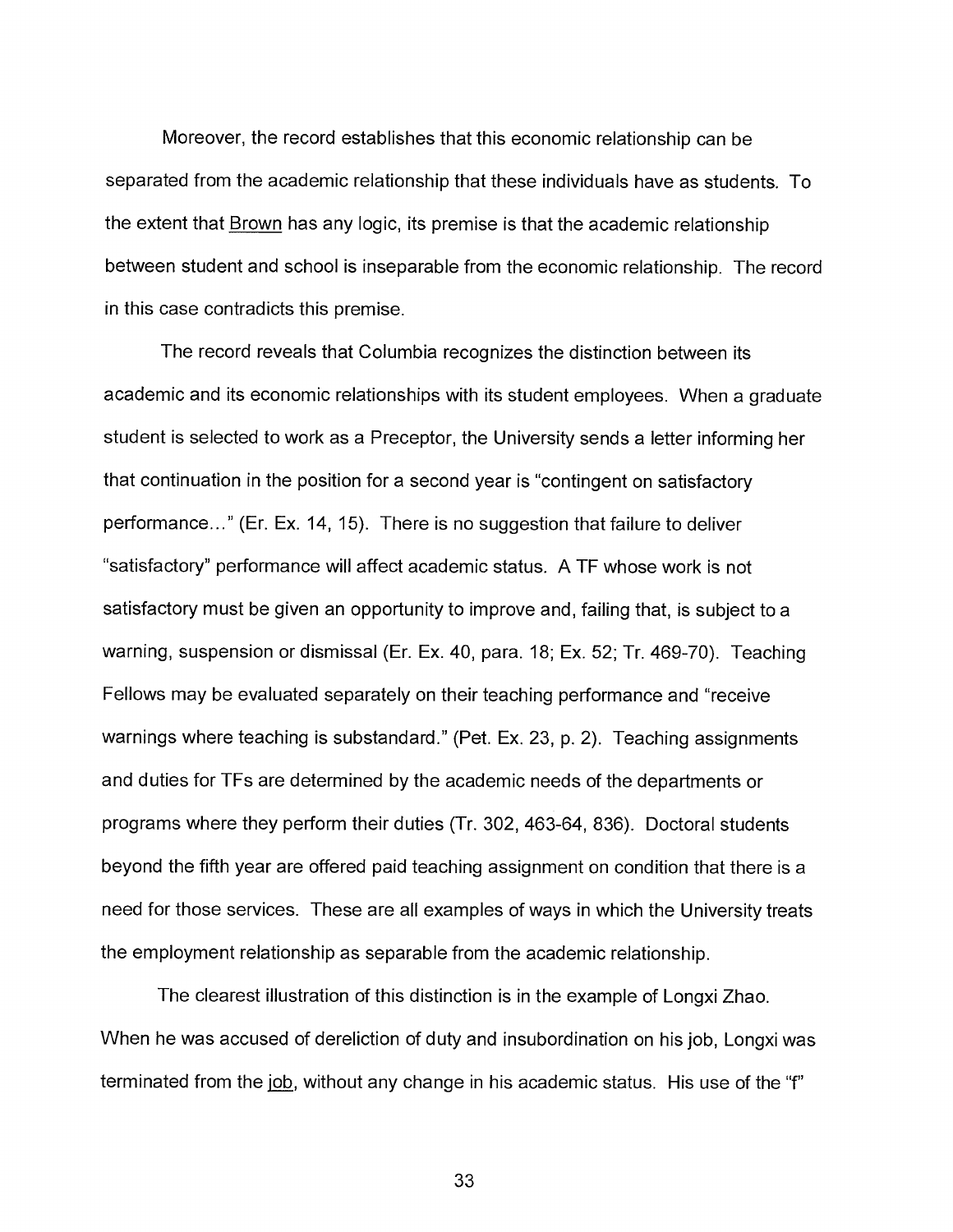Moreover, the record establishes that this economic relationship can be separated from the academic relationship that these individuals have as students. To the extent that Brown has any logic, its premise is that the academic relationship between student and school is inseparable from the economic relationship. The record in this case contradicts this premise.

The record reveals that Columbia recognizes the distinction between its academic and its economic relationships with its student employees. When a graduate student is selected to work as a Preceptor, the University sends a letter informing her that continuation in the position for a second year is "contingent on satisfactory performance..." (Er. Ex. 14, 15). There is no suggestion that failure to deliver "satisfactory" performance will affect academic status. A TF whose work is not satisfactory must be given an opportunity to improve and, failing that, is subject to a warning, suspension or dismissal (Er. Ex. 40, para. 18; Ex. 52; Tr. 469-70). Teaching Fellows may be evaluated separately on their teaching performance and "receive warnings where teaching is substandard." (Pet. Ex. 23, p. 2). Teaching assignments and duties for TFs are determined by the academic needs of the departments or programs where they perform their duties (Tr. 302, 463-64, 836). Doctoral students beyond the fifth year are offered paid teaching assignment on condition that there is a need for those services. These are all examples of ways in which the University treats the employment relationship as separable from the academic relationship.

The clearest illustration of this distinction is in the example of Longxi Zhao. When he was accused of dereliction of duty and insubordination on his job, Longxi was terminated from the job, without any change in his academic status. His use of the "f"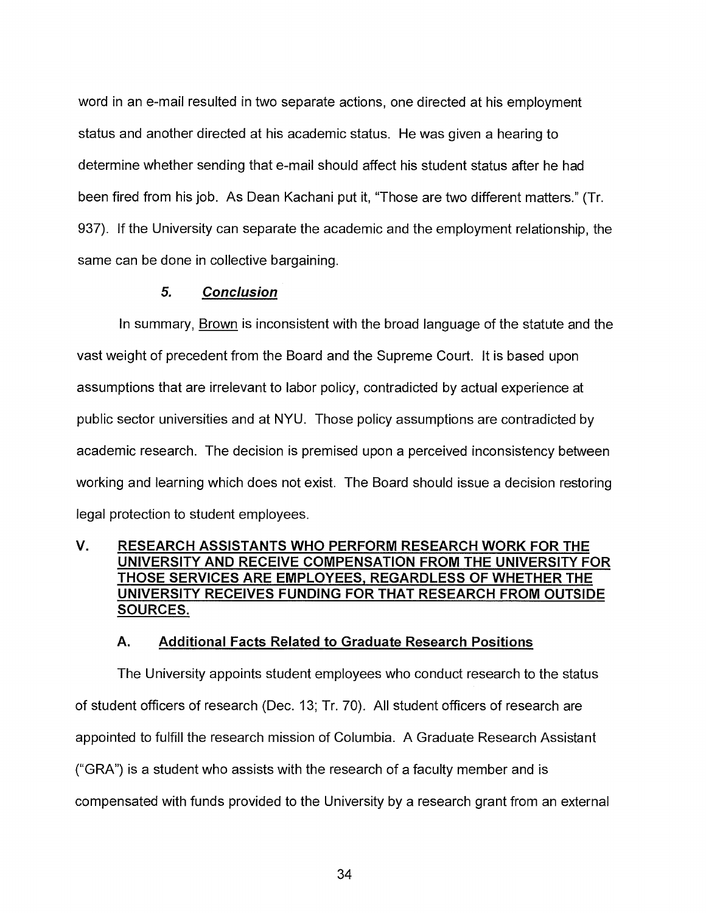word in an e-mail resulted in two separate actions, one directed at his employment status and another directed at his academic status. He was given a hearing to determine whether sending that e-mail should affect his student status after he had been fired from his job. As Dean Kachani put it, "Those are two different matters." (Tr. 937). If the University can separate the academic and the employment relationship, the same can be done in collective bargaining.

#### 5. ***Conclusion***

In summary, Brown is inconsistent with the broad language of the statute and the vast weight of precedent from the Board and the Supreme Court. It is based upon assumptions that are irrelevant to labor policy, contradicted by actual experience at public sector universities and at NYU. Those policy assumptions are contradicted by academic research. The decision is premised upon a perceived inconsistency between working and learning which does not exist. The Board should issue a decision restoring legal protection to student employees.

## V. RESEARCH ASSISTANTS WHO PERFORM RESEARCH WORK FOR THE UNIVERSITY AND RECEIVE COMPENSATION FROM THE UNIVERSITY FOR THOSE SERVICES ARE EMPLOYEES, REGARDLESS OF WHETHER THE UNIVERSITY RECEIVES FUNDING FOR THAT RESEARCH FROM OUTSIDE SOURCES.

### A. Additional Facts Related to Graduate Research Positions

The University appoints student employees who conduct research to the status of student officers of research (Dec. 13; Tr. 70). All student officers of research are appointed to fulfill the research mission of Columbia. A Graduate Research Assistant ("GRA") is a student who assists with the research of a faculty member and is compensated with funds provided to the University by a research grant from an external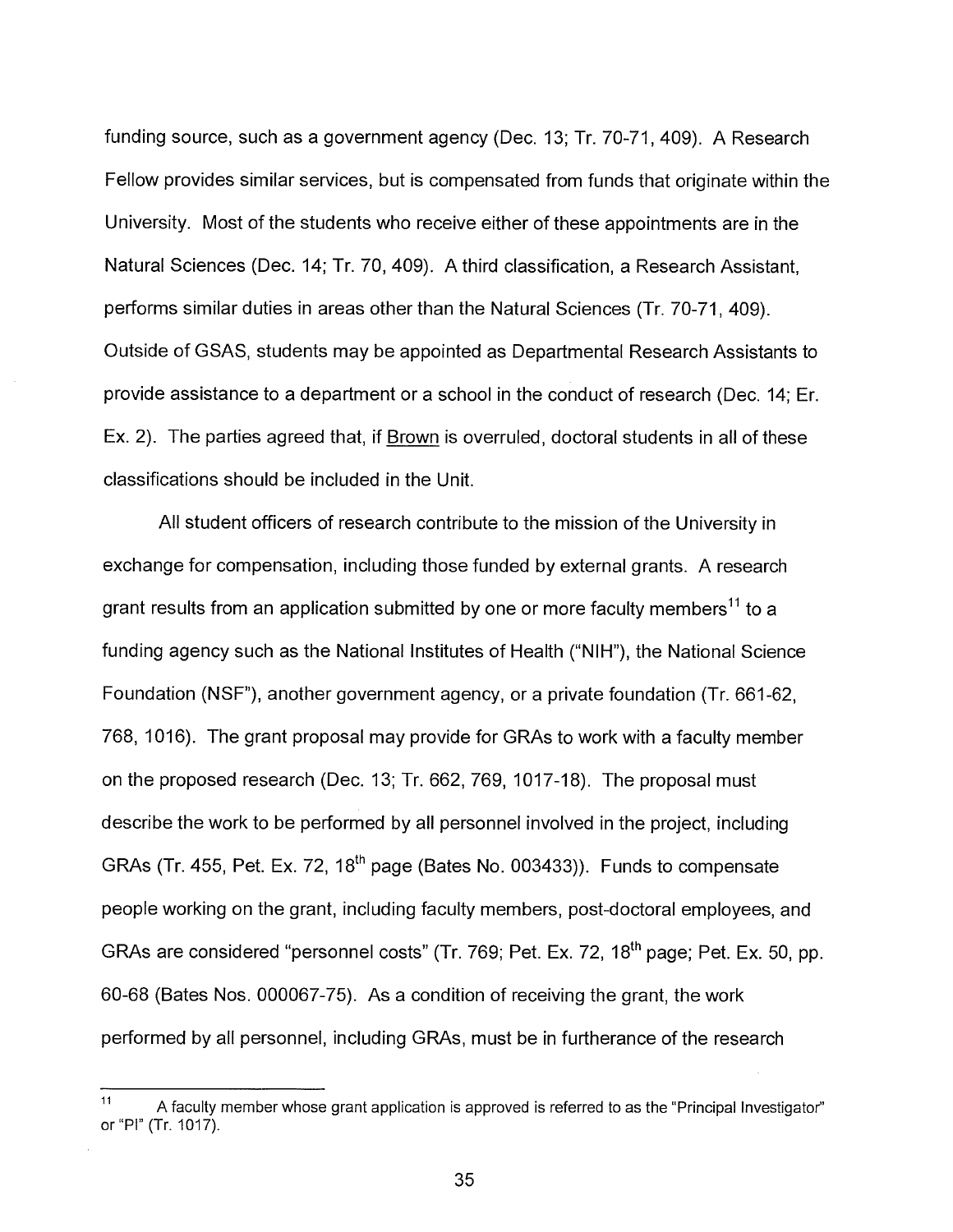funding source, such as a government agency (Dec. 13; Tr. 70-71, 409). A Research Fellow provides similar services, but is compensated from funds that originate within the University. Most of the students who receive either of these appointments are in the Natural Sciences (Dec. 14; Tr. 70, 409). A third classification, a Research Assistant, performs similar duties in areas other than the Natural Sciences (Tr. 70-71, 409). Outside of GSAS, students may be appointed as Departmental Research Assistants to provide assistance to a department or a school in the conduct of research (Dec. 14; Er. Ex. 2). The parties agreed that, if Brown is overruled, doctoral students in all of these classifications should be included in the Unit.

All student officers of research contribute to the mission of the University in exchange for compensation, including those funded by external grants. A research grant results from an application submitted by one or more faculty members[11] to a funding agency such as the National Institutes of Health ("NIH"), the National Science Foundation (NSF"), another government agency, or a private foundation (Tr. 661-62, 768, 1016). The grant proposal may provide for GRAs to work with a faculty member on the proposed research (Dec. 13; Tr. 662, 769, 1017-18). The proposal must describe the work to be performed by all personnel involved in the project, including GRAs (Tr. 455, Pet. Ex. 72, 18th page (Bates No. 003433)). Funds to compensate people working on the grant, including faculty members, post-doctoral employees, and GRAs are considered "personnel costs" (Tr. 769; Pet. Ex. 72, 18th page; Pet. Ex. 50, pp. 60-68 (Bates Nos. 000067-75). As a condition of receiving the grant, the work performed by all personnel, including GRAs, must be in furtherance of the research

---

[11] A faculty member whose grant application is approved is referred to as the "Principal Investigator" or "PI" (Tr. 1017).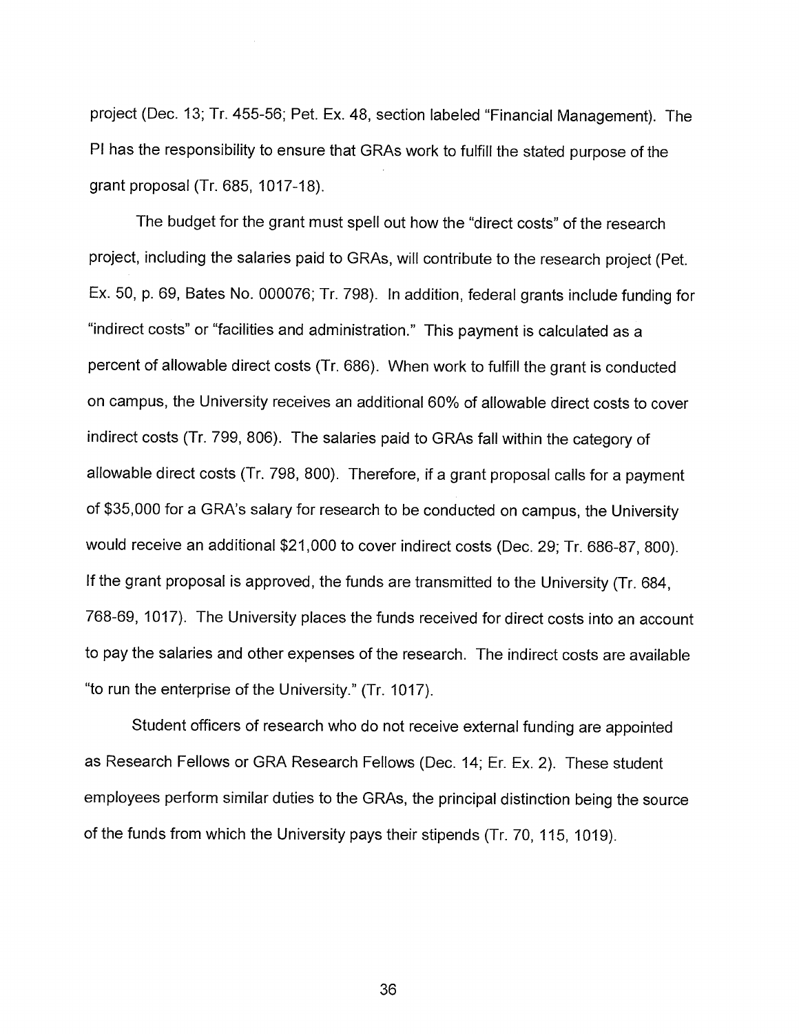project (Dec. 13; Tr. 455-56; Pet. Ex. 48, section labeled "Financial Management). The PI has the responsibility to ensure that GRAs work to fulfill the stated purpose of the grant proposal (Tr. 685, 1017-18).

The budget for the grant must spell out how the "direct costs" of the research project, including the salaries paid to GRAs, will contribute to the research project (Pet. Ex. 50, p. 69, Bates No. 000076; Tr. 798). In addition, federal grants include funding for "indirect costs" or "facilities and administration." This payment is calculated as a percent of allowable direct costs (Tr. 686). When work to fulfill the grant is conducted on campus, the University receives an additional 60% of allowable direct costs to cover indirect costs (Tr. 799, 806). The salaries paid to GRAs fall within the category of allowable direct costs (Tr. 798, 800). Therefore, if a grant proposal calls for a payment of $35,000 for a GRA's salary for research to be conducted on campus, the University would receive an additional $21,000 to cover indirect costs (Dec. 29; Tr. 686-87, 800). If the grant proposal is approved, the funds are transmitted to the University (Tr. 684, 768-69, 1017). The University places the funds received for direct costs into an account to pay the salaries and other expenses of the research. The indirect costs are available "to run the enterprise of the University." (Tr. 1017).

Student officers of research who do not receive external funding are appointed as Research Fellows or GRA Research Fellows (Dec. 14; Er. Ex. 2). These student employees perform similar duties to the GRAs, the principal distinction being the source of the funds from which the University pays their stipends (Tr. 70, 115, 1019).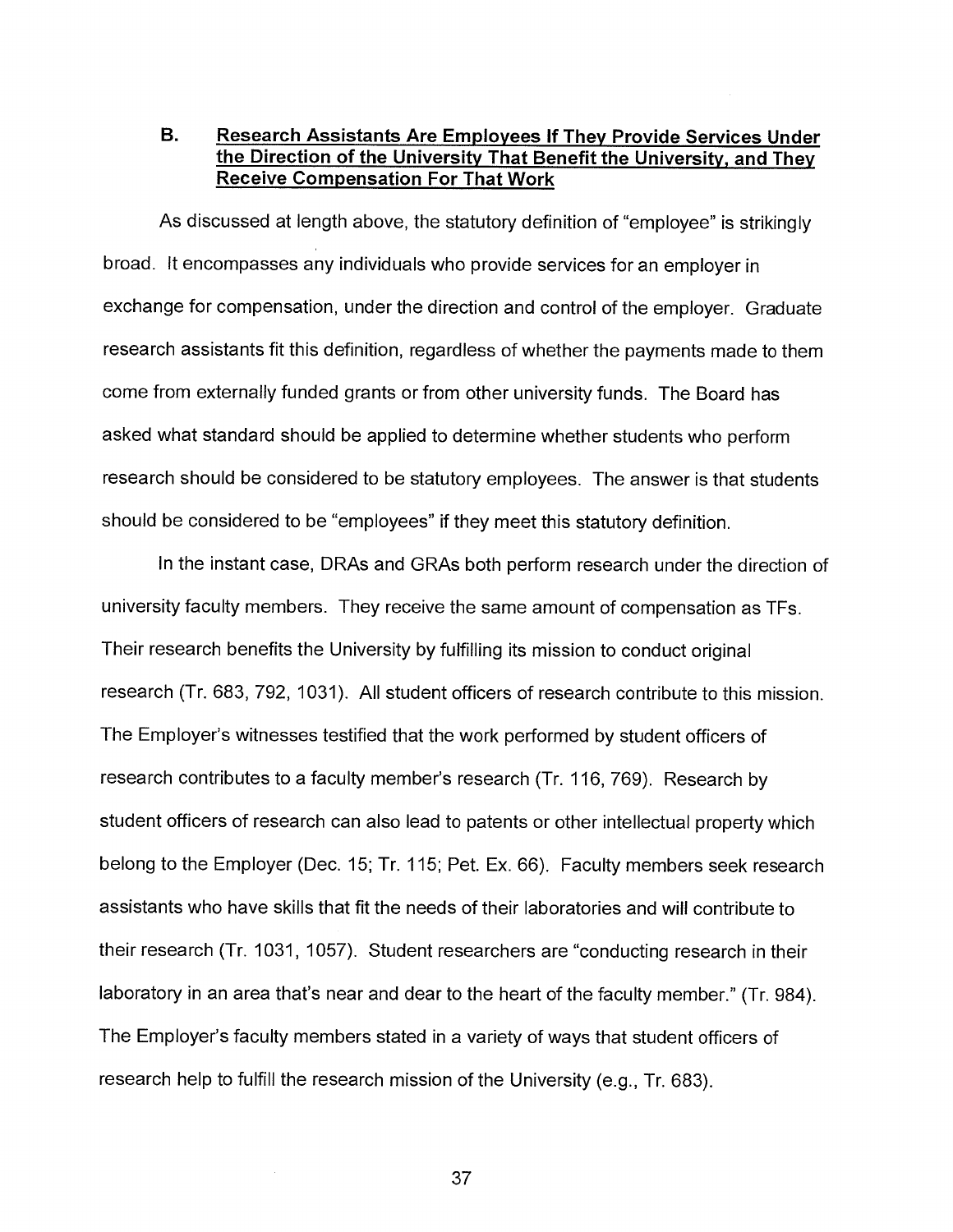### B. Research Assistants Are Employees If They Provide Services Under the Direction of the University That Benefit the University, and They Receive Compensation For That Work

As discussed at length above, the statutory definition of "employee" is strikingly broad. It encompasses any individuals who provide services for an employer in exchange for compensation, under the direction and control of the employer. Graduate research assistants fit this definition, regardless of whether the payments made to them come from externally funded grants or from other university funds. The Board has asked what standard should be applied to determine whether students who perform research should be considered to be statutory employees. The answer is that students should be considered to be "employees" if they meet this statutory definition.

In the instant case, DRAs and GRAs both perform research under the direction of university faculty members. They receive the same amount of compensation as TFs. Their research benefits the University by fulfilling its mission to conduct original research (Tr. 683, 792, 1031). All student officers of research contribute to this mission. The Employer's witnesses testified that the work performed by student officers of research contributes to a faculty member's research (Tr. 116, 769). Research by student officers of research can also lead to patents or other intellectual property which belong to the Employer (Dec. 15; Tr. 115; Pet. Ex. 66). Faculty members seek research assistants who have skills that fit the needs of their laboratories and will contribute to their research (Tr. 1031, 1057). Student researchers are "conducting research in their laboratory in an area that's near and dear to the heart of the faculty member." (Tr. 984). The Employer's faculty members stated in a variety of ways that student officers of research help to fulfill the research mission of the University (e.g., Tr. 683).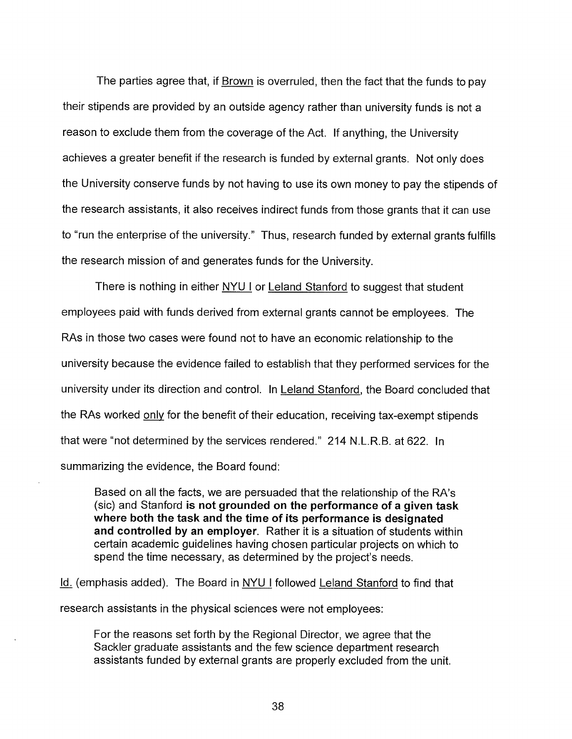The parties agree that, if Brown is overruled, then the fact that the funds to pay their stipends are provided by an outside agency rather than university funds is not a reason to exclude them from the coverage of the Act. If anything, the University achieves a greater benefit if the research is funded by external grants. Not only does the University conserve funds by not having to use its own money to pay the stipends of the research assistants, it also receives indirect funds from those grants that it can use to "run the enterprise of the university." Thus, research funded by external grants fulfills the research mission of and generates funds for the University.

There is nothing in either NYU I or Leland Stanford to suggest that student employees paid with funds derived from external grants cannot be employees. The RAs in those two cases were found not to have an economic relationship to the university because the evidence failed to establish that they performed services for the university under its direction and control. In Leland Stanford, the Board concluded that the RAs worked only for the benefit of their education, receiving tax-exempt stipends that were "not determined by the services rendered." 214 N.L.R.B. at 622. In summarizing the evidence, the Board found:

> Based on all the facts, we are persuaded that the relationship of the RA's (sic) and Stanford **is not grounded on the performance of a given task where both the task and the time of its performance is designated and controlled by an employer**. Rather it is a situation of students within certain academic guidelines having chosen particular projects on which to spend the time necessary, as determined by the project's needs.

Id. (emphasis added). The Board in NYU I followed Leland Stanford to find that research assistants in the physical sciences were not employees:

> For the reasons set forth by the Regional Director, we agree that the Sackler graduate assistants and the few science department research assistants funded by external grants are properly excluded from the unit.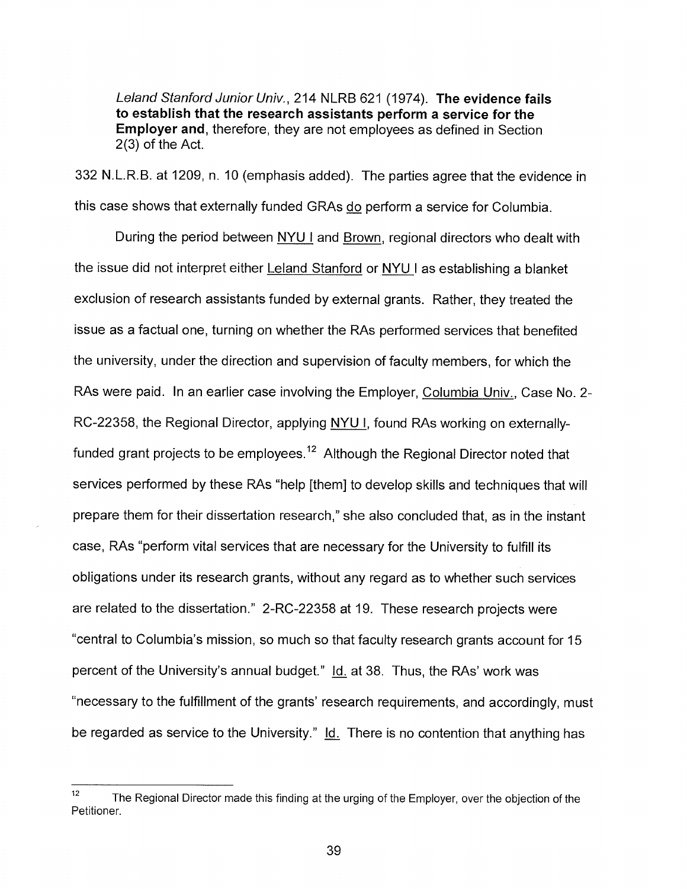> *Leland Stanford Junior Univ.*, 214 NLRB 621 (1974). **The evidence fails to establish that the research assistants perform a service for the Employer and**, therefore, they are not employees as defined in Section 2(3) of the Act.

332 N.L.R.B. at 1209, n. 10 (emphasis added). The parties agree that the evidence in this case shows that externally funded GRAs <u>do</u> perform a service for Columbia.

During the period between <u>NYU I</u> and <u>Brown</u>, regional directors who dealt with the issue did not interpret either <u>Leland Stanford</u> or <u>NYU I</u> as establishing a blanket exclusion of research assistants funded by external grants. Rather, they treated the issue as a factual one, turning on whether the RAs performed services that benefited the university, under the direction and supervision of faculty members, for which the RAs were paid. In an earlier case involving the Employer, <u>Columbia Univ.</u>, Case No. 2-RC-22358, the Regional Director, applying <u>NYU I</u>, found RAs working on externally-funded grant projects to be employees.[12] Although the Regional Director noted that services performed by these RAs "help [them] to develop skills and techniques that will prepare them for their dissertation research," she also concluded that, as in the instant case, RAs "perform vital services that are necessary for the University to fulfill its obligations under its research grants, without any regard as to whether such services are related to the dissertation." 2-RC-22358 at 19. These research projects were "central to Columbia's mission, so much so that faculty research grants account for 15 percent of the University's annual budget." <u>Id.</u> at 38. Thus, the RAs' work was "necessary to the fulfillment of the grants' research requirements, and accordingly, must be regarded as service to the University." <u>Id.</u> There is no contention that anything has

---

[12] The Regional Director made this finding at the urging of the Employer, over the objection of the Petitioner.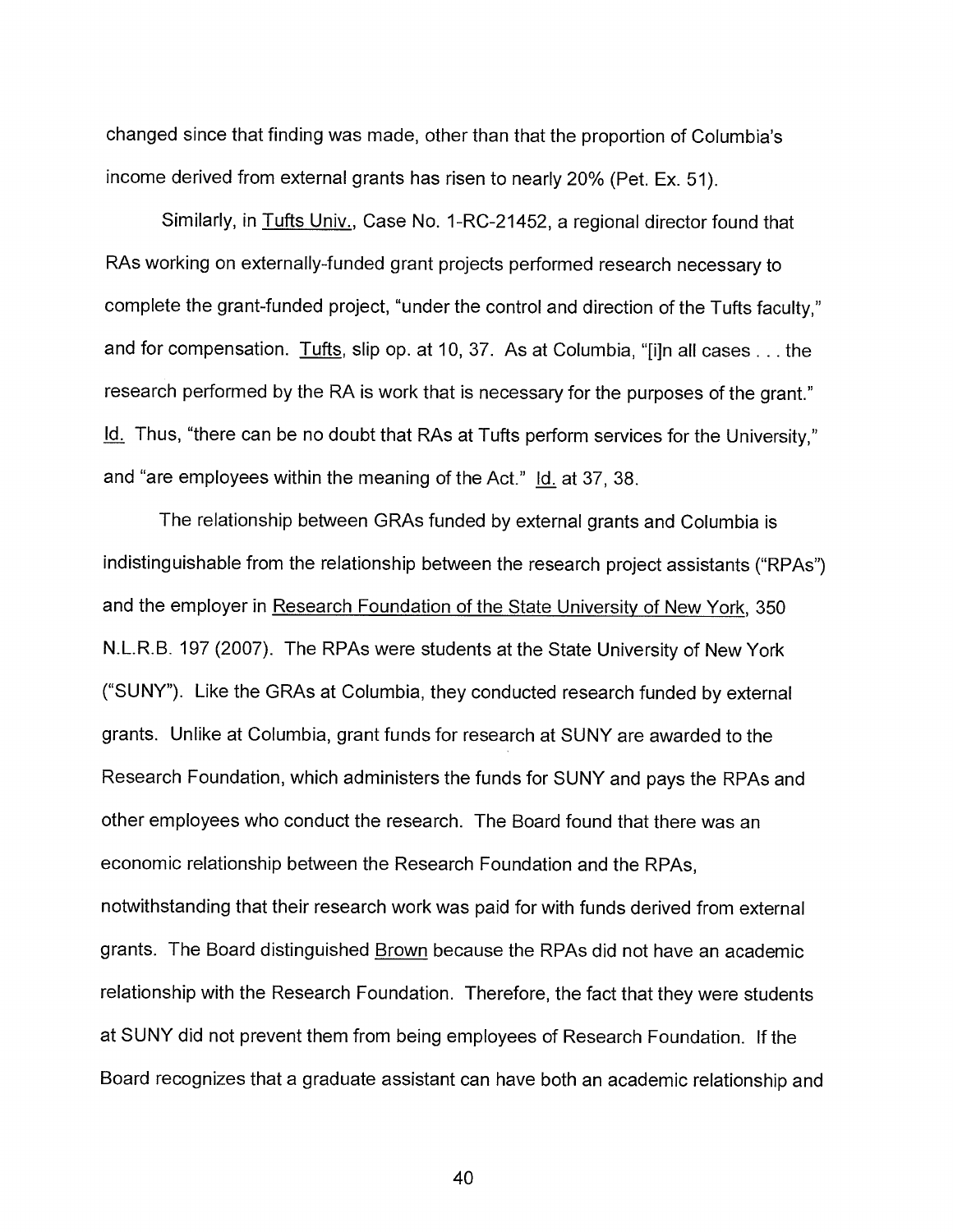changed since that finding was made, other than that the proportion of Columbia's income derived from external grants has risen to nearly 20% (Pet. Ex. 51).

Similarly, in Tufts Univ., Case No. 1-RC-21452, a regional director found that RAs working on externally-funded grant projects performed research necessary to complete the grant-funded project, "under the control and direction of the Tufts faculty," and for compensation. Tufts, slip op. at 10, 37. As at Columbia, "[i]n all cases . . . the research performed by the RA is work that is necessary for the purposes of the grant." Id. Thus, "there can be no doubt that RAs at Tufts perform services for the University," and "are employees within the meaning of the Act." Id. at 37, 38.

The relationship between GRAs funded by external grants and Columbia is indistinguishable from the relationship between the research project assistants ("RPAs") and the employer in Research Foundation of the State University of New York, 350 N.L.R.B. 197 (2007). The RPAs were students at the State University of New York ("SUNY"). Like the GRAs at Columbia, they conducted research funded by external grants. Unlike at Columbia, grant funds for research at SUNY are awarded to the Research Foundation, which administers the funds for SUNY and pays the RPAs and other employees who conduct the research. The Board found that there was an economic relationship between the Research Foundation and the RPAs, notwithstanding that their research work was paid for with funds derived from external grants. The Board distinguished Brown because the RPAs did not have an academic relationship with the Research Foundation. Therefore, the fact that they were students at SUNY did not prevent them from being employees of Research Foundation. If the Board recognizes that a graduate assistant can have both an academic relationship and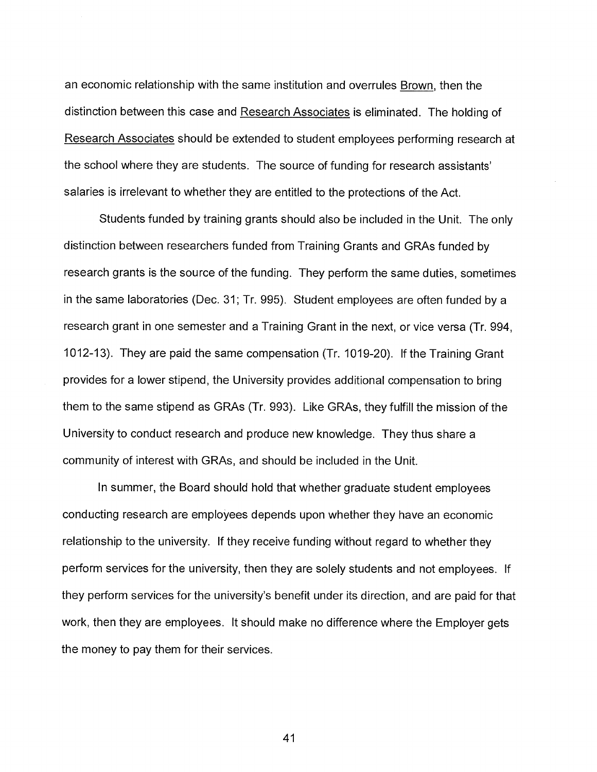an economic relationship with the same institution and overrules Brown, then the distinction between this case and Research Associates is eliminated. The holding of Research Associates should be extended to student employees performing research at the school where they are students. The source of funding for research assistants' salaries is irrelevant to whether they are entitled to the protections of the Act.

Students funded by training grants should also be included in the Unit. The only distinction between researchers funded from Training Grants and GRAs funded by research grants is the source of the funding. They perform the same duties, sometimes in the same laboratories (Dec. 31; Tr. 995). Student employees are often funded by a research grant in one semester and a Training Grant in the next, or vice versa (Tr. 994, 1012-13). They are paid the same compensation (Tr. 1019-20). If the Training Grant provides for a lower stipend, the University provides additional compensation to bring them to the same stipend as GRAs (Tr. 993). Like GRAs, they fulfill the mission of the University to conduct research and produce new knowledge. They thus share a community of interest with GRAs, and should be included in the Unit.

In summer, the Board should hold that whether graduate student employees conducting research are employees depends upon whether they have an economic relationship to the university. If they receive funding without regard to whether they perform services for the university, then they are solely students and not employees. If they perform services for the university's benefit under its direction, and are paid for that work, then they are employees. It should make no difference where the Employer gets the money to pay them for their services.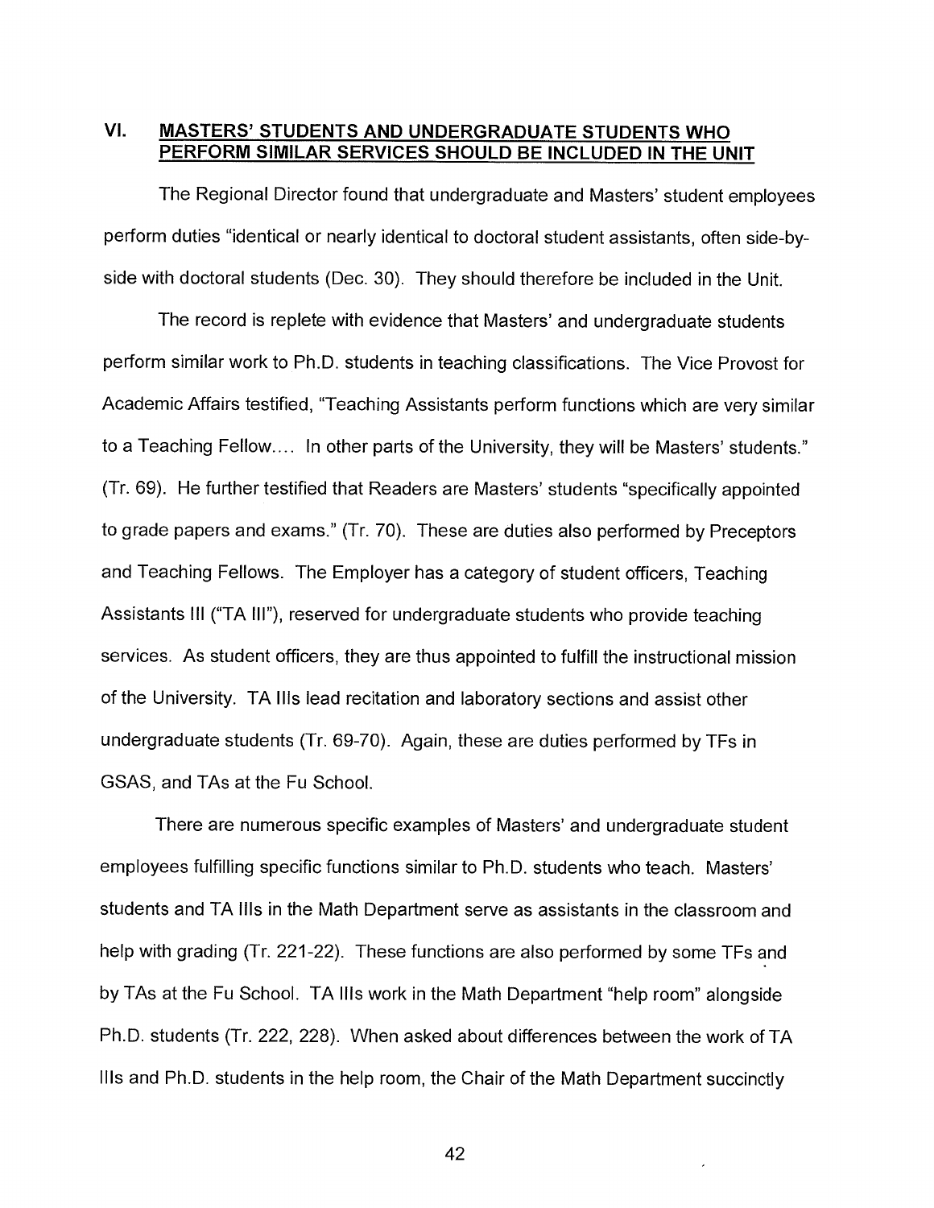## VI. MASTERS' STUDENTS AND UNDERGRADUATE STUDENTS WHO PERFORM SIMILAR SERVICES SHOULD BE INCLUDED IN THE UNIT

The Regional Director found that undergraduate and Masters' student employees perform duties "identical or nearly identical to doctoral student assistants, often side-by-side with doctoral students (Dec. 30). They should therefore be included in the Unit.

The record is replete with evidence that Masters' and undergraduate students perform similar work to Ph.D. students in teaching classifications. The Vice Provost for Academic Affairs testified, "Teaching Assistants perform functions which are very similar to a Teaching Fellow.... In other parts of the University, they will be Masters' students." (Tr. 69). He further testified that Readers are Masters' students "specifically appointed to grade papers and exams." (Tr. 70). These are duties also performed by Preceptors and Teaching Fellows. The Employer has a category of student officers, Teaching Assistants III ("TA III"), reserved for undergraduate students who provide teaching services. As student officers, they are thus appointed to fulfill the instructional mission of the University. TA IIIs lead recitation and laboratory sections and assist other undergraduate students (Tr. 69-70). Again, these are duties performed by TFs in GSAS, and TAs at the Fu School.

There are numerous specific examples of Masters' and undergraduate student employees fulfilling specific functions similar to Ph.D. students who teach. Masters' students and TA IIIs in the Math Department serve as assistants in the classroom and help with grading (Tr. 221-22). These functions are also performed by some TFs and by TAs at the Fu School. TA IIIs work in the Math Department "help room" alongside Ph.D. students (Tr. 222, 228). When asked about differences between the work of TA IIIs and Ph.D. students in the help room, the Chair of the Math Department succinctly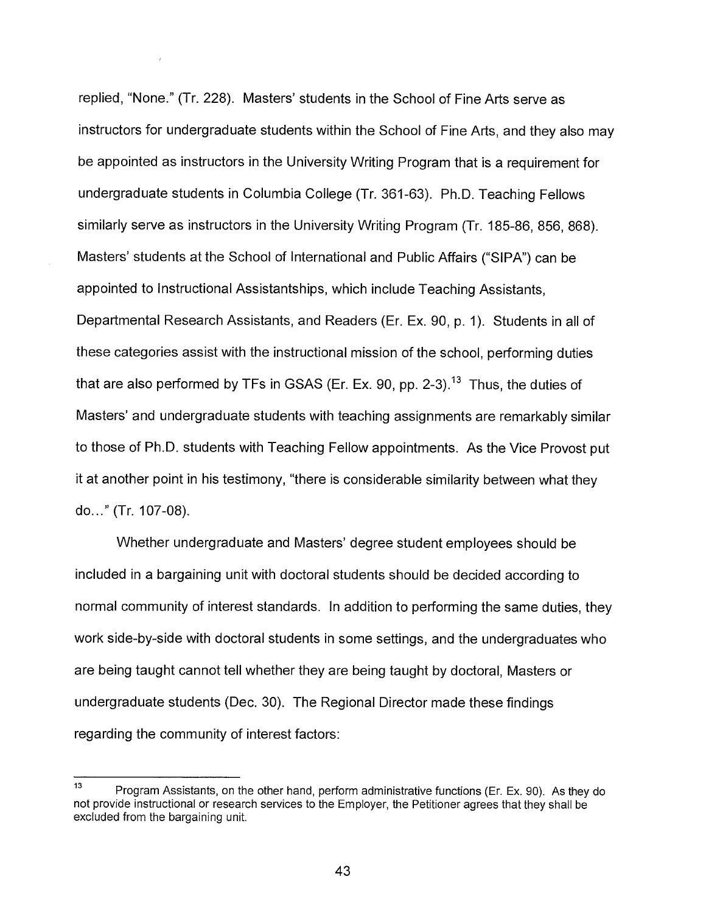replied, "None." (Tr. 228). Masters' students in the School of Fine Arts serve as instructors for undergraduate students within the School of Fine Arts, and they also may be appointed as instructors in the University Writing Program that is a requirement for undergraduate students in Columbia College (Tr. 361-63). Ph.D. Teaching Fellows similarly serve as instructors in the University Writing Program (Tr. 185-86, 856, 868). Masters' students at the School of International and Public Affairs ("SIPA") can be appointed to Instructional Assistantships, which include Teaching Assistants, Departmental Research Assistants, and Readers (Er. Ex. 90, p. 1). Students in all of these categories assist with the instructional mission of the school, performing duties that are also performed by TFs in GSAS (Er. Ex. 90, pp. 2-3).[13] Thus, the duties of Masters' and undergraduate students with teaching assignments are remarkably similar to those of Ph.D. students with Teaching Fellow appointments. As the Vice Provost put it at another point in his testimony, "there is considerable similarity between what they do…" (Tr. 107-08).

Whether undergraduate and Masters' degree student employees should be included in a bargaining unit with doctoral students should be decided according to normal community of interest standards. In addition to performing the same duties, they work side-by-side with doctoral students in some settings, and the undergraduates who are being taught cannot tell whether they are being taught by doctoral, Masters or undergraduate students (Dec. 30). The Regional Director made these findings regarding the community of interest factors:

---

[13] Program Assistants, on the other hand, perform administrative functions (Er. Ex. 90). As they do not provide instructional or research services to the Employer, the Petitioner agrees that they shall be excluded from the bargaining unit.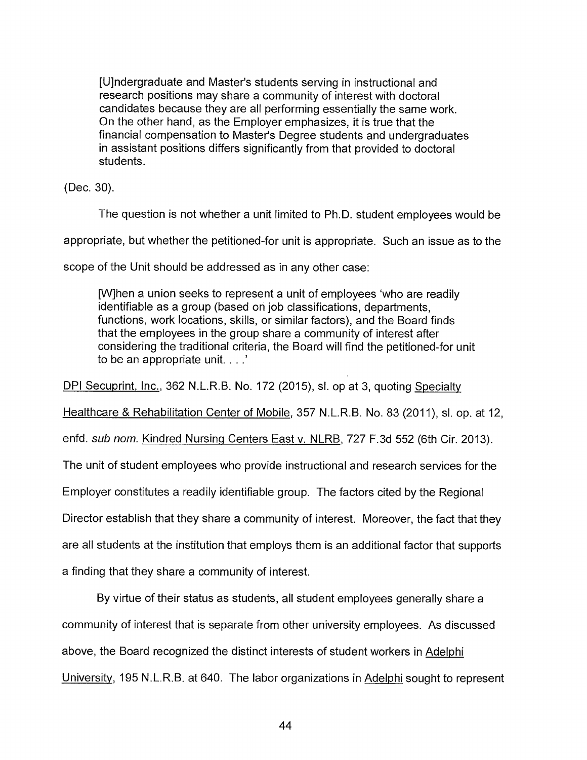> [U]ndergraduate and Master's students serving in instructional and research positions may share a community of interest with doctoral candidates because they are all performing essentially the same work. On the other hand, as the Employer emphasizes, it is true that the financial compensation to Master's Degree students and undergraduates in assistant positions differs significantly from that provided to doctoral students.

(Dec. 30).

The question is not whether a unit limited to Ph.D. student employees would be appropriate, but whether the petitioned-for unit is appropriate. Such an issue as to the scope of the Unit should be addressed as in any other case:

> [W]hen a union seeks to represent a unit of employees 'who are readily identifiable as a group (based on job classifications, departments, functions, work locations, skills, or similar factors), and the Board finds that the employees in the group share a community of interest after considering the traditional criteria, the Board will find the petitioned-for unit to be an appropriate unit. . . .'

<u>DPI Secuprint, Inc.</u>, 362 N.L.R.B. No. 172 (2015), sl. op at 3, quoting <u>Specialty Healthcare & Rehabilitation Center of Mobile</u>, 357 N.L.R.B. No. 83 (2011), sl. op. at 12, enfd. *sub nom.* <u>Kindred Nursing Centers East v. NLRB</u>, 727 F.3d 552 (6th Cir. 2013). The unit of student employees who provide instructional and research services for the Employer constitutes a readily identifiable group. The factors cited by the Regional Director establish that they share a community of interest. Moreover, the fact that they are all students at the institution that employs them is an additional factor that supports a finding that they share a community of interest.

By virtue of their status as students, all student employees generally share a community of interest that is separate from other university employees. As discussed above, the Board recognized the distinct interests of student workers in <u>Adelphi University</u>, 195 N.L.R.B. at 640. The labor organizations in <u>Adelphi</u> sought to represent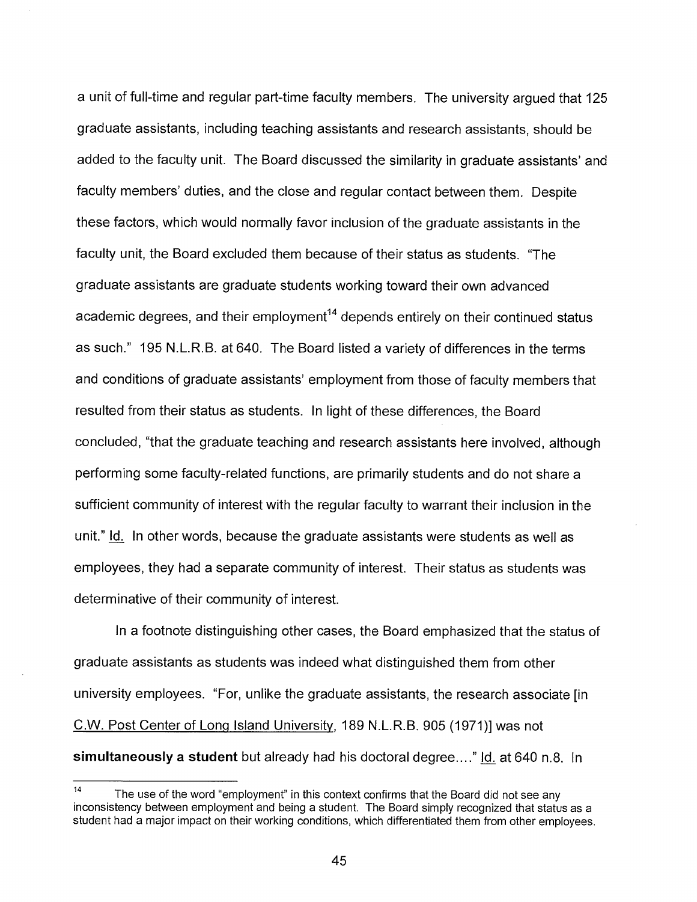a unit of full-time and regular part-time faculty members. The university argued that 125 graduate assistants, including teaching assistants and research assistants, should be added to the faculty unit. The Board discussed the similarity in graduate assistants' and faculty members' duties, and the close and regular contact between them. Despite these factors, which would normally favor inclusion of the graduate assistants in the faculty unit, the Board excluded them because of their status as students. "The graduate assistants are graduate students working toward their own advanced academic degrees, and their employment[14] depends entirely on their continued status as such." 195 N.L.R.B. at 640. The Board listed a variety of differences in the terms and conditions of graduate assistants' employment from those of faculty members that resulted from their status as students. In light of these differences, the Board concluded, "that the graduate teaching and research assistants here involved, although performing some faculty-related functions, are primarily students and do not share a sufficient community of interest with the regular faculty to warrant their inclusion in the unit." Id. In other words, because the graduate assistants were students as well as employees, they had a separate community of interest. Their status as students was determinative of their community of interest.

In a footnote distinguishing other cases, the Board emphasized that the status of graduate assistants as students was indeed what distinguished them from other university employees. "For, unlike the graduate assistants, the research associate [in C.W. Post Center of Long Island University, 189 N.L.R.B. 905 (1971)] was not **simultaneously a student** but already had his doctoral degree...." Id. at 640 n.8. In

---

[14] The use of the word "employment" in this context confirms that the Board did not see any inconsistency between employment and being a student. The Board simply recognized that status as a student had a major impact on their working conditions, which differentiated them from other employees.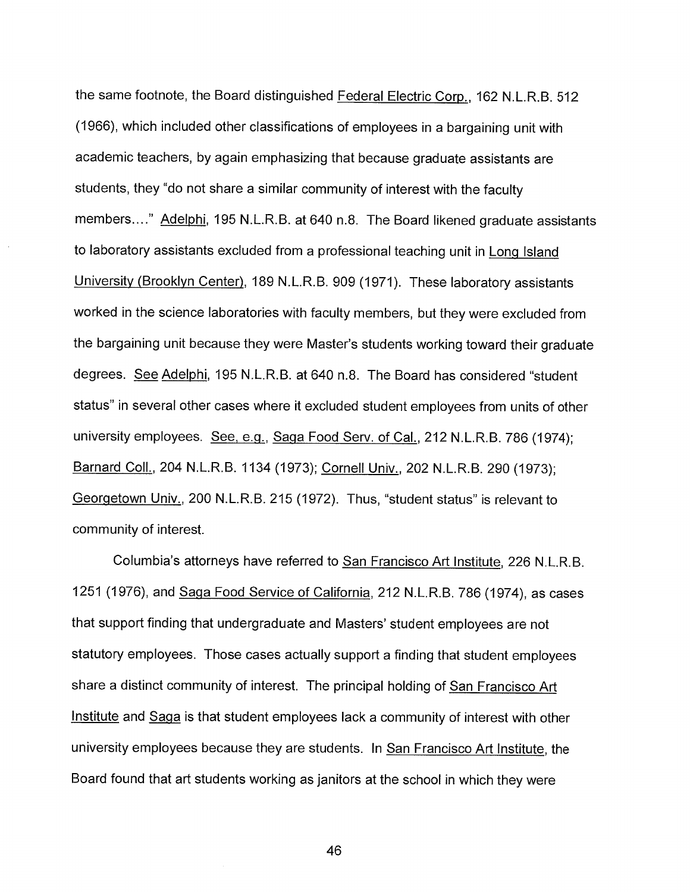the same footnote, the Board distinguished Federal Electric Corp., 162 N.L.R.B. 512 (1966), which included other classifications of employees in a bargaining unit with academic teachers, by again emphasizing that because graduate assistants are students, they "do not share a similar community of interest with the faculty members...." Adelphi, 195 N.L.R.B. at 640 n.8. The Board likened graduate assistants to laboratory assistants excluded from a professional teaching unit in Long Island University (Brooklyn Center), 189 N.L.R.B. 909 (1971). These laboratory assistants worked in the science laboratories with faculty members, but they were excluded from the bargaining unit because they were Master's students working toward their graduate degrees. See Adelphi, 195 N.L.R.B. at 640 n.8. The Board has considered "student status" in several other cases where it excluded student employees from units of other university employees. See, e.g., Saga Food Serv. of Cal., 212 N.L.R.B. 786 (1974); Barnard Coll., 204 N.L.R.B. 1134 (1973); Cornell Univ., 202 N.L.R.B. 290 (1973); Georgetown Univ., 200 N.L.R.B. 215 (1972). Thus, "student status" is relevant to community of interest.

Columbia's attorneys have referred to San Francisco Art Institute, 226 N.L.R.B. 1251 (1976), and Saga Food Service of California, 212 N.L.R.B. 786 (1974), as cases that support finding that undergraduate and Masters' student employees are not statutory employees. Those cases actually support a finding that student employees share a distinct community of interest. The principal holding of San Francisco Art Institute and Saga is that student employees lack a community of interest with other university employees because they are students. In San Francisco Art Institute, the Board found that art students working as janitors at the school in which they were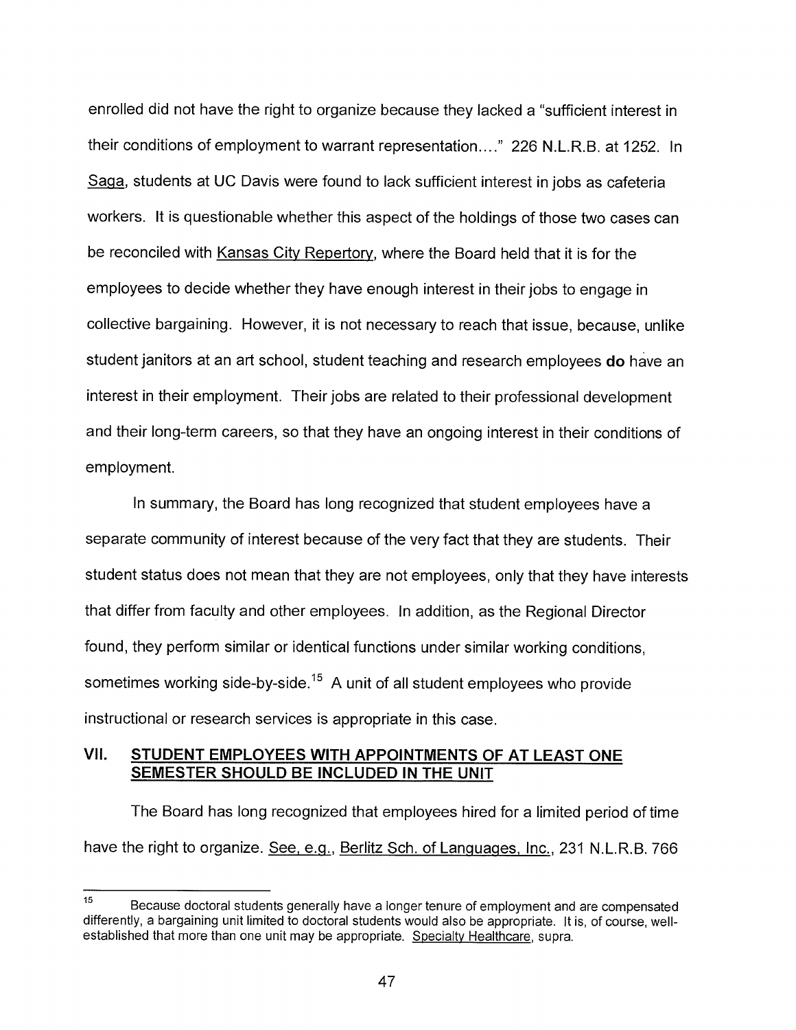enrolled did not have the right to organize because they lacked a "sufficient interest in their conditions of employment to warrant representation…." 226 N.L.R.B. at 1252. In Saga, students at UC Davis were found to lack sufficient interest in jobs as cafeteria workers. It is questionable whether this aspect of the holdings of those two cases can be reconciled with Kansas City Repertory, where the Board held that it is for the employees to decide whether they have enough interest in their jobs to engage in collective bargaining. However, it is not necessary to reach that issue, because, unlike student janitors at an art school, student teaching and research employees **do** have an interest in their employment. Their jobs are related to their professional development and their long-term careers, so that they have an ongoing interest in their conditions of employment.

In summary, the Board has long recognized that student employees have a separate community of interest because of the very fact that they are students. Their student status does not mean that they are not employees, only that they have interests that differ from faculty and other employees. In addition, as the Regional Director found, they perform similar or identical functions under similar working conditions, sometimes working side-by-side.[15] A unit of all student employees who provide instructional or research services is appropriate in this case.

## VII. STUDENT EMPLOYEES WITH APPOINTMENTS OF AT LEAST ONE SEMESTER SHOULD BE INCLUDED IN THE UNIT

The Board has long recognized that employees hired for a limited period of time have the right to organize. See, e.g., Berlitz Sch. of Languages, Inc., 231 N.L.R.B. 766

---

[15] Because doctoral students generally have a longer tenure of employment and are compensated differently, a bargaining unit limited to doctoral students would also be appropriate. It is, of course, well-established that more than one unit may be appropriate. Specialty Healthcare, supra.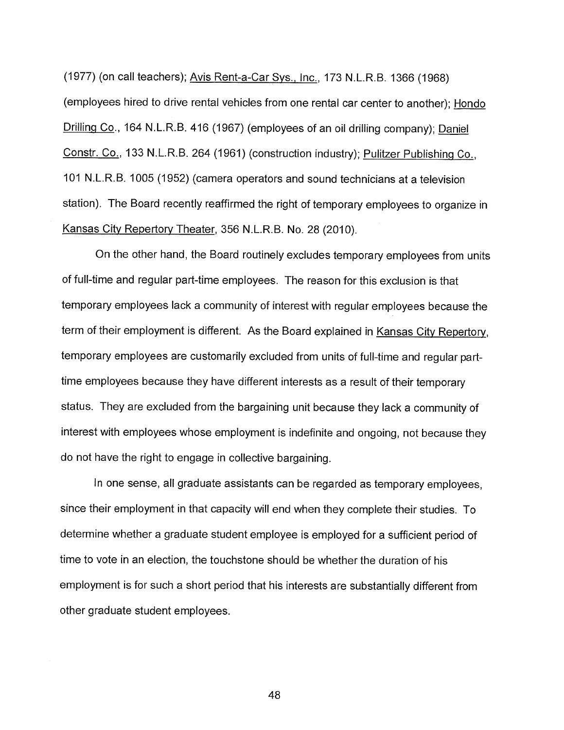(1977) (on call teachers); Avis Rent-a-Car Sys., Inc., 173 N.L.R.B. 1366 (1968) (employees hired to drive rental vehicles from one rental car center to another); Hondo Drilling Co., 164 N.L.R.B. 416 (1967) (employees of an oil drilling company); Daniel Constr. Co., 133 N.L.R.B. 264 (1961) (construction industry); Pulitzer Publishing Co., 101 N.L.R.B. 1005 (1952) (camera operators and sound technicians at a television station). The Board recently reaffirmed the right of temporary employees to organize in Kansas City Repertory Theater, 356 N.L.R.B. No. 28 (2010).

On the other hand, the Board routinely excludes temporary employees from units of full-time and regular part-time employees. The reason for this exclusion is that temporary employees lack a community of interest with regular employees because the term of their employment is different. As the Board explained in Kansas City Repertory, temporary employees are customarily excluded from units of full-time and regular part-time employees because they have different interests as a result of their temporary status. They are excluded from the bargaining unit because they lack a community of interest with employees whose employment is indefinite and ongoing, not because they do not have the right to engage in collective bargaining.

In one sense, all graduate assistants can be regarded as temporary employees, since their employment in that capacity will end when they complete their studies. To determine whether a graduate student employee is employed for a sufficient period of time to vote in an election, the touchstone should be whether the duration of his employment is for such a short period that his interests are substantially different from other graduate student employees.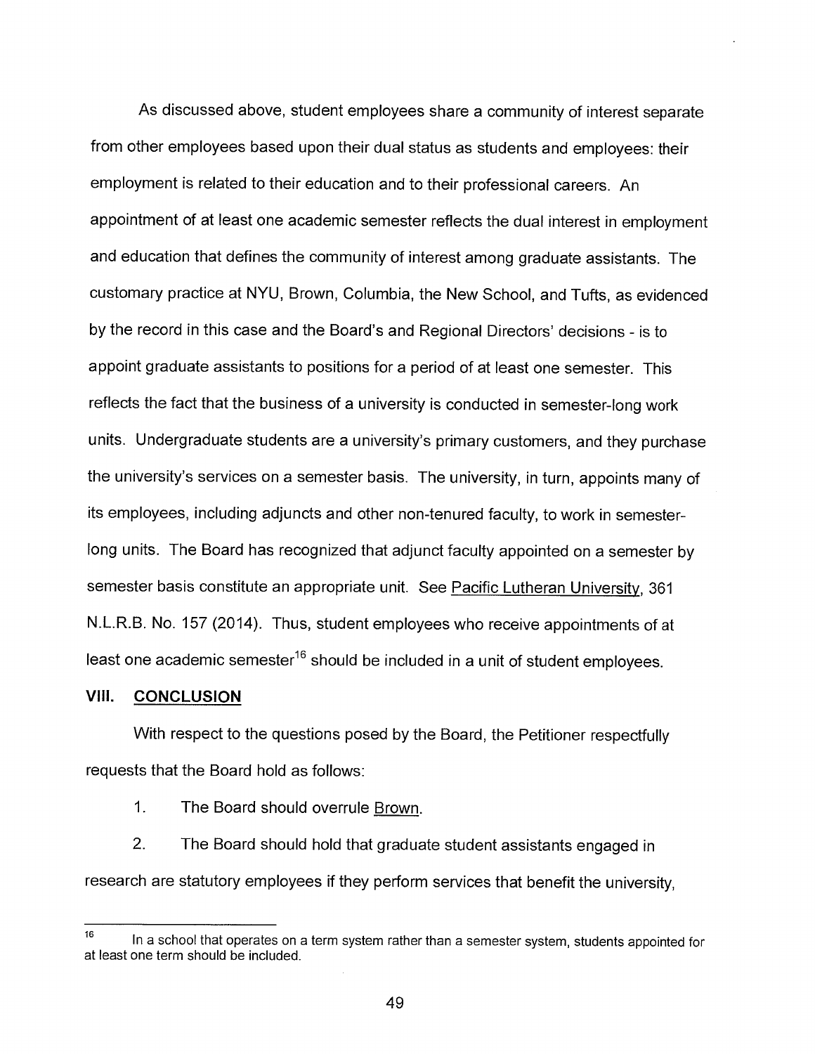As discussed above, student employees share a community of interest separate from other employees based upon their dual status as students and employees: their employment is related to their education and to their professional careers. An appointment of at least one academic semester reflects the dual interest in employment and education that defines the community of interest among graduate assistants. The customary practice at NYU, Brown, Columbia, the New School, and Tufts, as evidenced by the record in this case and the Board's and Regional Directors' decisions - is to appoint graduate assistants to positions for a period of at least one semester. This reflects the fact that the business of a university is conducted in semester-long work units. Undergraduate students are a university's primary customers, and they purchase the university's services on a semester basis. The university, in turn, appoints many of its employees, including adjuncts and other non-tenured faculty, to work in semester-long units. The Board has recognized that adjunct faculty appointed on a semester by semester basis constitute an appropriate unit. See Pacific Lutheran University, 361 N.L.R.B. No. 157 (2014). Thus, student employees who receive appointments of at least one academic semester[16] should be included in a unit of student employees.

## VIII. CONCLUSION

With respect to the questions posed by the Board, the Petitioner respectfully requests that the Board hold as follows:

1. The Board should overrule Brown.

2. The Board should hold that graduate student assistants engaged in research are statutory employees if they perform services that benefit the university,

---

[16] In a school that operates on a term system rather than a semester system, students appointed for at least one term should be included.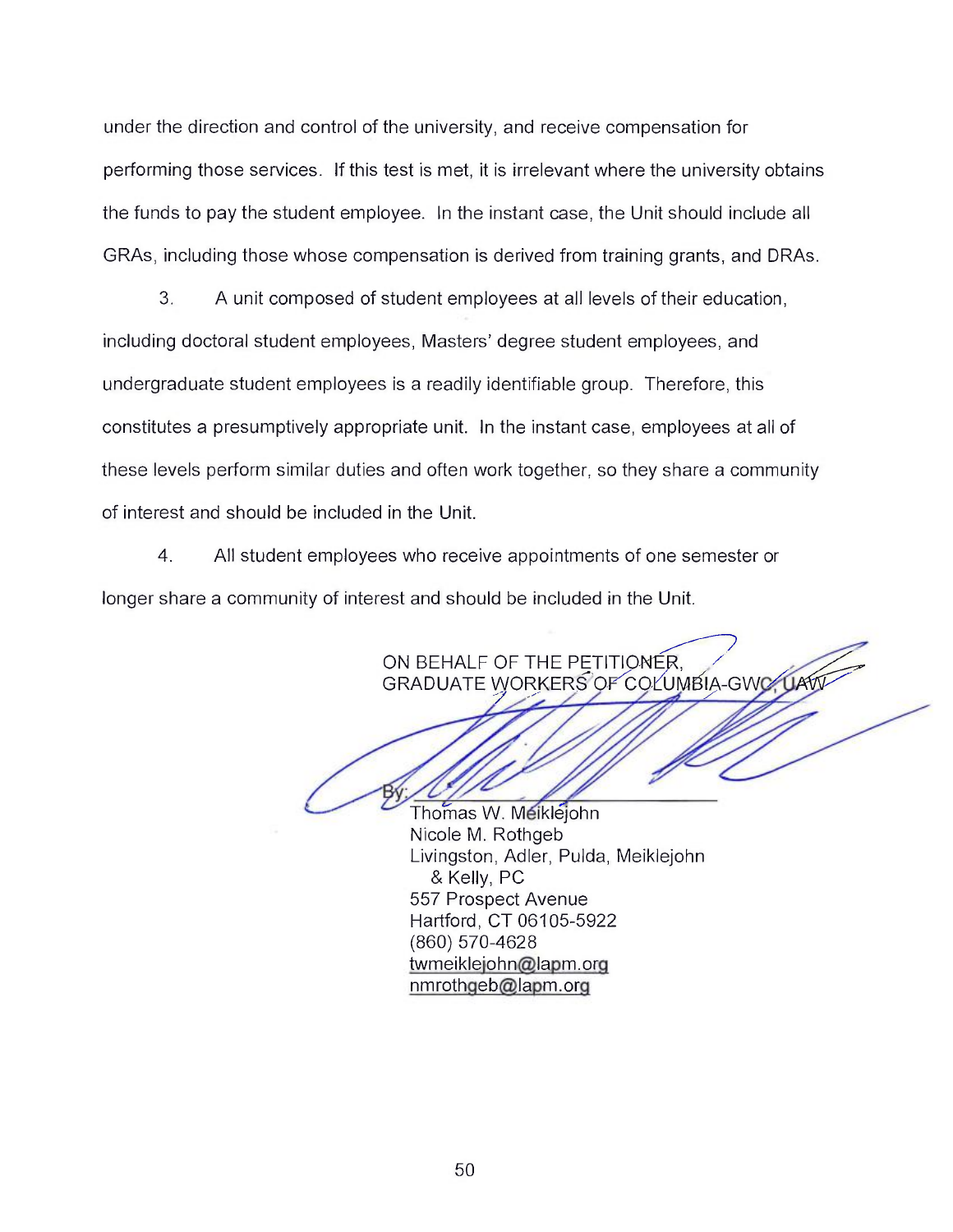under the direction and control of the university, and receive compensation for performing those services. If this test is met, it is irrelevant where the university obtains the funds to pay the student employee. In the instant case, the Unit should include all GRAs, including those whose compensation is derived from training grants, and DRAs.

3. A unit composed of student employees at all levels of their education, including doctoral student employees, Masters' degree student employees, and undergraduate student employees is a readily identifiable group. Therefore, this constitutes a presumptively appropriate unit. In the instant case, employees at all of these levels perform similar duties and often work together, so they share a community of interest and should be included in the Unit.

4. All student employees who receive appointments of one semester or longer share a community of interest and should be included in the Unit.

ON BEHALF OF THE PETITIONER,
GRADUATE WORKERS OF COLUMBIA-GWC, UAW

By: ______________________________
Thomas W. Meiklejohn
Nicole M. Rothgeb
Livingston, Adler, Pulda, Meiklejohn & Kelly, PC
557 Prospect Avenue
Hartford, CT 06105-5922
(860) 570-4628
twmeiklejohn@lapm.org
nmrothgeb@lapm.org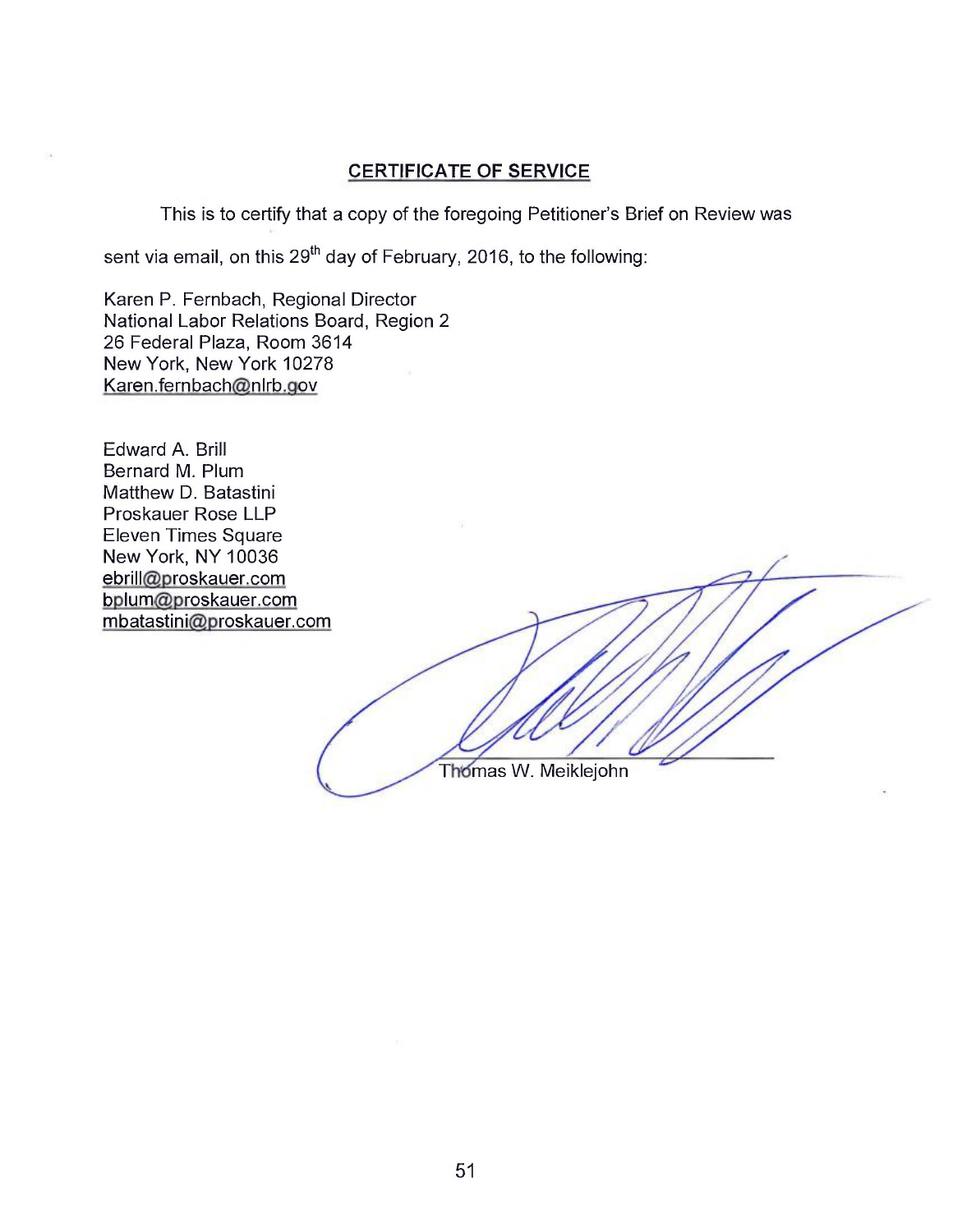## CERTIFICATE OF SERVICE

This is to certify that a copy of the foregoing Petitioner's Brief on Review was sent via email, on this 29th day of February, 2016, to the following:

Karen P. Fernbach, Regional Director
National Labor Relations Board, Region 2
26 Federal Plaza, Room 3614
New York, New York 10278
Karen.fernbach@nlrb.gov

Edward A. Brill
Bernard M. Plum
Matthew D. Batastini
Proskauer Rose LLP
Eleven Times Square
New York, NY 10036
ebrill@proskauer.com
bplum@proskauer.com
mbatastini@proskauer.com

Thomas W. Meiklejohn